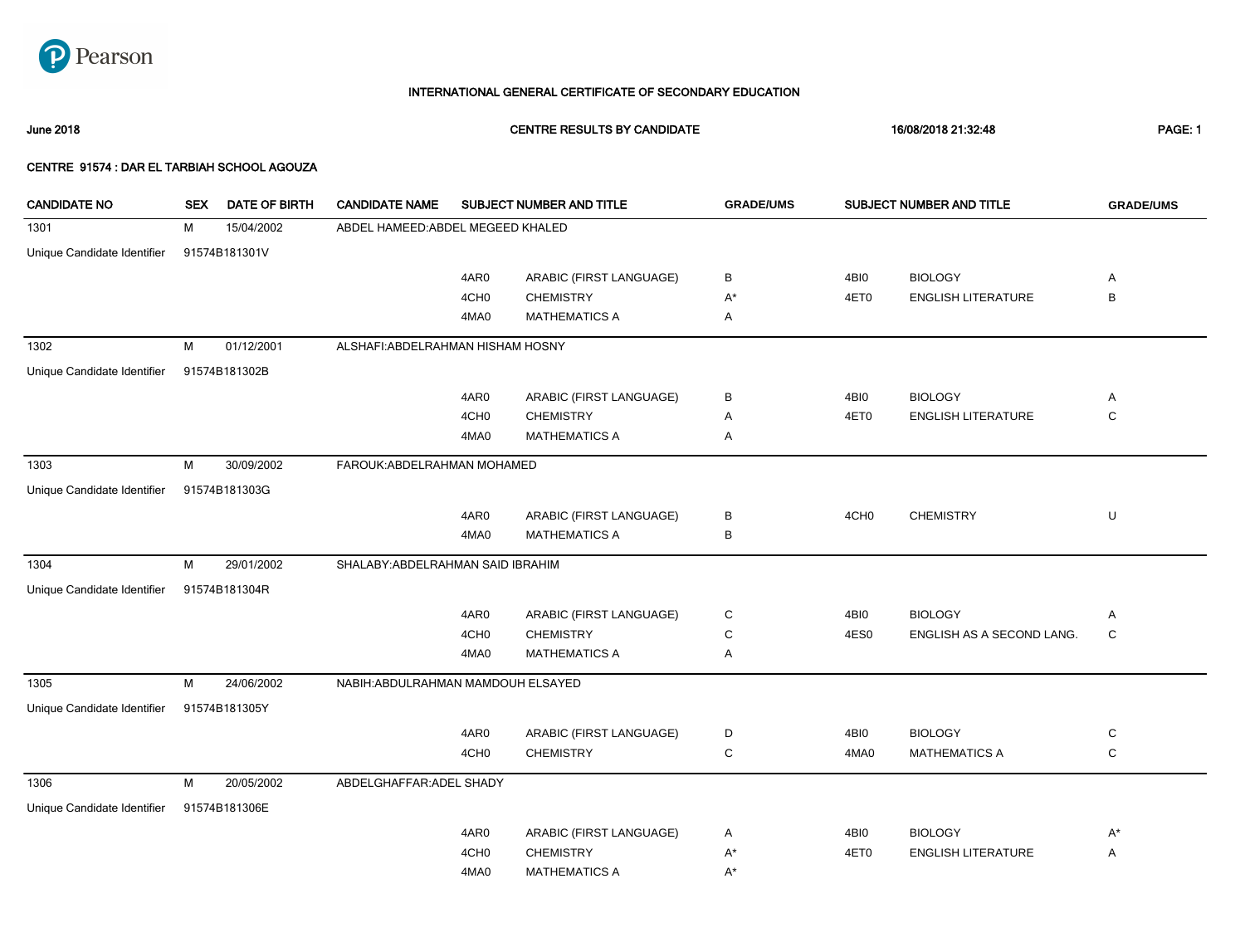# INTERNATIONAL GENERAL CERTIFICATE OF SECONDARY EDUCATION

**June 2018** | **CENTRE RESULTS BY CANDIDATE** | **16/08/2018 21:32:48** | **PAGE: 1**

**CENTRE 91574 : DAR EL TARBIAH SCHOOL AGOUZA**

| CANDIDATE NO | SEX | DATE OF BIRTH | CANDIDATE NAME | SUBJECT NUMBER AND TITLE | | GRADE/UMS | SUBJECT NUMBER AND TITLE | | GRADE/UMS |
|---|---|---|---|---|---|---|---|---|---|
| 1301 | M | 15/04/2002 | ABDEL HAMEED:ABDEL MEGEED KHALED | | | | | | |
| Unique Candidate Identifier | 91574B181301V | | | | | | | | |
| | | | | 4AR0 | ARABIC (FIRST LANGUAGE) | B | 4BI0 | BIOLOGY | A |
| | | | | 4CH0 | CHEMISTRY | A* | 4ET0 | ENGLISH LITERATURE | B |
| | | | | 4MA0 | MATHEMATICS A | A | | | |
| 1302 | M | 01/12/2001 | ALSHAFI:ABDELRAHMAN HISHAM HOSNY | | | | | | |
| Unique Candidate Identifier | 91574B181302B | | | | | | | | |
| | | | | 4AR0 | ARABIC (FIRST LANGUAGE) | B | 4BI0 | BIOLOGY | A |
| | | | | 4CH0 | CHEMISTRY | A | 4ET0 | ENGLISH LITERATURE | C |
| | | | | 4MA0 | MATHEMATICS A | A | | | |
| 1303 | M | 30/09/2002 | FAROUK:ABDELRAHMAN MOHAMED | | | | | | |
| Unique Candidate Identifier | 91574B181303G | | | | | | | | |
| | | | | 4AR0 | ARABIC (FIRST LANGUAGE) | B | 4CH0 | CHEMISTRY | U |
| | | | | 4MA0 | MATHEMATICS A | B | | | |
| 1304 | M | 29/01/2002 | SHALABY:ABDELRAHMAN SAID IBRAHIM | | | | | | |
| Unique Candidate Identifier | 91574B181304R | | | | | | | | |
| | | | | 4AR0 | ARABIC (FIRST LANGUAGE) | C | 4BI0 | BIOLOGY | A |
| | | | | 4CH0 | CHEMISTRY | C | 4ES0 | ENGLISH AS A SECOND LANG. | C |
| | | | | 4MA0 | MATHEMATICS A | A | | | |
| 1305 | M | 24/06/2002 | NABIH:ABDULRAHMAN MAMDOUH ELSAYED | | | | | | |
| Unique Candidate Identifier | 91574B181305Y | | | | | | | | |
| | | | | 4AR0 | ARABIC (FIRST LANGUAGE) | D | 4BI0 | BIOLOGY | C |
| | | | | 4CH0 | CHEMISTRY | C | 4MA0 | MATHEMATICS A | C |
| 1306 | M | 20/05/2002 | ABDELGHAFFAR:ADEL SHADY | | | | | | |
| Unique Candidate Identifier | 91574B181306E | | | | | | | | |
| | | | | 4AR0 | ARABIC (FIRST LANGUAGE) | A | 4BI0 | BIOLOGY | A* |
| | | | | 4CH0 | CHEMISTRY | A* | 4ET0 | ENGLISH LITERATURE | A |
| | | | | 4MA0 | MATHEMATICS A | A* | | | |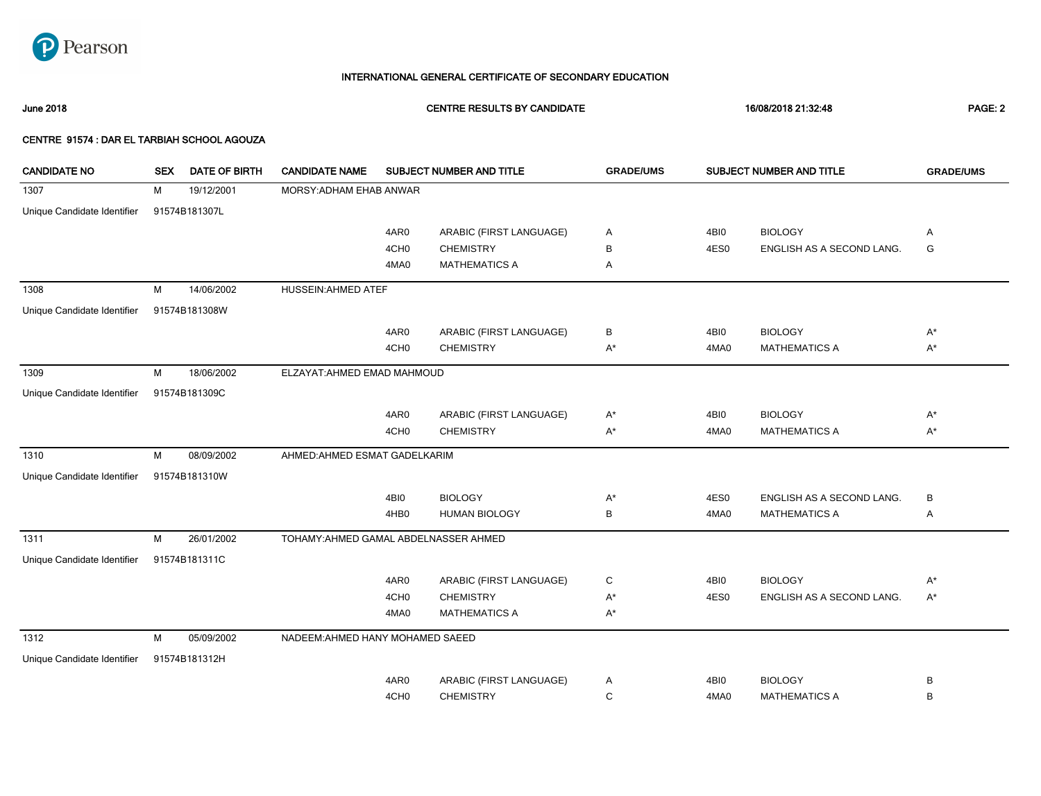Pearson

# INTERNATIONAL GENERAL CERTIFICATE OF SECONDARY EDUCATION

June 2018 — CENTRE RESULTS BY CANDIDATE — 16/08/2018 21:32:48

**CENTRE 91574 : DAR EL TARBIAH SCHOOL AGOUZA**

| CANDIDATE NO | SEX | DATE OF BIRTH | CANDIDATE NAME | SUBJECT NUMBER AND TITLE | | GRADE/UMS | SUBJECT NUMBER AND TITLE | | GRADE/UMS |
|---|---|---|---|---|---|---|---|---|---|
| 1307 | M | 19/12/2001 | MORSY:ADHAM EHAB ANWAR | | | | | | |
| Unique Candidate Identifier | 91574B181307L | | | | | | | | |
| | | | | 4AR0 | ARABIC (FIRST LANGUAGE) | A | 4BI0 | BIOLOGY | A |
| | | | | 4CH0 | CHEMISTRY | B | 4ES0 | ENGLISH AS A SECOND LANG. | G |
| | | | | 4MA0 | MATHEMATICS A | A | | | |
| 1308 | M | 14/06/2002 | HUSSEIN:AHMED ATEF | | | | | | |
| Unique Candidate Identifier | 91574B181308W | | | | | | | | |
| | | | | 4AR0 | ARABIC (FIRST LANGUAGE) | B | 4BI0 | BIOLOGY | A* |
| | | | | 4CH0 | CHEMISTRY | A* | 4MA0 | MATHEMATICS A | A* |
| 1309 | M | 18/06/2002 | ELZAYAT:AHMED EMAD MAHMOUD | | | | | | |
| Unique Candidate Identifier | 91574B181309C | | | | | | | | |
| | | | | 4AR0 | ARABIC (FIRST LANGUAGE) | A* | 4BI0 | BIOLOGY | A* |
| | | | | 4CH0 | CHEMISTRY | A* | 4MA0 | MATHEMATICS A | A* |
| 1310 | M | 08/09/2002 | AHMED:AHMED ESMAT GADELKARIM | | | | | | |
| Unique Candidate Identifier | 91574B181310W | | | | | | | | |
| | | | | 4BI0 | BIOLOGY | A* | 4ES0 | ENGLISH AS A SECOND LANG. | B |
| | | | | 4HB0 | HUMAN BIOLOGY | B | 4MA0 | MATHEMATICS A | A |
| 1311 | M | 26/01/2002 | TOHAMY:AHMED GAMAL ABDELNASSER AHMED | | | | | | |
| Unique Candidate Identifier | 91574B181311C | | | | | | | | |
| | | | | 4AR0 | ARABIC (FIRST LANGUAGE) | C | 4BI0 | BIOLOGY | A* |
| | | | | 4CH0 | CHEMISTRY | A* | 4ES0 | ENGLISH AS A SECOND LANG. | A* |
| | | | | 4MA0 | MATHEMATICS A | A* | | | |
| 1312 | M | 05/09/2002 | NADEEM:AHMED HANY MOHAMED SAEED | | | | | | |
| Unique Candidate Identifier | 91574B181312H | | | | | | | | |
| | | | | 4AR0 | ARABIC (FIRST LANGUAGE) | A | 4BI0 | BIOLOGY | B |
| | | | | 4CH0 | CHEMISTRY | C | 4MA0 | MATHEMATICS A | B |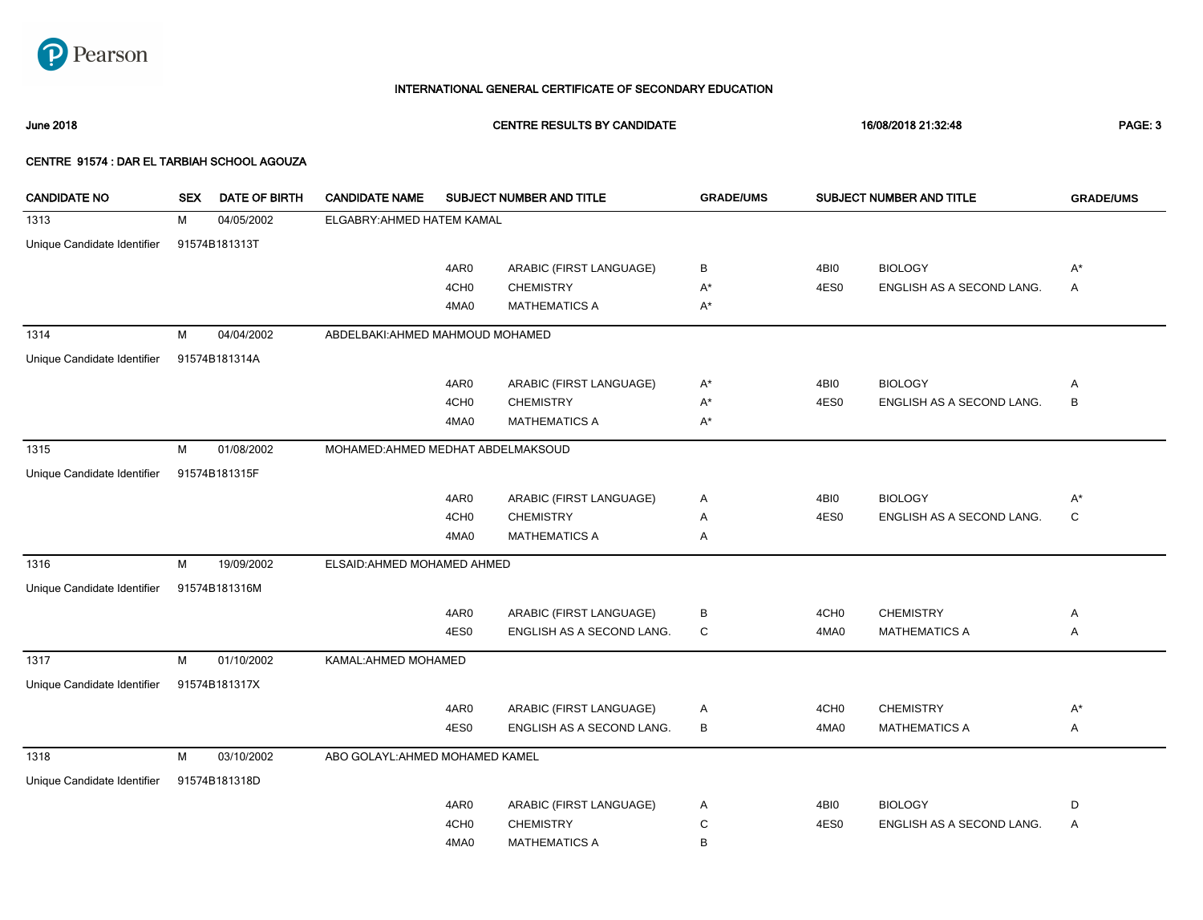# INTERNATIONAL GENERAL CERTIFICATE OF SECONDARY EDUCATION

**June 2018** | **CENTRE RESULTS BY CANDIDATE** | **16/08/2018 21:32:48**

**CENTRE 91574 : DAR EL TARBIAH SCHOOL AGOUZA**

| CANDIDATE NO | SEX | DATE OF BIRTH | CANDIDATE NAME | SUBJECT NUMBER AND TITLE | | GRADE/UMS | SUBJECT NUMBER AND TITLE | | GRADE/UMS |
|---|---|---|---|---|---|---|---|---|---|
| 1313 | M | 04/05/2002 | ELGABRY:AHMED HATEM KAMAL | | | | | | |
| Unique Candidate Identifier | 91574B181313T | | | | | | | | |
| | | | | 4AR0 | ARABIC (FIRST LANGUAGE) | B | 4BI0 | BIOLOGY | A* |
| | | | | 4CH0 | CHEMISTRY | A* | 4ES0 | ENGLISH AS A SECOND LANG. | A |
| | | | | 4MA0 | MATHEMATICS A | A* | | | |
| 1314 | M | 04/04/2002 | ABDELBAKI:AHMED MAHMOUD MOHAMED | | | | | | |
| Unique Candidate Identifier | 91574B181314A | | | | | | | | |
| | | | | 4AR0 | ARABIC (FIRST LANGUAGE) | A* | 4BI0 | BIOLOGY | A |
| | | | | 4CH0 | CHEMISTRY | A* | 4ES0 | ENGLISH AS A SECOND LANG. | B |
| | | | | 4MA0 | MATHEMATICS A | A* | | | |
| 1315 | M | 01/08/2002 | MOHAMED:AHMED MEDHAT ABDELMAKSOUD | | | | | | |
| Unique Candidate Identifier | 91574B181315F | | | | | | | | |
| | | | | 4AR0 | ARABIC (FIRST LANGUAGE) | A | 4BI0 | BIOLOGY | A* |
| | | | | 4CH0 | CHEMISTRY | A | 4ES0 | ENGLISH AS A SECOND LANG. | C |
| | | | | 4MA0 | MATHEMATICS A | A | | | |
| 1316 | M | 19/09/2002 | ELSAID:AHMED MOHAMED AHMED | | | | | | |
| Unique Candidate Identifier | 91574B181316M | | | | | | | | |
| | | | | 4AR0 | ARABIC (FIRST LANGUAGE) | B | 4CH0 | CHEMISTRY | A |
| | | | | 4ES0 | ENGLISH AS A SECOND LANG. | C | 4MA0 | MATHEMATICS A | A |
| 1317 | M | 01/10/2002 | KAMAL:AHMED MOHAMED | | | | | | |
| Unique Candidate Identifier | 91574B181317X | | | | | | | | |
| | | | | 4AR0 | ARABIC (FIRST LANGUAGE) | A | 4CH0 | CHEMISTRY | A* |
| | | | | 4ES0 | ENGLISH AS A SECOND LANG. | B | 4MA0 | MATHEMATICS A | A |
| 1318 | M | 03/10/2002 | ABO GOLAYL:AHMED MOHAMED KAMEL | | | | | | |
| Unique Candidate Identifier | 91574B181318D | | | | | | | | |
| | | | | 4AR0 | ARABIC (FIRST LANGUAGE) | A | 4BI0 | BIOLOGY | D |
| | | | | 4CH0 | CHEMISTRY | C | 4ES0 | ENGLISH AS A SECOND LANG. | A |
| | | | | 4MA0 | MATHEMATICS A | B | | | |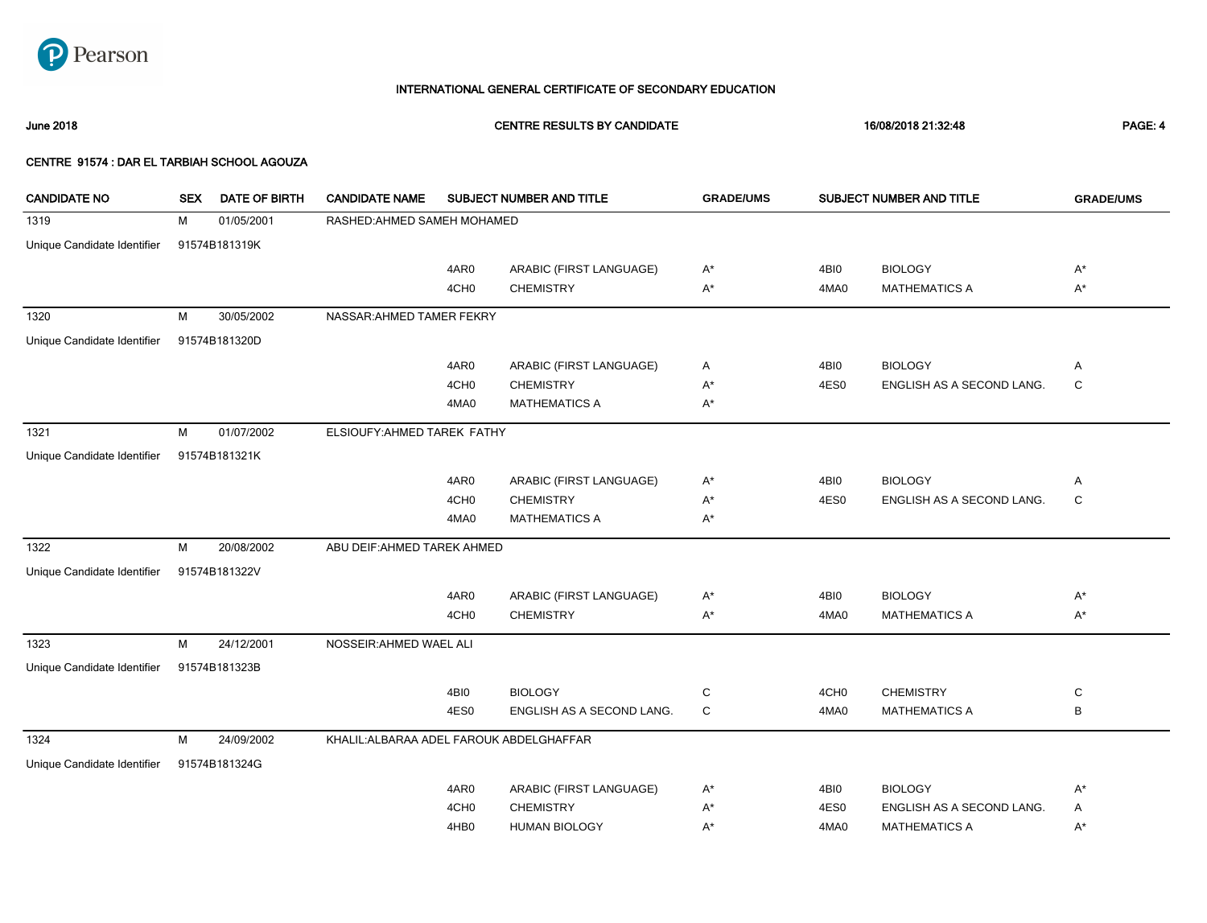**INTERNATIONAL GENERAL CERTIFICATE OF SECONDARY EDUCATION**

**June 2018** **CENTRE RESULTS BY CANDIDATE** **16/08/2018 21:32:48**

**CENTRE 91574 : DAR EL TARBIAH SCHOOL AGOUZA**

| CANDIDATE NO | SEX | DATE OF BIRTH | CANDIDATE NAME | SUBJECT NUMBER AND TITLE | | GRADE/UMS | SUBJECT NUMBER AND TITLE | | GRADE/UMS |
|---|---|---|---|---|---|---|---|---|---|
| 1319 | M | 01/05/2001 | RASHED:AHMED SAMEH MOHAMED | | | | | | |
| Unique Candidate Identifier | 91574B181319K | | | | | | | | |
| | | | | 4AR0 | ARABIC (FIRST LANGUAGE) | A* | 4BI0 | BIOLOGY | A* |
| | | | | 4CH0 | CHEMISTRY | A* | 4MA0 | MATHEMATICS A | A* |
| 1320 | M | 30/05/2002 | NASSAR:AHMED TAMER FEKRY | | | | | | |
| Unique Candidate Identifier | 91574B181320D | | | | | | | | |
| | | | | 4AR0 | ARABIC (FIRST LANGUAGE) | A | 4BI0 | BIOLOGY | A |
| | | | | 4CH0 | CHEMISTRY | A* | 4ES0 | ENGLISH AS A SECOND LANG. | C |
| | | | | 4MA0 | MATHEMATICS A | A* | | | |
| 1321 | M | 01/07/2002 | ELSIOUFY:AHMED TAREK FATHY | | | | | | |
| Unique Candidate Identifier | 91574B181321K | | | | | | | | |
| | | | | 4AR0 | ARABIC (FIRST LANGUAGE) | A* | 4BI0 | BIOLOGY | A |
| | | | | 4CH0 | CHEMISTRY | A* | 4ES0 | ENGLISH AS A SECOND LANG. | C |
| | | | | 4MA0 | MATHEMATICS A | A* | | | |
| 1322 | M | 20/08/2002 | ABU DEIF:AHMED TAREK AHMED | | | | | | |
| Unique Candidate Identifier | 91574B181322V | | | | | | | | |
| | | | | 4AR0 | ARABIC (FIRST LANGUAGE) | A* | 4BI0 | BIOLOGY | A* |
| | | | | 4CH0 | CHEMISTRY | A* | 4MA0 | MATHEMATICS A | A* |
| 1323 | M | 24/12/2001 | NOSSEIR:AHMED WAEL ALI | | | | | | |
| Unique Candidate Identifier | 91574B181323B | | | | | | | | |
| | | | | 4BI0 | BIOLOGY | C | 4CH0 | CHEMISTRY | C |
| | | | | 4ES0 | ENGLISH AS A SECOND LANG. | C | 4MA0 | MATHEMATICS A | B |
| 1324 | M | 24/09/2002 | KHALIL:ALBARAA ADEL FAROUK ABDELGHAFFAR | | | | | | |
| Unique Candidate Identifier | 91574B181324G | | | | | | | | |
| | | | | 4AR0 | ARABIC (FIRST LANGUAGE) | A* | 4BI0 | BIOLOGY | A* |
| | | | | 4CH0 | CHEMISTRY | A* | 4ES0 | ENGLISH AS A SECOND LANG. | A |
| | | | | 4HB0 | HUMAN BIOLOGY | A* | 4MA0 | MATHEMATICS A | A* |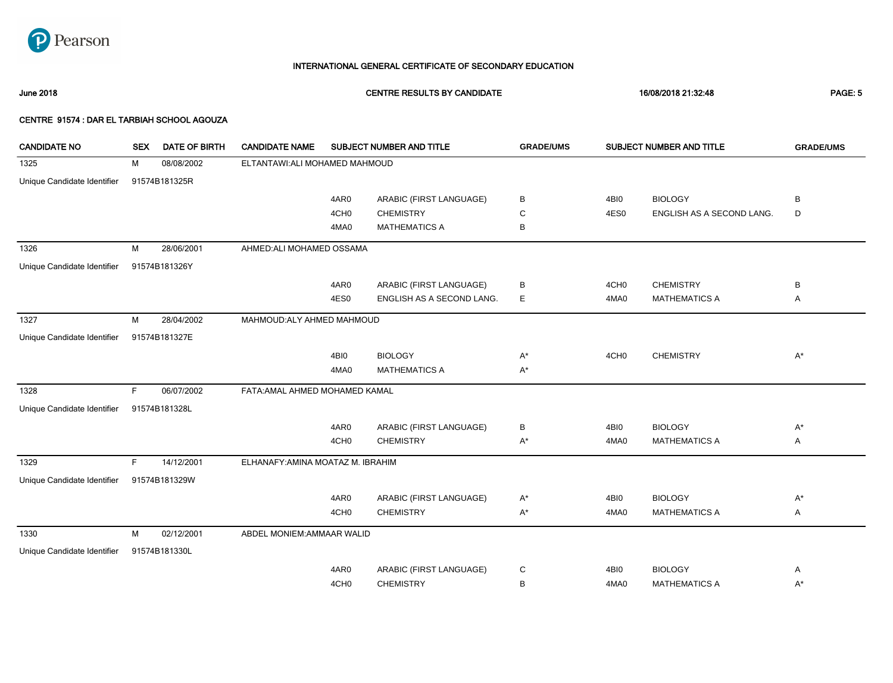Pearson

# INTERNATIONAL GENERAL CERTIFICATE OF SECONDARY EDUCATION

**June 2018** | **CENTRE RESULTS BY CANDIDATE** | **16/08/2018 21:32:48**

**CENTRE 91574 : DAR EL TARBIAH SCHOOL AGOUZA**

| CANDIDATE NO | SEX | DATE OF BIRTH | CANDIDATE NAME | SUBJECT NUMBER AND TITLE | | GRADE/UMS | SUBJECT NUMBER AND TITLE | | GRADE/UMS |
|---|---|---|---|---|---|---|---|---|---|
| 1325 | M | 08/08/2002 | ELTANTAWI:ALI MOHAMED MAHMOUD | | | | | | |
| Unique Candidate Identifier | 91574B181325R | | | | | | | | |
| | | | | 4AR0 | ARABIC (FIRST LANGUAGE) | B | 4BI0 | BIOLOGY | B |
| | | | | 4CH0 | CHEMISTRY | C | 4ES0 | ENGLISH AS A SECOND LANG. | D |
| | | | | 4MA0 | MATHEMATICS A | B | | | |
| 1326 | M | 28/06/2001 | AHMED:ALI MOHAMED OSSAMA | | | | | | |
| Unique Candidate Identifier | 91574B181326Y | | | | | | | | |
| | | | | 4AR0 | ARABIC (FIRST LANGUAGE) | B | 4CH0 | CHEMISTRY | B |
| | | | | 4ES0 | ENGLISH AS A SECOND LANG. | E | 4MA0 | MATHEMATICS A | A |
| 1327 | M | 28/04/2002 | MAHMOUD:ALY AHMED MAHMOUD | | | | | | |
| Unique Candidate Identifier | 91574B181327E | | | | | | | | |
| | | | | 4BI0 | BIOLOGY | A* | 4CH0 | CHEMISTRY | A* |
| | | | | 4MA0 | MATHEMATICS A | A* | | | |
| 1328 | F | 06/07/2002 | FATA:AMAL AHMED MOHAMED KAMAL | | | | | | |
| Unique Candidate Identifier | 91574B181328L | | | | | | | | |
| | | | | 4AR0 | ARABIC (FIRST LANGUAGE) | B | 4BI0 | BIOLOGY | A* |
| | | | | 4CH0 | CHEMISTRY | A* | 4MA0 | MATHEMATICS A | A |
| 1329 | F | 14/12/2001 | ELHANAFY:AMINA MOATAZ M. IBRAHIM | | | | | | |
| Unique Candidate Identifier | 91574B181329W | | | | | | | | |
| | | | | 4AR0 | ARABIC (FIRST LANGUAGE) | A* | 4BI0 | BIOLOGY | A* |
| | | | | 4CH0 | CHEMISTRY | A* | 4MA0 | MATHEMATICS A | A |
| 1330 | M | 02/12/2001 | ABDEL MONIEM:AMMAAR WALID | | | | | | |
| Unique Candidate Identifier | 91574B181330L | | | | | | | | |
| | | | | 4AR0 | ARABIC (FIRST LANGUAGE) | C | 4BI0 | BIOLOGY | A |
| | | | | 4CH0 | CHEMISTRY | B | 4MA0 | MATHEMATICS A | A* |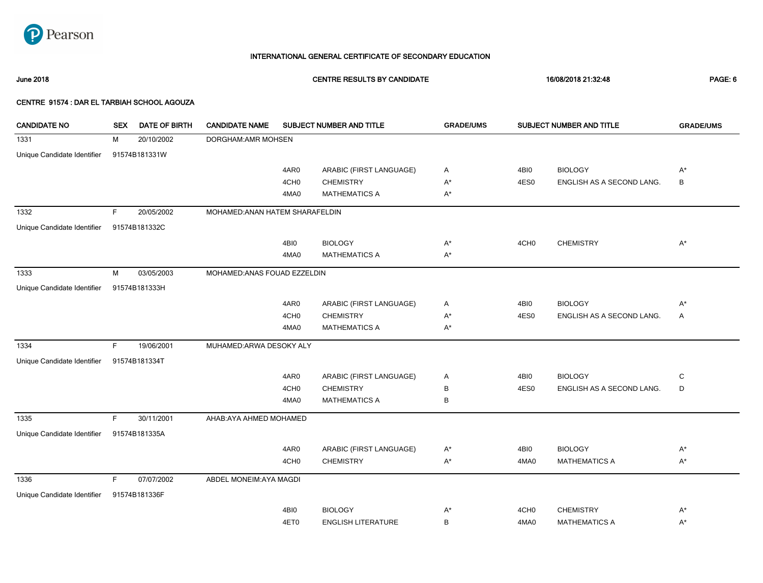**INTERNATIONAL GENERAL CERTIFICATE OF SECONDARY EDUCATION**

**June 2018** — **CENTRE RESULTS BY CANDIDATE** — **16/08/2018 21:32:48**

**CENTRE 91574 : DAR EL TARBIAH SCHOOL AGOUZA**

| CANDIDATE NO | SEX | DATE OF BIRTH | CANDIDATE NAME | SUBJECT NUMBER AND TITLE | | GRADE/UMS | SUBJECT NUMBER AND TITLE | | GRADE/UMS |
|---|---|---|---|---|---|---|---|---|---|
| 1331 | M | 20/10/2002 | DORGHAM:AMR MOHSEN | | | | | | |
| Unique Candidate Identifier | 91574B181331W | | | | | | | | |
| | | | | 4AR0 | ARABIC (FIRST LANGUAGE) | A | 4BI0 | BIOLOGY | A* |
| | | | | 4CH0 | CHEMISTRY | A* | 4ES0 | ENGLISH AS A SECOND LANG. | B |
| | | | | 4MA0 | MATHEMATICS A | A* | | | |
| 1332 | F | 20/05/2002 | MOHAMED:ANAN HATEM SHARAFELDIN | | | | | | |
| Unique Candidate Identifier | 91574B181332C | | | | | | | | |
| | | | | 4BI0 | BIOLOGY | A* | 4CH0 | CHEMISTRY | A* |
| | | | | 4MA0 | MATHEMATICS A | A* | | | |
| 1333 | M | 03/05/2003 | MOHAMED:ANAS FOUAD EZZELDIN | | | | | | |
| Unique Candidate Identifier | 91574B181333H | | | | | | | | |
| | | | | 4AR0 | ARABIC (FIRST LANGUAGE) | A | 4BI0 | BIOLOGY | A* |
| | | | | 4CH0 | CHEMISTRY | A* | 4ES0 | ENGLISH AS A SECOND LANG. | A |
| | | | | 4MA0 | MATHEMATICS A | A* | | | |
| 1334 | F | 19/06/2001 | MUHAMED:ARWA DESOKY ALY | | | | | | |
| Unique Candidate Identifier | 91574B181334T | | | | | | | | |
| | | | | 4AR0 | ARABIC (FIRST LANGUAGE) | A | 4BI0 | BIOLOGY | C |
| | | | | 4CH0 | CHEMISTRY | B | 4ES0 | ENGLISH AS A SECOND LANG. | D |
| | | | | 4MA0 | MATHEMATICS A | B | | | |
| 1335 | F | 30/11/2001 | AHAB:AYA AHMED MOHAMED | | | | | | |
| Unique Candidate Identifier | 91574B181335A | | | | | | | | |
| | | | | 4AR0 | ARABIC (FIRST LANGUAGE) | A* | 4BI0 | BIOLOGY | A* |
| | | | | 4CH0 | CHEMISTRY | A* | 4MA0 | MATHEMATICS A | A* |
| 1336 | F | 07/07/2002 | ABDEL MONEIM:AYA MAGDI | | | | | | |
| Unique Candidate Identifier | 91574B181336F | | | | | | | | |
| | | | | 4BI0 | BIOLOGY | A* | 4CH0 | CHEMISTRY | A* |
| | | | | 4ET0 | ENGLISH LITERATURE | B | 4MA0 | MATHEMATICS A | A* |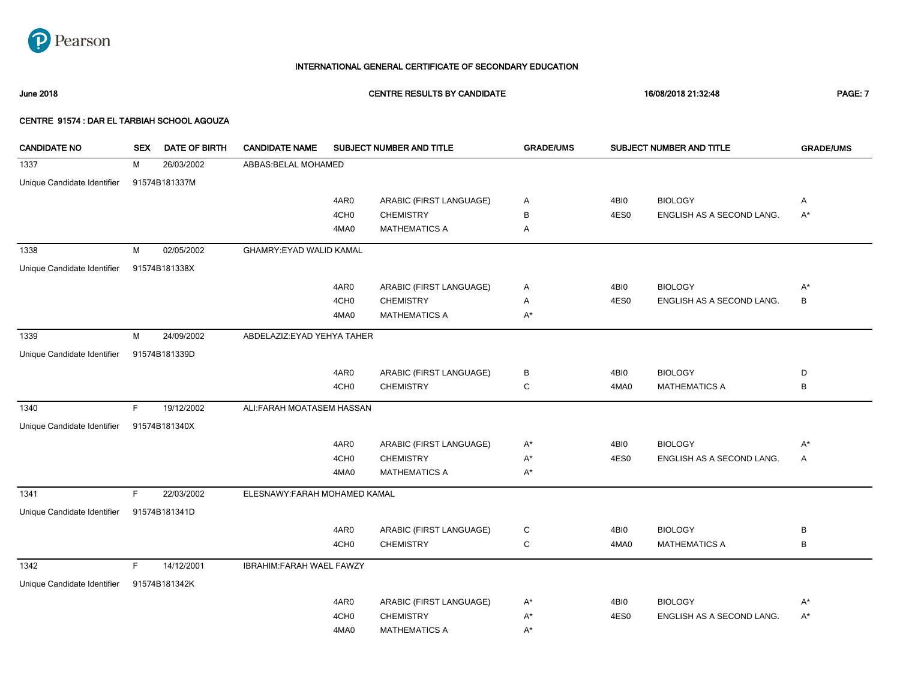INTERNATIONAL GENERAL CERTIFICATE OF SECONDARY EDUCATION

**June 2018** | **CENTRE RESULTS BY CANDIDATE** | **16/08/2018 21:32:48**

**CENTRE 91574 : DAR EL TARBIAH SCHOOL AGOUZA**

| CANDIDATE NO | SEX | DATE OF BIRTH | CANDIDATE NAME | SUBJECT NUMBER AND TITLE | | GRADE/UMS | SUBJECT NUMBER AND TITLE | | GRADE/UMS |
|---|---|---|---|---|---|---|---|---|---|
| 1337 | M | 26/03/2002 | ABBAS:BELAL MOHAMED | | | | | | |
| Unique Candidate Identifier | 91574B181337M | | | | | | | | |
| | | | | 4AR0 | ARABIC (FIRST LANGUAGE) | A | 4BI0 | BIOLOGY | A |
| | | | | 4CH0 | CHEMISTRY | B | 4ES0 | ENGLISH AS A SECOND LANG. | A* |
| | | | | 4MA0 | MATHEMATICS A | A | | | |
| 1338 | M | 02/05/2002 | GHAMRY:EYAD WALID KAMAL | | | | | | |
| Unique Candidate Identifier | 91574B181338X | | | | | | | | |
| | | | | 4AR0 | ARABIC (FIRST LANGUAGE) | A | 4BI0 | BIOLOGY | A* |
| | | | | 4CH0 | CHEMISTRY | A | 4ES0 | ENGLISH AS A SECOND LANG. | B |
| | | | | 4MA0 | MATHEMATICS A | A* | | | |
| 1339 | M | 24/09/2002 | ABDELAZIZ:EYAD YEHYA TAHER | | | | | | |
| Unique Candidate Identifier | 91574B181339D | | | | | | | | |
| | | | | 4AR0 | ARABIC (FIRST LANGUAGE) | B | 4BI0 | BIOLOGY | D |
| | | | | 4CH0 | CHEMISTRY | C | 4MA0 | MATHEMATICS A | B |
| 1340 | F | 19/12/2002 | ALI:FARAH MOATASEM HASSAN | | | | | | |
| Unique Candidate Identifier | 91574B181340X | | | | | | | | |
| | | | | 4AR0 | ARABIC (FIRST LANGUAGE) | A* | 4BI0 | BIOLOGY | A* |
| | | | | 4CH0 | CHEMISTRY | A* | 4ES0 | ENGLISH AS A SECOND LANG. | A |
| | | | | 4MA0 | MATHEMATICS A | A* | | | |
| 1341 | F | 22/03/2002 | ELESNAWY:FARAH MOHAMED KAMAL | | | | | | |
| Unique Candidate Identifier | 91574B181341D | | | | | | | | |
| | | | | 4AR0 | ARABIC (FIRST LANGUAGE) | C | 4BI0 | BIOLOGY | B |
| | | | | 4CH0 | CHEMISTRY | C | 4MA0 | MATHEMATICS A | B |
| 1342 | F | 14/12/2001 | IBRAHIM:FARAH WAEL FAWZY | | | | | | |
| Unique Candidate Identifier | 91574B181342K | | | | | | | | |
| | | | | 4AR0 | ARABIC (FIRST LANGUAGE) | A* | 4BI0 | BIOLOGY | A* |
| | | | | 4CH0 | CHEMISTRY | A* | 4ES0 | ENGLISH AS A SECOND LANG. | A* |
| | | | | 4MA0 | MATHEMATICS A | A* | | | |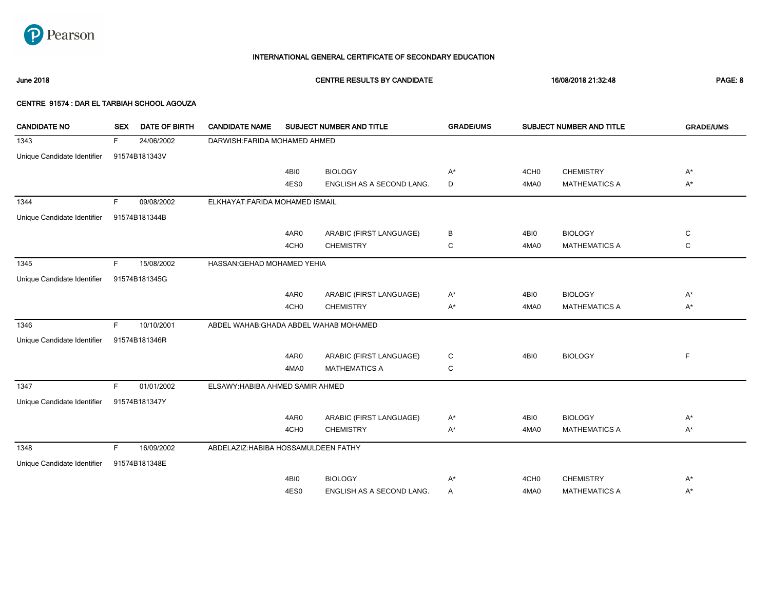# INTERNATIONAL GENERAL CERTIFICATE OF SECONDARY EDUCATION

**June 2018** | **CENTRE RESULTS BY CANDIDATE** | **16/08/2018 21:32:48**

**CENTRE 91574 : DAR EL TARBIAH SCHOOL AGOUZA**

| CANDIDATE NO | SEX | DATE OF BIRTH | CANDIDATE NAME | SUBJECT NUMBER AND TITLE | | GRADE/UMS | SUBJECT NUMBER AND TITLE | | GRADE/UMS |
|---|---|---|---|---|---|---|---|---|---|
| 1343 | F | 24/06/2002 | DARWISH:FARIDA MOHAMED AHMED | | | | | | |
| Unique Candidate Identifier | 91574B181343V | | | | | | | | |
| | | | | 4BI0 | BIOLOGY | A* | 4CH0 | CHEMISTRY | A* |
| | | | | 4ES0 | ENGLISH AS A SECOND LANG. | D | 4MA0 | MATHEMATICS A | A* |
| 1344 | F | 09/08/2002 | ELKHAYAT:FARIDA MOHAMED ISMAIL | | | | | | |
| Unique Candidate Identifier | 91574B181344B | | | | | | | | |
| | | | | 4AR0 | ARABIC (FIRST LANGUAGE) | B | 4BI0 | BIOLOGY | C |
| | | | | 4CH0 | CHEMISTRY | C | 4MA0 | MATHEMATICS A | C |
| 1345 | F | 15/08/2002 | HASSAN:GEHAD MOHAMED YEHIA | | | | | | |
| Unique Candidate Identifier | 91574B181345G | | | | | | | | |
| | | | | 4AR0 | ARABIC (FIRST LANGUAGE) | A* | 4BI0 | BIOLOGY | A* |
| | | | | 4CH0 | CHEMISTRY | A* | 4MA0 | MATHEMATICS A | A* |
| 1346 | F | 10/10/2001 | ABDEL WAHAB:GHADA ABDEL WAHAB MOHAMED | | | | | | |
| Unique Candidate Identifier | 91574B181346R | | | | | | | | |
| | | | | 4AR0 | ARABIC (FIRST LANGUAGE) | C | 4BI0 | BIOLOGY | F |
| | | | | 4MA0 | MATHEMATICS A | C | | | |
| 1347 | F | 01/01/2002 | ELSAWY:HABIBA AHMED SAMIR AHMED | | | | | | |
| Unique Candidate Identifier | 91574B181347Y | | | | | | | | |
| | | | | 4AR0 | ARABIC (FIRST LANGUAGE) | A* | 4BI0 | BIOLOGY | A* |
| | | | | 4CH0 | CHEMISTRY | A* | 4MA0 | MATHEMATICS A | A* |
| 1348 | F | 16/09/2002 | ABDELAZIZ:HABIBA HOSSAMULDEEN FATHY | | | | | | |
| Unique Candidate Identifier | 91574B181348E | | | | | | | | |
| | | | | 4BI0 | BIOLOGY | A* | 4CH0 | CHEMISTRY | A* |
| | | | | 4ES0 | ENGLISH AS A SECOND LANG. | A | 4MA0 | MATHEMATICS A | A* |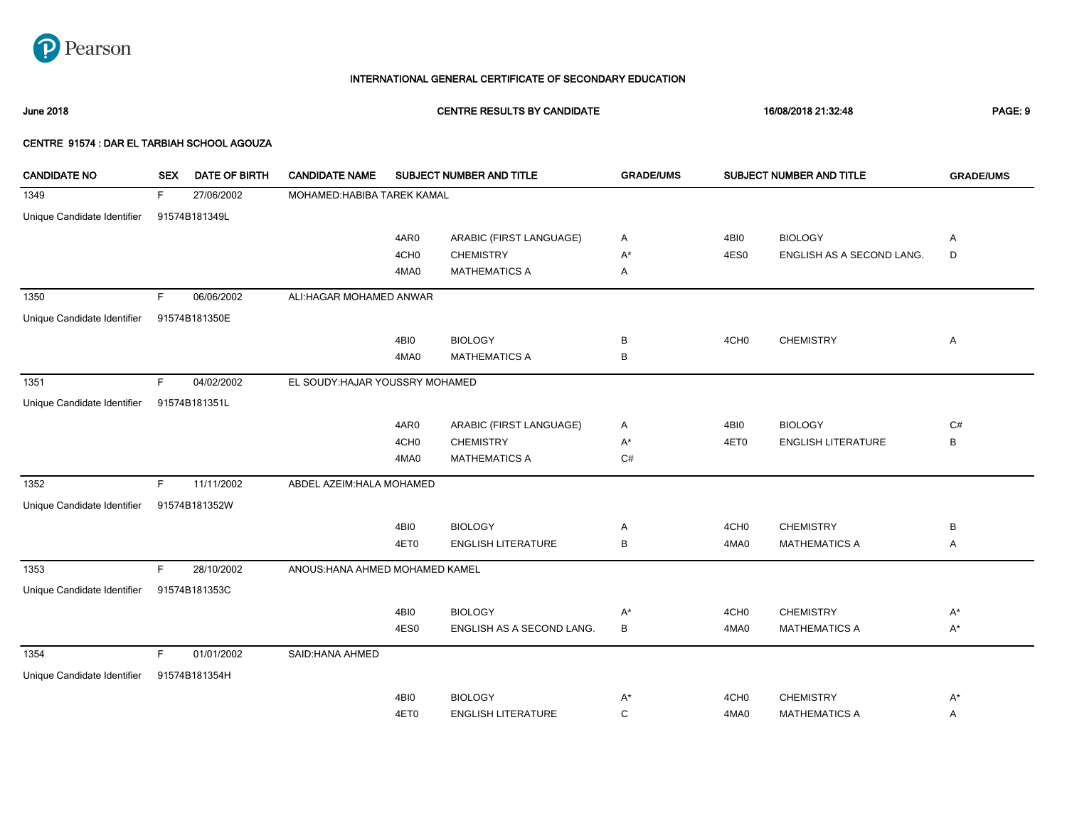**INTERNATIONAL GENERAL CERTIFICATE OF SECONDARY EDUCATION**

**June 2018** | **CENTRE RESULTS BY CANDIDATE** | **16/08/2018 21:32:48**

**CENTRE 91574 : DAR EL TARBIAH SCHOOL AGOUZA**

| CANDIDATE NO | SEX | DATE OF BIRTH | CANDIDATE NAME | SUBJECT NUMBER AND TITLE | | GRADE/UMS | SUBJECT NUMBER AND TITLE | | GRADE/UMS |
|---|---|---|---|---|---|---|---|---|---|
| 1349 | F | 27/06/2002 | MOHAMED:HABIBA TAREK KAMAL | | | | | | |
| Unique Candidate Identifier | 91574B181349L | | | | | | | | |
| | | | | 4AR0 | ARABIC (FIRST LANGUAGE) | A | 4BI0 | BIOLOGY | A |
| | | | | 4CH0 | CHEMISTRY | A* | 4ES0 | ENGLISH AS A SECOND LANG. | D |
| | | | | 4MA0 | MATHEMATICS A | A | | | |
| 1350 | F | 06/06/2002 | ALI:HAGAR MOHAMED ANWAR | | | | | | |
| Unique Candidate Identifier | 91574B181350E | | | | | | | | |
| | | | | 4BI0 | BIOLOGY | B | 4CH0 | CHEMISTRY | A |
| | | | | 4MA0 | MATHEMATICS A | B | | | |
| 1351 | F | 04/02/2002 | EL SOUDY:HAJAR YOUSSRY MOHAMED | | | | | | |
| Unique Candidate Identifier | 91574B181351L | | | | | | | | |
| | | | | 4AR0 | ARABIC (FIRST LANGUAGE) | A | 4BI0 | BIOLOGY | C# |
| | | | | 4CH0 | CHEMISTRY | A* | 4ET0 | ENGLISH LITERATURE | B |
| | | | | 4MA0 | MATHEMATICS A | C# | | | |
| 1352 | F | 11/11/2002 | ABDEL AZEIM:HALA MOHAMED | | | | | | |
| Unique Candidate Identifier | 91574B181352W | | | | | | | | |
| | | | | 4BI0 | BIOLOGY | A | 4CH0 | CHEMISTRY | B |
| | | | | 4ET0 | ENGLISH LITERATURE | B | 4MA0 | MATHEMATICS A | A |
| 1353 | F | 28/10/2002 | ANOUS:HANA AHMED MOHAMED KAMEL | | | | | | |
| Unique Candidate Identifier | 91574B181353C | | | | | | | | |
| | | | | 4BI0 | BIOLOGY | A* | 4CH0 | CHEMISTRY | A* |
| | | | | 4ES0 | ENGLISH AS A SECOND LANG. | B | 4MA0 | MATHEMATICS A | A* |
| 1354 | F | 01/01/2002 | SAID:HANA AHMED | | | | | | |
| Unique Candidate Identifier | 91574B181354H | | | | | | | | |
| | | | | 4BI0 | BIOLOGY | A* | 4CH0 | CHEMISTRY | A* |
| | | | | 4ET0 | ENGLISH LITERATURE | C | 4MA0 | MATHEMATICS A | A |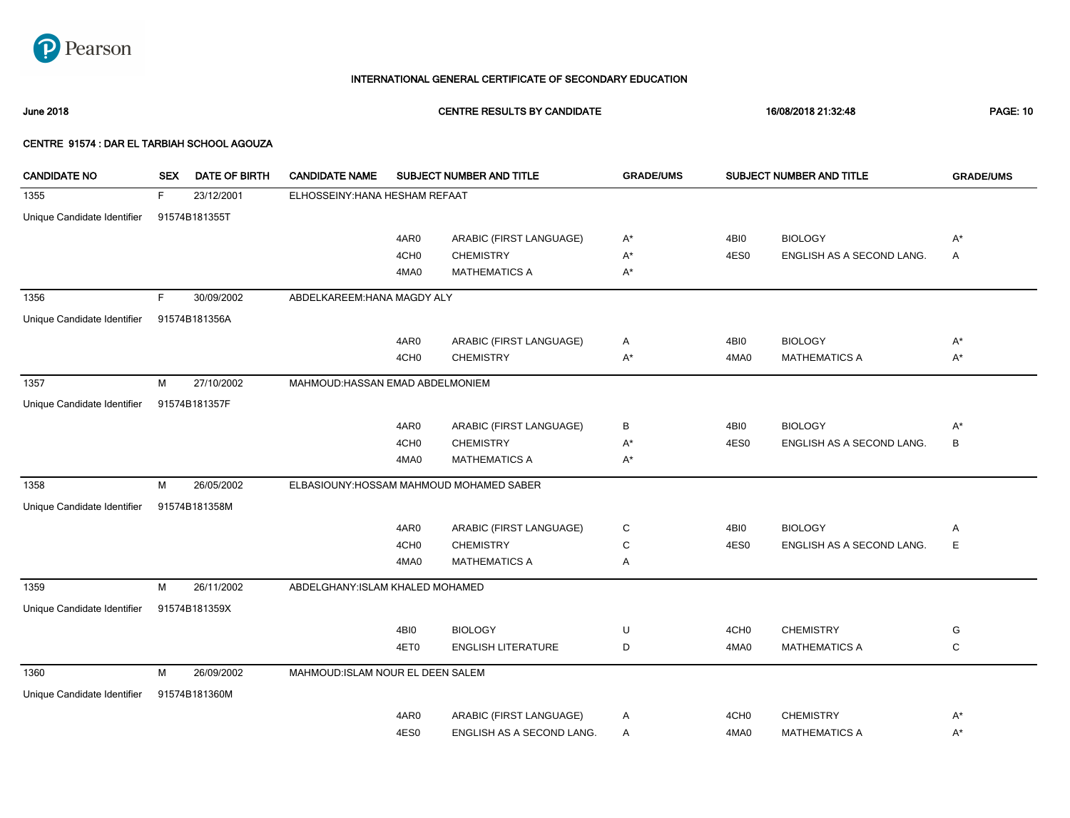Pearson

# INTERNATIONAL GENERAL CERTIFICATE OF SECONDARY EDUCATION

**June 2018** **CENTRE RESULTS BY CANDIDATE** **16/08/2018 21:32:48**

**CENTRE 91574 : DAR EL TARBIAH SCHOOL AGOUZA**

| CANDIDATE NO | SEX | DATE OF BIRTH | CANDIDATE NAME | SUBJECT NUMBER AND TITLE | | GRADE/UMS | SUBJECT NUMBER AND TITLE | | GRADE/UMS |
|---|---|---|---|---|---|---|---|---|---|
| 1355 | F | 23/12/2001 | ELHOSSEINY:HANA HESHAM REFAAT | | | | | | |
| Unique Candidate Identifier | 91574B181355T | | | | | | | | |
| | | | | 4AR0 | ARABIC (FIRST LANGUAGE) | A* | 4BI0 | BIOLOGY | A* |
| | | | | 4CH0 | CHEMISTRY | A* | 4ES0 | ENGLISH AS A SECOND LANG. | A |
| | | | | 4MA0 | MATHEMATICS A | A* | | | |
| 1356 | F | 30/09/2002 | ABDELKAREEM:HANA MAGDY ALY | | | | | | |
| Unique Candidate Identifier | 91574B181356A | | | | | | | | |
| | | | | 4AR0 | ARABIC (FIRST LANGUAGE) | A | 4BI0 | BIOLOGY | A* |
| | | | | 4CH0 | CHEMISTRY | A* | 4MA0 | MATHEMATICS A | A* |
| 1357 | M | 27/10/2002 | MAHMOUD:HASSAN EMAD ABDELMONIEM | | | | | | |
| Unique Candidate Identifier | 91574B181357F | | | | | | | | |
| | | | | 4AR0 | ARABIC (FIRST LANGUAGE) | B | 4BI0 | BIOLOGY | A* |
| | | | | 4CH0 | CHEMISTRY | A* | 4ES0 | ENGLISH AS A SECOND LANG. | B |
| | | | | 4MA0 | MATHEMATICS A | A* | | | |
| 1358 | M | 26/05/2002 | ELBASIOUNY:HOSSAM MAHMOUD MOHAMED SABER | | | | | | |
| Unique Candidate Identifier | 91574B181358M | | | | | | | | |
| | | | | 4AR0 | ARABIC (FIRST LANGUAGE) | C | 4BI0 | BIOLOGY | A |
| | | | | 4CH0 | CHEMISTRY | C | 4ES0 | ENGLISH AS A SECOND LANG. | E |
| | | | | 4MA0 | MATHEMATICS A | A | | | |
| 1359 | M | 26/11/2002 | ABDELGHANY:ISLAM KHALED MOHAMED | | | | | | |
| Unique Candidate Identifier | 91574B181359X | | | | | | | | |
| | | | | 4BI0 | BIOLOGY | U | 4CH0 | CHEMISTRY | G |
| | | | | 4ET0 | ENGLISH LITERATURE | D | 4MA0 | MATHEMATICS A | C |
| 1360 | M | 26/09/2002 | MAHMOUD:ISLAM NOUR EL DEEN SALEM | | | | | | |
| Unique Candidate Identifier | 91574B181360M | | | | | | | | |
| | | | | 4AR0 | ARABIC (FIRST LANGUAGE) | A | 4CH0 | CHEMISTRY | A* |
| | | | | 4ES0 | ENGLISH AS A SECOND LANG. | A | 4MA0 | MATHEMATICS A | A* |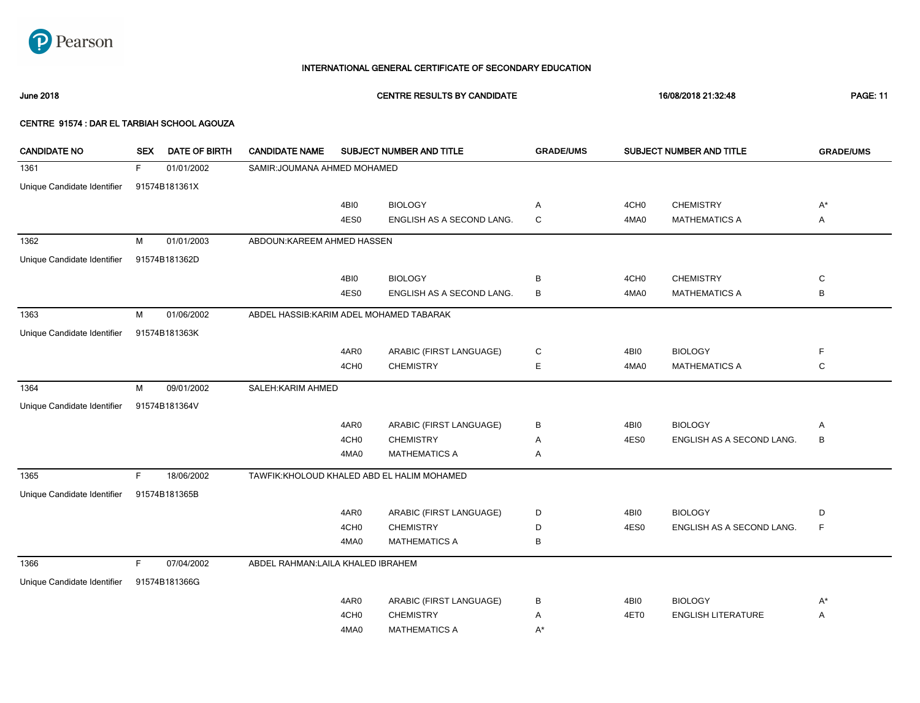**Pearson**

# INTERNATIONAL GENERAL CERTIFICATE OF SECONDARY EDUCATION

**June 2018** — **CENTRE RESULTS BY CANDIDATE** — **16/08/2018 21:32:48**

**CENTRE 91574 : DAR EL TARBIAH SCHOOL AGOUZA**

| CANDIDATE NO | SEX | DATE OF BIRTH | CANDIDATE NAME | SUBJECT NUMBER AND TITLE | | GRADE/UMS | SUBJECT NUMBER AND TITLE | | GRADE/UMS |
|---|---|---|---|---|---|---|---|---|---|
| 1361 | F | 01/01/2002 | SAMIR:JOUMANA AHMED MOHAMED | | | | | | |
| Unique Candidate Identifier | 91574B181361X | | | | | | | | |
| | | | | 4BI0 | BIOLOGY | A | 4CH0 | CHEMISTRY | A* |
| | | | | 4ES0 | ENGLISH AS A SECOND LANG. | C | 4MA0 | MATHEMATICS A | A |
| 1362 | M | 01/01/2003 | ABDOUN:KAREEM AHMED HASSEN | | | | | | |
| Unique Candidate Identifier | 91574B181362D | | | | | | | | |
| | | | | 4BI0 | BIOLOGY | B | 4CH0 | CHEMISTRY | C |
| | | | | 4ES0 | ENGLISH AS A SECOND LANG. | B | 4MA0 | MATHEMATICS A | B |
| 1363 | M | 01/06/2002 | ABDEL HASSIB:KARIM ADEL MOHAMED TABARAK | | | | | | |
| Unique Candidate Identifier | 91574B181363K | | | | | | | | |
| | | | | 4AR0 | ARABIC (FIRST LANGUAGE) | C | 4BI0 | BIOLOGY | F |
| | | | | 4CH0 | CHEMISTRY | E | 4MA0 | MATHEMATICS A | C |
| 1364 | M | 09/01/2002 | SALEH:KARIM AHMED | | | | | | |
| Unique Candidate Identifier | 91574B181364V | | | | | | | | |
| | | | | 4AR0 | ARABIC (FIRST LANGUAGE) | B | 4BI0 | BIOLOGY | A |
| | | | | 4CH0 | CHEMISTRY | A | 4ES0 | ENGLISH AS A SECOND LANG. | B |
| | | | | 4MA0 | MATHEMATICS A | A | | | |
| 1365 | F | 18/06/2002 | TAWFIK:KHOLOUD KHALED ABD EL HALIM MOHAMED | | | | | | |
| Unique Candidate Identifier | 91574B181365B | | | | | | | | |
| | | | | 4AR0 | ARABIC (FIRST LANGUAGE) | D | 4BI0 | BIOLOGY | D |
| | | | | 4CH0 | CHEMISTRY | D | 4ES0 | ENGLISH AS A SECOND LANG. | F |
| | | | | 4MA0 | MATHEMATICS A | B | | | |
| 1366 | F | 07/04/2002 | ABDEL RAHMAN:LAILA KHALED IBRAHEM | | | | | | |
| Unique Candidate Identifier | 91574B181366G | | | | | | | | |
| | | | | 4AR0 | ARABIC (FIRST LANGUAGE) | B | 4BI0 | BIOLOGY | A* |
| | | | | 4CH0 | CHEMISTRY | A | 4ET0 | ENGLISH LITERATURE | A |
| | | | | 4MA0 | MATHEMATICS A | A* | | | |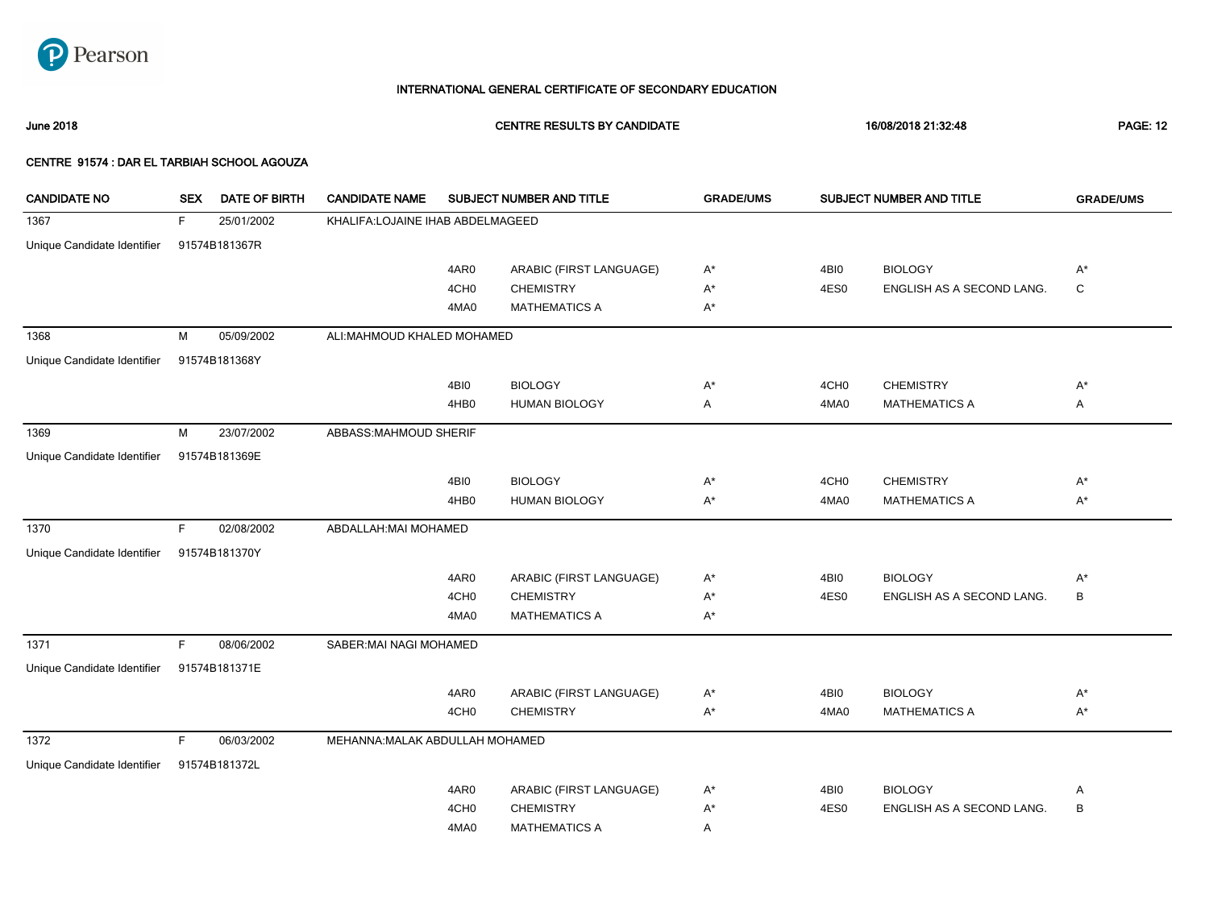Pearson

# INTERNATIONAL GENERAL CERTIFICATE OF SECONDARY EDUCATION

**June 2018** **CENTRE RESULTS BY CANDIDATE** **16/08/2018 21:32:48** **PAGE: 12**

**CENTRE 91574 : DAR EL TARBIAH SCHOOL AGOUZA**

| CANDIDATE NO | SEX | DATE OF BIRTH | CANDIDATE NAME | SUBJECT NUMBER AND TITLE | | GRADE/UMS | SUBJECT NUMBER AND TITLE | | GRADE/UMS |
|---|---|---|---|---|---|---|---|---|---|
| 1367 | F | 25/01/2002 | KHALIFA:LOJAINE IHAB ABDELMAGEED | | | | | | |
| Unique Candidate Identifier | 91574B181367R | | | | | | | | |
| | | | | 4AR0 | ARABIC (FIRST LANGUAGE) | A* | 4BI0 | BIOLOGY | A* |
| | | | | 4CH0 | CHEMISTRY | A* | 4ES0 | ENGLISH AS A SECOND LANG. | C |
| | | | | 4MA0 | MATHEMATICS A | A* | | | |
| 1368 | M | 05/09/2002 | ALI:MAHMOUD KHALED MOHAMED | | | | | | |
| Unique Candidate Identifier | 91574B181368Y | | | | | | | | |
| | | | | 4BI0 | BIOLOGY | A* | 4CH0 | CHEMISTRY | A* |
| | | | | 4HB0 | HUMAN BIOLOGY | A | 4MA0 | MATHEMATICS A | A |
| 1369 | M | 23/07/2002 | ABBASS:MAHMOUD SHERIF | | | | | | |
| Unique Candidate Identifier | 91574B181369E | | | | | | | | |
| | | | | 4BI0 | BIOLOGY | A* | 4CH0 | CHEMISTRY | A* |
| | | | | 4HB0 | HUMAN BIOLOGY | A* | 4MA0 | MATHEMATICS A | A* |
| 1370 | F | 02/08/2002 | ABDALLAH:MAI MOHAMED | | | | | | |
| Unique Candidate Identifier | 91574B181370Y | | | | | | | | |
| | | | | 4AR0 | ARABIC (FIRST LANGUAGE) | A* | 4BI0 | BIOLOGY | A* |
| | | | | 4CH0 | CHEMISTRY | A* | 4ES0 | ENGLISH AS A SECOND LANG. | B |
| | | | | 4MA0 | MATHEMATICS A | A* | | | |
| 1371 | F | 08/06/2002 | SABER:MAI NAGI MOHAMED | | | | | | |
| Unique Candidate Identifier | 91574B181371E | | | | | | | | |
| | | | | 4AR0 | ARABIC (FIRST LANGUAGE) | A* | 4BI0 | BIOLOGY | A* |
| | | | | 4CH0 | CHEMISTRY | A* | 4MA0 | MATHEMATICS A | A* |
| 1372 | F | 06/03/2002 | MEHANNA:MALAK ABDULLAH MOHAMED | | | | | | |
| Unique Candidate Identifier | 91574B181372L | | | | | | | | |
| | | | | 4AR0 | ARABIC (FIRST LANGUAGE) | A* | 4BI0 | BIOLOGY | A |
| | | | | 4CH0 | CHEMISTRY | A* | 4ES0 | ENGLISH AS A SECOND LANG. | B |
| | | | | 4MA0 | MATHEMATICS A | A | | | |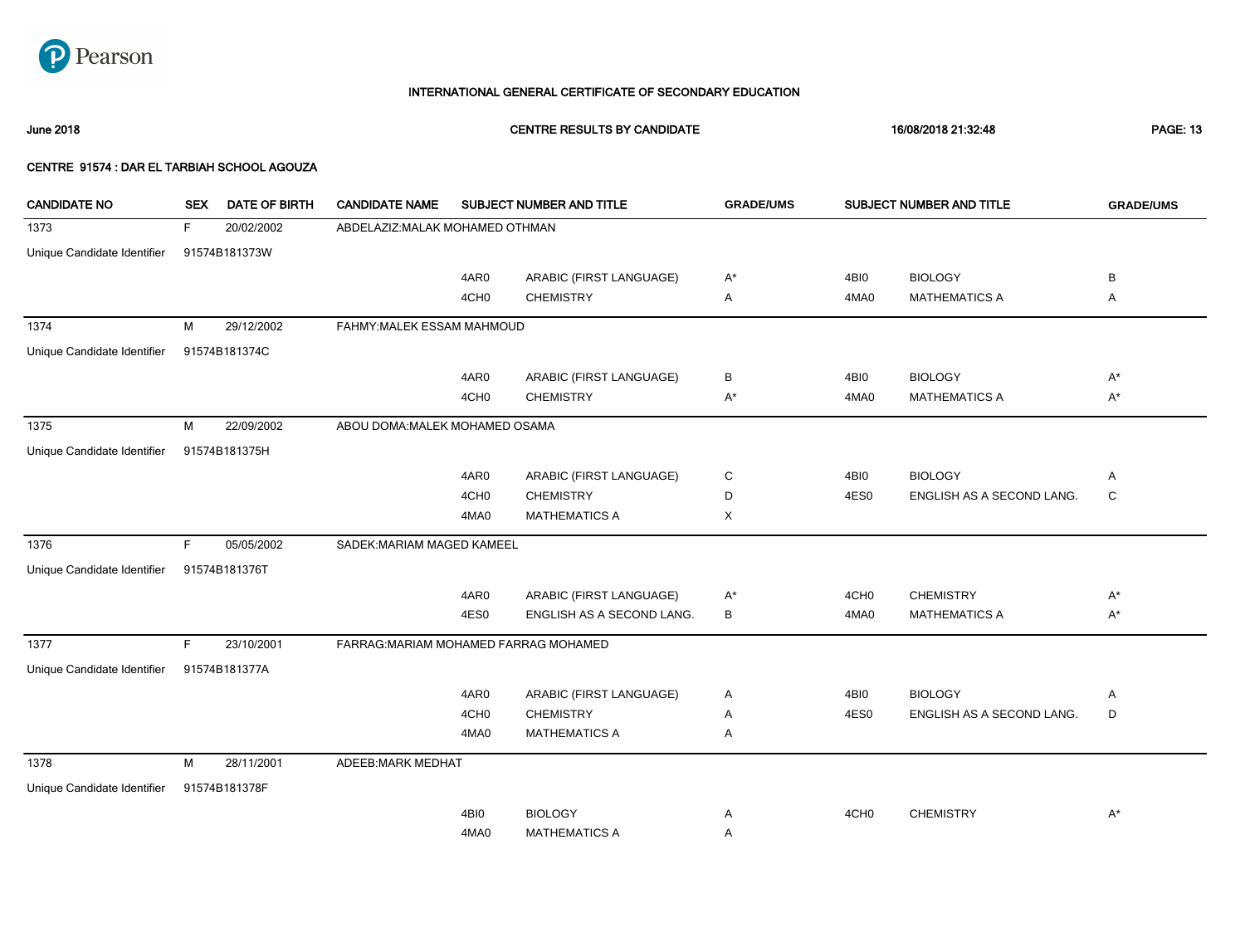Pearson

# INTERNATIONAL GENERAL CERTIFICATE OF SECONDARY EDUCATION

**June 2018** **CENTRE RESULTS BY CANDIDATE** **16/08/2018 21:32:48**

**CENTRE 91574 : DAR EL TARBIAH SCHOOL AGOUZA**

| CANDIDATE NO | SEX | DATE OF BIRTH | CANDIDATE NAME | SUBJECT NUMBER AND TITLE | | GRADE/UMS | SUBJECT NUMBER AND TITLE | | GRADE/UMS |
|---|---|---|---|---|---|---|---|---|---|
| 1373 | F | 20/02/2002 | ABDELAZIZ:MALAK MOHAMED OTHMAN | | | | | | |
| Unique Candidate Identifier | 91574B181373W | | | | | | | | |
| | | | | 4AR0 | ARABIC (FIRST LANGUAGE) | A* | 4BI0 | BIOLOGY | B |
| | | | | 4CH0 | CHEMISTRY | A | 4MA0 | MATHEMATICS A | A |
| 1374 | M | 29/12/2002 | FAHMY:MALEK ESSAM MAHMOUD | | | | | | |
| Unique Candidate Identifier | 91574B181374C | | | | | | | | |
| | | | | 4AR0 | ARABIC (FIRST LANGUAGE) | B | 4BI0 | BIOLOGY | A* |
| | | | | 4CH0 | CHEMISTRY | A* | 4MA0 | MATHEMATICS A | A* |
| 1375 | M | 22/09/2002 | ABOU DOMA:MALEK MOHAMED OSAMA | | | | | | |
| Unique Candidate Identifier | 91574B181375H | | | | | | | | |
| | | | | 4AR0 | ARABIC (FIRST LANGUAGE) | C | 4BI0 | BIOLOGY | A |
| | | | | 4CH0 | CHEMISTRY | D | 4ES0 | ENGLISH AS A SECOND LANG. | C |
| | | | | 4MA0 | MATHEMATICS A | X | | | |
| 1376 | F | 05/05/2002 | SADEK:MARIAM MAGED KAMEEL | | | | | | |
| Unique Candidate Identifier | 91574B181376T | | | | | | | | |
| | | | | 4AR0 | ARABIC (FIRST LANGUAGE) | A* | 4CH0 | CHEMISTRY | A* |
| | | | | 4ES0 | ENGLISH AS A SECOND LANG. | B | 4MA0 | MATHEMATICS A | A* |
| 1377 | F | 23/10/2001 | FARRAG:MARIAM MOHAMED FARRAG MOHAMED | | | | | | |
| Unique Candidate Identifier | 91574B181377A | | | | | | | | |
| | | | | 4AR0 | ARABIC (FIRST LANGUAGE) | A | 4BI0 | BIOLOGY | A |
| | | | | 4CH0 | CHEMISTRY | A | 4ES0 | ENGLISH AS A SECOND LANG. | D |
| | | | | 4MA0 | MATHEMATICS A | A | | | |
| 1378 | M | 28/11/2001 | ADEEB:MARK MEDHAT | | | | | | |
| Unique Candidate Identifier | 91574B181378F | | | | | | | | |
| | | | | 4BI0 | BIOLOGY | A | 4CH0 | CHEMISTRY | A* |
| | | | | 4MA0 | MATHEMATICS A | A | | | |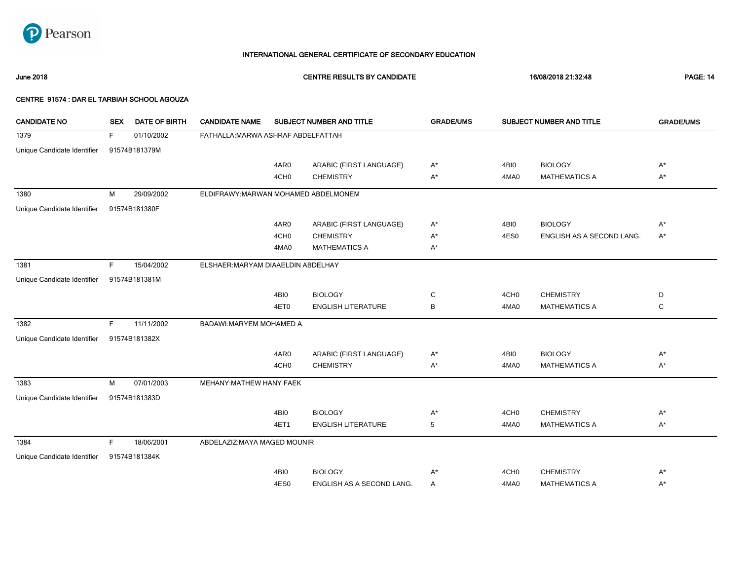INTERNATIONAL GENERAL CERTIFICATE OF SECONDARY EDUCATION

June 2018 | CENTRE RESULTS BY CANDIDATE | 16/08/2018 21:32:48

CENTRE 91574 : DAR EL TARBIAH SCHOOL AGOUZA

| CANDIDATE NO | SEX | DATE OF BIRTH | CANDIDATE NAME | SUBJECT NUMBER AND TITLE | | GRADE/UMS | SUBJECT NUMBER AND TITLE | | GRADE/UMS |
|---|---|---|---|---|---|---|---|---|---|
| 1379 | F | 01/10/2002 | FATHALLA:MARWA ASHRAF ABDELFATTAH | | | | | | |
| Unique Candidate Identifier | 91574B181379M | | | | | | | | |
| | | | | 4AR0 | ARABIC (FIRST LANGUAGE) | A* | 4BI0 | BIOLOGY | A* |
| | | | | 4CH0 | CHEMISTRY | A* | 4MA0 | MATHEMATICS A | A* |
| 1380 | M | 29/09/2002 | ELDIFRAWY:MARWAN MOHAMED ABDELMONEM | | | | | | |
| Unique Candidate Identifier | 91574B181380F | | | | | | | | |
| | | | | 4AR0 | ARABIC (FIRST LANGUAGE) | A* | 4BI0 | BIOLOGY | A* |
| | | | | 4CH0 | CHEMISTRY | A* | 4ES0 | ENGLISH AS A SECOND LANG. | A* |
| | | | | 4MA0 | MATHEMATICS A | A* | | | |
| 1381 | F | 15/04/2002 | ELSHAER:MARYAM DIAAELDIN ABDELHAY | | | | | | |
| Unique Candidate Identifier | 91574B181381M | | | | | | | | |
| | | | | 4BI0 | BIOLOGY | C | 4CH0 | CHEMISTRY | D |
| | | | | 4ET0 | ENGLISH LITERATURE | B | 4MA0 | MATHEMATICS A | C |
| 1382 | F | 11/11/2002 | BADAWI:MARYEM MOHAMED A. | | | | | | |
| Unique Candidate Identifier | 91574B181382X | | | | | | | | |
| | | | | 4AR0 | ARABIC (FIRST LANGUAGE) | A* | 4BI0 | BIOLOGY | A* |
| | | | | 4CH0 | CHEMISTRY | A* | 4MA0 | MATHEMATICS A | A* |
| 1383 | M | 07/01/2003 | MEHANY:MATHEW HANY FAEK | | | | | | |
| Unique Candidate Identifier | 91574B181383D | | | | | | | | |
| | | | | 4BI0 | BIOLOGY | A* | 4CH0 | CHEMISTRY | A* |
| | | | | 4ET1 | ENGLISH LITERATURE | 5 | 4MA0 | MATHEMATICS A | A* |
| 1384 | F | 18/06/2001 | ABDELAZIZ:MAYA MAGED MOUNIR | | | | | | |
| Unique Candidate Identifier | 91574B181384K | | | | | | | | |
| | | | | 4BI0 | BIOLOGY | A* | 4CH0 | CHEMISTRY | A* |
| | | | | 4ES0 | ENGLISH AS A SECOND LANG. | A | 4MA0 | MATHEMATICS A | A* |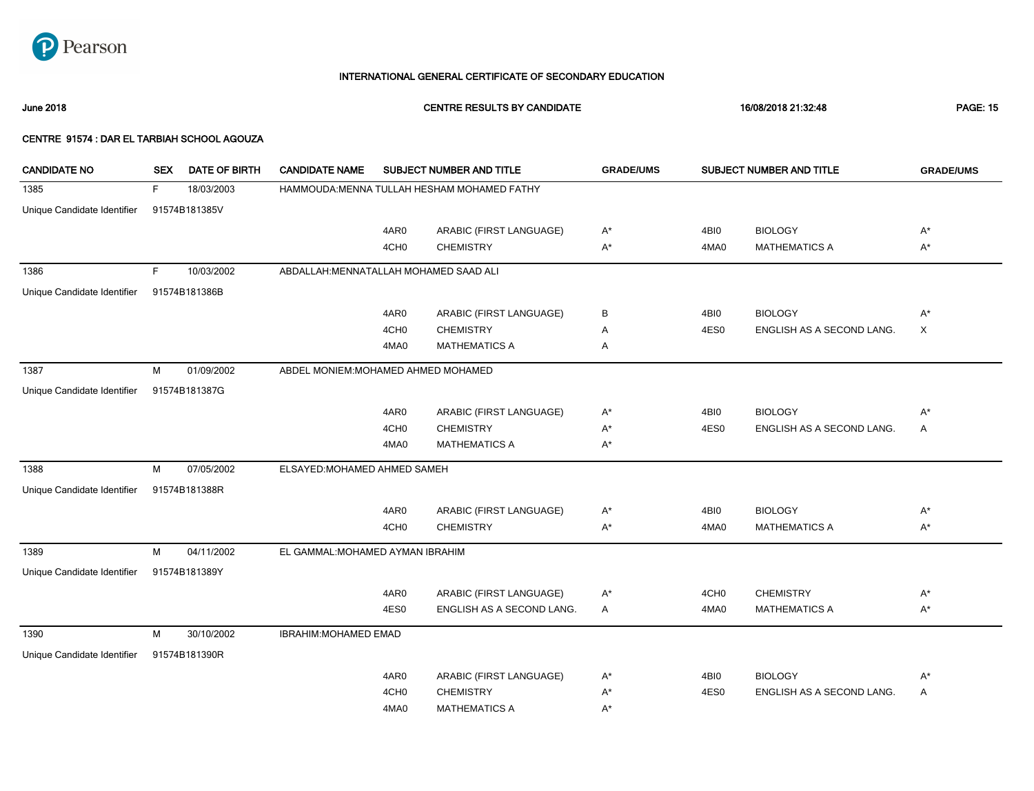# INTERNATIONAL GENERAL CERTIFICATE OF SECONDARY EDUCATION

**June 2018** **CENTRE RESULTS BY CANDIDATE** **16/08/2018 21:32:48**

**CENTRE 91574 : DAR EL TARBIAH SCHOOL AGOUZA**

| CANDIDATE NO | SEX | DATE OF BIRTH | CANDIDATE NAME | SUBJECT NUMBER AND TITLE | | GRADE/UMS | SUBJECT NUMBER AND TITLE | | GRADE/UMS |
|---|---|---|---|---|---|---|---|---|---|
| 1385 | F | 18/03/2003 | HAMMOUDA:MENNA TULLAH HESHAM MOHAMED FATHY | | | | | | |
| Unique Candidate Identifier | 91574B181385V | | | | | | | | |
| | | | | 4AR0 | ARABIC (FIRST LANGUAGE) | A* | 4BI0 | BIOLOGY | A* |
| | | | | 4CH0 | CHEMISTRY | A* | 4MA0 | MATHEMATICS A | A* |
| 1386 | F | 10/03/2002 | ABDALLAH:MENNATALLAH MOHAMED SAAD ALI | | | | | | |
| Unique Candidate Identifier | 91574B181386B | | | | | | | | |
| | | | | 4AR0 | ARABIC (FIRST LANGUAGE) | B | 4BI0 | BIOLOGY | A* |
| | | | | 4CH0 | CHEMISTRY | A | 4ES0 | ENGLISH AS A SECOND LANG. | X |
| | | | | 4MA0 | MATHEMATICS A | A | | | |
| 1387 | M | 01/09/2002 | ABDEL MONIEM:MOHAMED AHMED MOHAMED | | | | | | |
| Unique Candidate Identifier | 91574B181387G | | | | | | | | |
| | | | | 4AR0 | ARABIC (FIRST LANGUAGE) | A* | 4BI0 | BIOLOGY | A* |
| | | | | 4CH0 | CHEMISTRY | A* | 4ES0 | ENGLISH AS A SECOND LANG. | A |
| | | | | 4MA0 | MATHEMATICS A | A* | | | |
| 1388 | M | 07/05/2002 | ELSAYED:MOHAMED AHMED SAMEH | | | | | | |
| Unique Candidate Identifier | 91574B181388R | | | | | | | | |
| | | | | 4AR0 | ARABIC (FIRST LANGUAGE) | A* | 4BI0 | BIOLOGY | A* |
| | | | | 4CH0 | CHEMISTRY | A* | 4MA0 | MATHEMATICS A | A* |
| 1389 | M | 04/11/2002 | EL GAMMAL:MOHAMED AYMAN IBRAHIM | | | | | | |
| Unique Candidate Identifier | 91574B181389Y | | | | | | | | |
| | | | | 4AR0 | ARABIC (FIRST LANGUAGE) | A* | 4CH0 | CHEMISTRY | A* |
| | | | | 4ES0 | ENGLISH AS A SECOND LANG. | A | 4MA0 | MATHEMATICS A | A* |
| 1390 | M | 30/10/2002 | IBRAHIM:MOHAMED EMAD | | | | | | |
| Unique Candidate Identifier | 91574B181390R | | | | | | | | |
| | | | | 4AR0 | ARABIC (FIRST LANGUAGE) | A* | 4BI0 | BIOLOGY | A* |
| | | | | 4CH0 | CHEMISTRY | A* | 4ES0 | ENGLISH AS A SECOND LANG. | A |
| | | | | 4MA0 | MATHEMATICS A | A* | | | |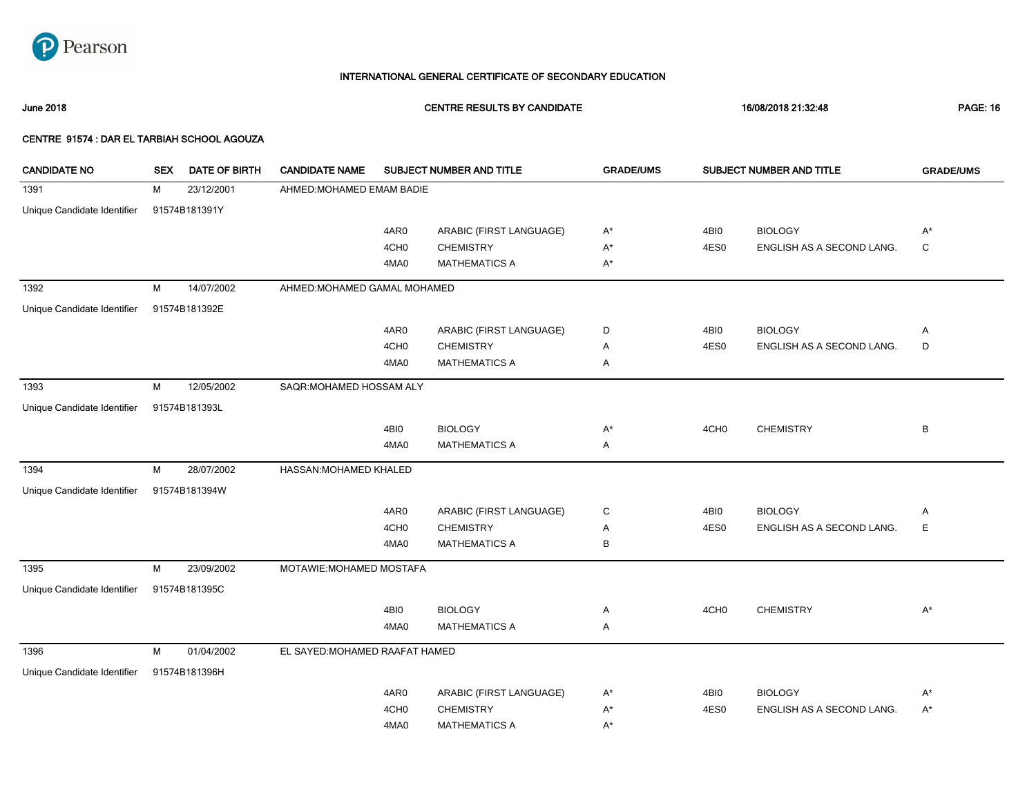# INTERNATIONAL GENERAL CERTIFICATE OF SECONDARY EDUCATION

**June 2018** — **CENTRE RESULTS BY CANDIDATE** — **16/08/2018 21:32:48**

**CENTRE 91574 : DAR EL TARBIAH SCHOOL AGOUZA**

| CANDIDATE NO | SEX | DATE OF BIRTH | CANDIDATE NAME | SUBJECT NUMBER AND TITLE | | GRADE/UMS | SUBJECT NUMBER AND TITLE | | GRADE/UMS |
|---|---|---|---|---|---|---|---|---|---|
| 1391 | M | 23/12/2001 | AHMED:MOHAMED EMAM BADIE | | | | | | |
| Unique Candidate Identifier | 91574B181391Y | | | | | | | | |
| | | | | 4AR0 | ARABIC (FIRST LANGUAGE) | A* | 4BI0 | BIOLOGY | A* |
| | | | | 4CH0 | CHEMISTRY | A* | 4ES0 | ENGLISH AS A SECOND LANG. | C |
| | | | | 4MA0 | MATHEMATICS A | A* | | | |
| 1392 | M | 14/07/2002 | AHMED:MOHAMED GAMAL MOHAMED | | | | | | |
| Unique Candidate Identifier | 91574B181392E | | | | | | | | |
| | | | | 4AR0 | ARABIC (FIRST LANGUAGE) | D | 4BI0 | BIOLOGY | A |
| | | | | 4CH0 | CHEMISTRY | A | 4ES0 | ENGLISH AS A SECOND LANG. | D |
| | | | | 4MA0 | MATHEMATICS A | A | | | |
| 1393 | M | 12/05/2002 | SAQR:MOHAMED HOSSAM ALY | | | | | | |
| Unique Candidate Identifier | 91574B181393L | | | | | | | | |
| | | | | 4BI0 | BIOLOGY | A* | 4CH0 | CHEMISTRY | B |
| | | | | 4MA0 | MATHEMATICS A | A | | | |
| 1394 | M | 28/07/2002 | HASSAN:MOHAMED KHALED | | | | | | |
| Unique Candidate Identifier | 91574B181394W | | | | | | | | |
| | | | | 4AR0 | ARABIC (FIRST LANGUAGE) | C | 4BI0 | BIOLOGY | A |
| | | | | 4CH0 | CHEMISTRY | A | 4ES0 | ENGLISH AS A SECOND LANG. | E |
| | | | | 4MA0 | MATHEMATICS A | B | | | |
| 1395 | M | 23/09/2002 | MOTAWIE:MOHAMED MOSTAFA | | | | | | |
| Unique Candidate Identifier | 91574B181395C | | | | | | | | |
| | | | | 4BI0 | BIOLOGY | A | 4CH0 | CHEMISTRY | A* |
| | | | | 4MA0 | MATHEMATICS A | A | | | |
| 1396 | M | 01/04/2002 | EL SAYED:MOHAMED RAAFAT HAMED | | | | | | |
| Unique Candidate Identifier | 91574B181396H | | | | | | | | |
| | | | | 4AR0 | ARABIC (FIRST LANGUAGE) | A* | 4BI0 | BIOLOGY | A* |
| | | | | 4CH0 | CHEMISTRY | A* | 4ES0 | ENGLISH AS A SECOND LANG. | A* |
| | | | | 4MA0 | MATHEMATICS A | A* | | | |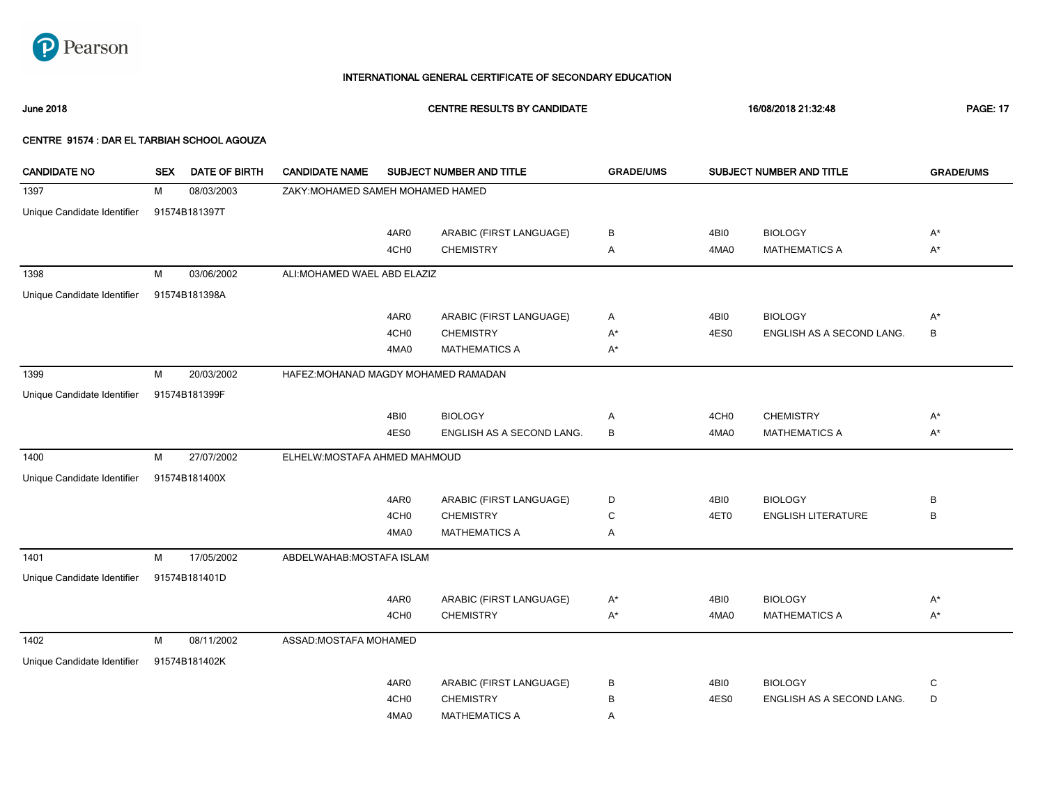# INTERNATIONAL GENERAL CERTIFICATE OF SECONDARY EDUCATION

**June 2018** | **CENTRE RESULTS BY CANDIDATE** | **16/08/2018 21:32:48**

**CENTRE 91574 : DAR EL TARBIAH SCHOOL AGOUZA**

| CANDIDATE NO | SEX | DATE OF BIRTH | CANDIDATE NAME | SUBJECT NUMBER AND TITLE | | GRADE/UMS | SUBJECT NUMBER AND TITLE | | GRADE/UMS |
|---|---|---|---|---|---|---|---|---|---|
| 1397 | M | 08/03/2003 | ZAKY:MOHAMED SAMEH MOHAMED HAMED | | | | | | |
| Unique Candidate Identifier | 91574B181397T | | | | | | | | |
| | | | | 4AR0 | ARABIC (FIRST LANGUAGE) | B | 4BI0 | BIOLOGY | A* |
| | | | | 4CH0 | CHEMISTRY | A | 4MA0 | MATHEMATICS A | A* |
| 1398 | M | 03/06/2002 | ALI:MOHAMED WAEL ABD ELAZIZ | | | | | | |
| Unique Candidate Identifier | 91574B181398A | | | | | | | | |
| | | | | 4AR0 | ARABIC (FIRST LANGUAGE) | A | 4BI0 | BIOLOGY | A* |
| | | | | 4CH0 | CHEMISTRY | A* | 4ES0 | ENGLISH AS A SECOND LANG. | B |
| | | | | 4MA0 | MATHEMATICS A | A* | | | |
| 1399 | M | 20/03/2002 | HAFEZ:MOHANAD MAGDY MOHAMED RAMADAN | | | | | | |
| Unique Candidate Identifier | 91574B181399F | | | | | | | | |
| | | | | 4BI0 | BIOLOGY | A | 4CH0 | CHEMISTRY | A* |
| | | | | 4ES0 | ENGLISH AS A SECOND LANG. | B | 4MA0 | MATHEMATICS A | A* |
| 1400 | M | 27/07/2002 | ELHELW:MOSTAFA AHMED MAHMOUD | | | | | | |
| Unique Candidate Identifier | 91574B181400X | | | | | | | | |
| | | | | 4AR0 | ARABIC (FIRST LANGUAGE) | D | 4BI0 | BIOLOGY | B |
| | | | | 4CH0 | CHEMISTRY | C | 4ET0 | ENGLISH LITERATURE | B |
| | | | | 4MA0 | MATHEMATICS A | A | | | |
| 1401 | M | 17/05/2002 | ABDELWAHAB:MOSTAFA ISLAM | | | | | | |
| Unique Candidate Identifier | 91574B181401D | | | | | | | | |
| | | | | 4AR0 | ARABIC (FIRST LANGUAGE) | A* | 4BI0 | BIOLOGY | A* |
| | | | | 4CH0 | CHEMISTRY | A* | 4MA0 | MATHEMATICS A | A* |
| 1402 | M | 08/11/2002 | ASSAD:MOSTAFA MOHAMED | | | | | | |
| Unique Candidate Identifier | 91574B181402K | | | | | | | | |
| | | | | 4AR0 | ARABIC (FIRST LANGUAGE) | B | 4BI0 | BIOLOGY | C |
| | | | | 4CH0 | CHEMISTRY | B | 4ES0 | ENGLISH AS A SECOND LANG. | D |
| | | | | 4MA0 | MATHEMATICS A | A | | | |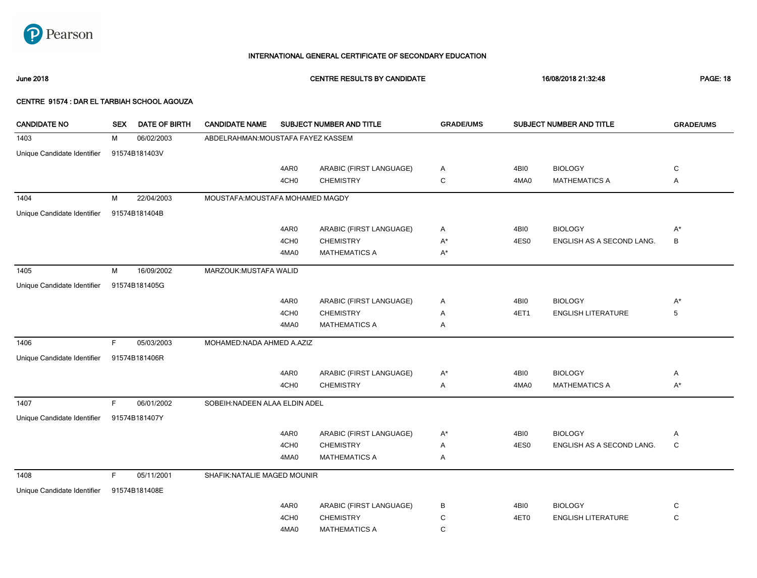# INTERNATIONAL GENERAL CERTIFICATE OF SECONDARY EDUCATION

**June 2018** **CENTRE RESULTS BY CANDIDATE** **16/08/2018 21:32:48**

**CENTRE 91574 : DAR EL TARBIAH SCHOOL AGOUZA**

| CANDIDATE NO | SEX | DATE OF BIRTH | CANDIDATE NAME | SUBJECT NUMBER AND TITLE | | GRADE/UMS | SUBJECT NUMBER AND TITLE | | GRADE/UMS |
|---|---|---|---|---|---|---|---|---|---|
| 1403 | M | 06/02/2003 | ABDELRAHMAN:MOUSTAFA FAYEZ KASSEM | | | | | | |
| Unique Candidate Identifier | 91574B181403V | | | | | | | | |
| | | | | 4AR0 | ARABIC (FIRST LANGUAGE) | A | 4BI0 | BIOLOGY | C |
| | | | | 4CH0 | CHEMISTRY | C | 4MA0 | MATHEMATICS A | A |
| 1404 | M | 22/04/2003 | MOUSTAFA:MOUSTAFA MOHAMED MAGDY | | | | | | |
| Unique Candidate Identifier | 91574B181404B | | | | | | | | |
| | | | | 4AR0 | ARABIC (FIRST LANGUAGE) | A | 4BI0 | BIOLOGY | A* |
| | | | | 4CH0 | CHEMISTRY | A* | 4ES0 | ENGLISH AS A SECOND LANG. | B |
| | | | | 4MA0 | MATHEMATICS A | A* | | | |
| 1405 | M | 16/09/2002 | MARZOUK:MUSTAFA WALID | | | | | | |
| Unique Candidate Identifier | 91574B181405G | | | | | | | | |
| | | | | 4AR0 | ARABIC (FIRST LANGUAGE) | A | 4BI0 | BIOLOGY | A* |
| | | | | 4CH0 | CHEMISTRY | A | 4ET1 | ENGLISH LITERATURE | 5 |
| | | | | 4MA0 | MATHEMATICS A | A | | | |
| 1406 | F | 05/03/2003 | MOHAMED:NADA AHMED A.AZIZ | | | | | | |
| Unique Candidate Identifier | 91574B181406R | | | | | | | | |
| | | | | 4AR0 | ARABIC (FIRST LANGUAGE) | A* | 4BI0 | BIOLOGY | A |
| | | | | 4CH0 | CHEMISTRY | A | 4MA0 | MATHEMATICS A | A* |
| 1407 | F | 06/01/2002 | SOBEIH:NADEEN ALAA ELDIN ADEL | | | | | | |
| Unique Candidate Identifier | 91574B181407Y | | | | | | | | |
| | | | | 4AR0 | ARABIC (FIRST LANGUAGE) | A* | 4BI0 | BIOLOGY | A |
| | | | | 4CH0 | CHEMISTRY | A | 4ES0 | ENGLISH AS A SECOND LANG. | C |
| | | | | 4MA0 | MATHEMATICS A | A | | | |
| 1408 | F | 05/11/2001 | SHAFIK:NATALIE MAGED MOUNIR | | | | | | |
| Unique Candidate Identifier | 91574B181408E | | | | | | | | |
| | | | | 4AR0 | ARABIC (FIRST LANGUAGE) | B | 4BI0 | BIOLOGY | C |
| | | | | 4CH0 | CHEMISTRY | C | 4ET0 | ENGLISH LITERATURE | C |
| | | | | 4MA0 | MATHEMATICS A | C | | | |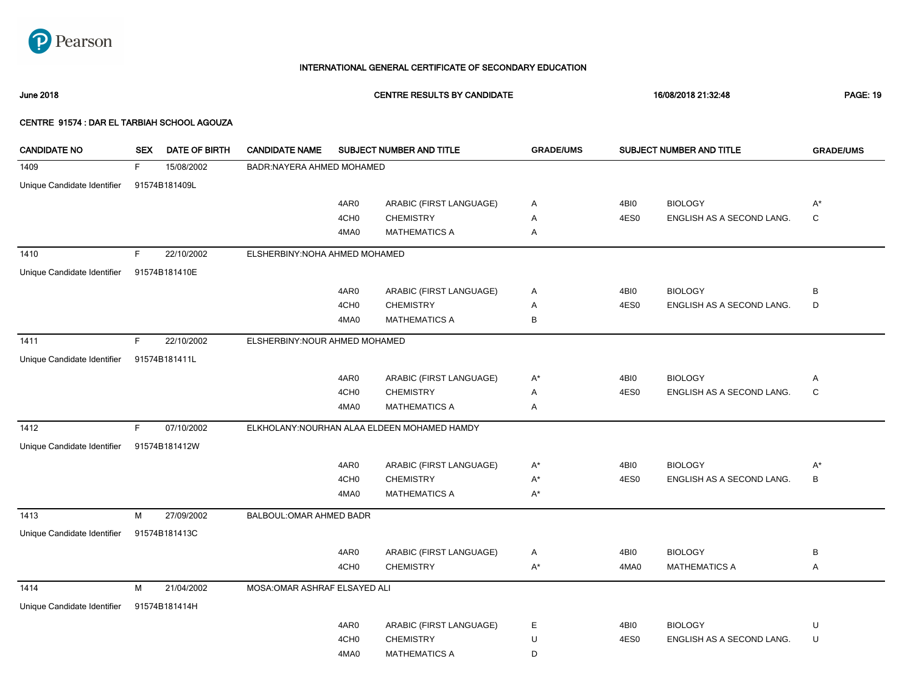# INTERNATIONAL GENERAL CERTIFICATE OF SECONDARY EDUCATION

**June 2018** **CENTRE RESULTS BY CANDIDATE** **16/08/2018 21:32:48**

**CENTRE 91574 : DAR EL TARBIAH SCHOOL AGOUZA**

| CANDIDATE NO | SEX | DATE OF BIRTH | CANDIDATE NAME | SUBJECT NUMBER AND TITLE | | GRADE/UMS | SUBJECT NUMBER AND TITLE | | GRADE/UMS |
|---|---|---|---|---|---|---|---|---|---|
| 1409 | F | 15/08/2002 | BADR:NAYERA AHMED MOHAMED | | | | | | |
| Unique Candidate Identifier | 91574B181409L | | | | | | | | |
| | | | | 4AR0 | ARABIC (FIRST LANGUAGE) | A | 4BI0 | BIOLOGY | A* |
| | | | | 4CH0 | CHEMISTRY | A | 4ES0 | ENGLISH AS A SECOND LANG. | C |
| | | | | 4MA0 | MATHEMATICS A | A | | | |
| 1410 | F | 22/10/2002 | ELSHERBINY:NOHA AHMED MOHAMED | | | | | | |
| Unique Candidate Identifier | 91574B181410E | | | | | | | | |
| | | | | 4AR0 | ARABIC (FIRST LANGUAGE) | A | 4BI0 | BIOLOGY | B |
| | | | | 4CH0 | CHEMISTRY | A | 4ES0 | ENGLISH AS A SECOND LANG. | D |
| | | | | 4MA0 | MATHEMATICS A | B | | | |
| 1411 | F | 22/10/2002 | ELSHERBINY:NOUR AHMED MOHAMED | | | | | | |
| Unique Candidate Identifier | 91574B181411L | | | | | | | | |
| | | | | 4AR0 | ARABIC (FIRST LANGUAGE) | A* | 4BI0 | BIOLOGY | A |
| | | | | 4CH0 | CHEMISTRY | A | 4ES0 | ENGLISH AS A SECOND LANG. | C |
| | | | | 4MA0 | MATHEMATICS A | A | | | |
| 1412 | F | 07/10/2002 | ELKHOLANY:NOURHAN ALAA ELDEEN MOHAMED HAMDY | | | | | | |
| Unique Candidate Identifier | 91574B181412W | | | | | | | | |
| | | | | 4AR0 | ARABIC (FIRST LANGUAGE) | A* | 4BI0 | BIOLOGY | A* |
| | | | | 4CH0 | CHEMISTRY | A* | 4ES0 | ENGLISH AS A SECOND LANG. | B |
| | | | | 4MA0 | MATHEMATICS A | A* | | | |
| 1413 | M | 27/09/2002 | BALBOUL:OMAR AHMED BADR | | | | | | |
| Unique Candidate Identifier | 91574B181413C | | | | | | | | |
| | | | | 4AR0 | ARABIC (FIRST LANGUAGE) | A | 4BI0 | BIOLOGY | B |
| | | | | 4CH0 | CHEMISTRY | A* | 4MA0 | MATHEMATICS A | A |
| 1414 | M | 21/04/2002 | MOSA:OMAR ASHRAF ELSAYED ALI | | | | | | |
| Unique Candidate Identifier | 91574B181414H | | | | | | | | |
| | | | | 4AR0 | ARABIC (FIRST LANGUAGE) | E | 4BI0 | BIOLOGY | U |
| | | | | 4CH0 | CHEMISTRY | U | 4ES0 | ENGLISH AS A SECOND LANG. | U |
| | | | | 4MA0 | MATHEMATICS A | D | | | |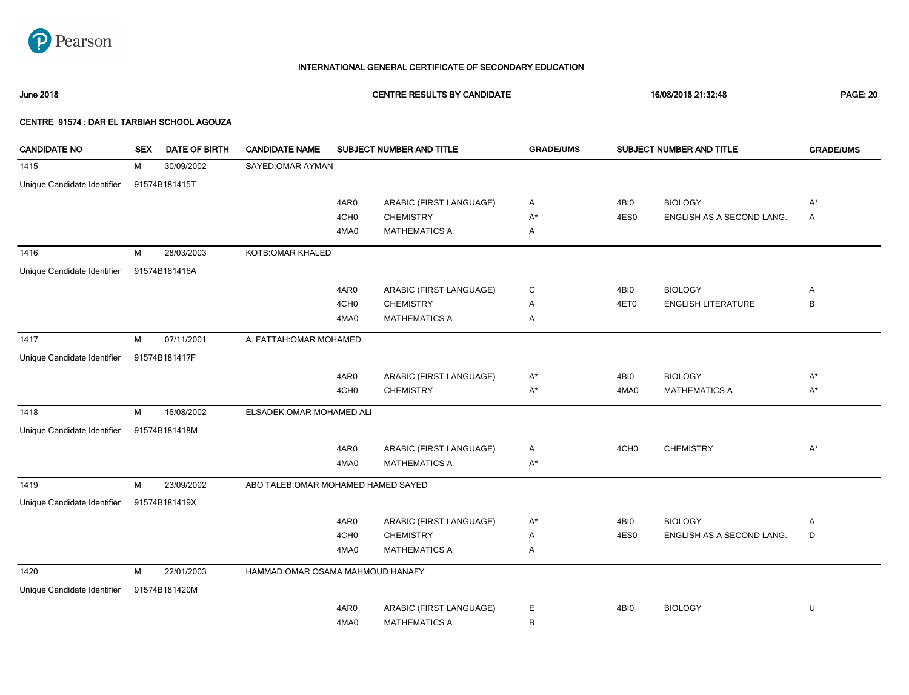# INTERNATIONAL GENERAL CERTIFICATE OF SECONDARY EDUCATION

**June 2018** — **CENTRE RESULTS BY CANDIDATE** — **16/08/2018 21:32:48**

**CENTRE 91574 : DAR EL TARBIAH SCHOOL AGOUZA**

| CANDIDATE NO | SEX | DATE OF BIRTH | CANDIDATE NAME | SUBJECT NUMBER AND TITLE | | GRADE/UMS | SUBJECT NUMBER AND TITLE | | GRADE/UMS |
|---|---|---|---|---|---|---|---|---|---|
| 1415 | M | 30/09/2002 | SAYED:OMAR AYMAN | | | | | | |
| Unique Candidate Identifier | 91574B181415T | | | | | | | | |
| | | | | 4AR0 | ARABIC (FIRST LANGUAGE) | A | 4BI0 | BIOLOGY | A* |
| | | | | 4CH0 | CHEMISTRY | A* | 4ES0 | ENGLISH AS A SECOND LANG. | A |
| | | | | 4MA0 | MATHEMATICS A | A | | | |
| 1416 | M | 28/03/2003 | KOTB:OMAR KHALED | | | | | | |
| Unique Candidate Identifier | 91574B181416A | | | | | | | | |
| | | | | 4AR0 | ARABIC (FIRST LANGUAGE) | C | 4BI0 | BIOLOGY | A |
| | | | | 4CH0 | CHEMISTRY | A | 4ET0 | ENGLISH LITERATURE | B |
| | | | | 4MA0 | MATHEMATICS A | A | | | |
| 1417 | M | 07/11/2001 | A. FATTAH:OMAR MOHAMED | | | | | | |
| Unique Candidate Identifier | 91574B181417F | | | | | | | | |
| | | | | 4AR0 | ARABIC (FIRST LANGUAGE) | A* | 4BI0 | BIOLOGY | A* |
| | | | | 4CH0 | CHEMISTRY | A* | 4MA0 | MATHEMATICS A | A* |
| 1418 | M | 16/08/2002 | ELSADEK:OMAR MOHAMED ALI | | | | | | |
| Unique Candidate Identifier | 91574B181418M | | | | | | | | |
| | | | | 4AR0 | ARABIC (FIRST LANGUAGE) | A | 4CH0 | CHEMISTRY | A* |
| | | | | 4MA0 | MATHEMATICS A | A* | | | |
| 1419 | M | 23/09/2002 | ABO TALEB:OMAR MOHAMED HAMED SAYED | | | | | | |
| Unique Candidate Identifier | 91574B181419X | | | | | | | | |
| | | | | 4AR0 | ARABIC (FIRST LANGUAGE) | A* | 4BI0 | BIOLOGY | A |
| | | | | 4CH0 | CHEMISTRY | A | 4ES0 | ENGLISH AS A SECOND LANG. | D |
| | | | | 4MA0 | MATHEMATICS A | A | | | |
| 1420 | M | 22/01/2003 | HAMMAD:OMAR OSAMA MAHMOUD HANAFY | | | | | | |
| Unique Candidate Identifier | 91574B181420M | | | | | | | | |
| | | | | 4AR0 | ARABIC (FIRST LANGUAGE) | E | 4BI0 | BIOLOGY | U |
| | | | | 4MA0 | MATHEMATICS A | B | | | |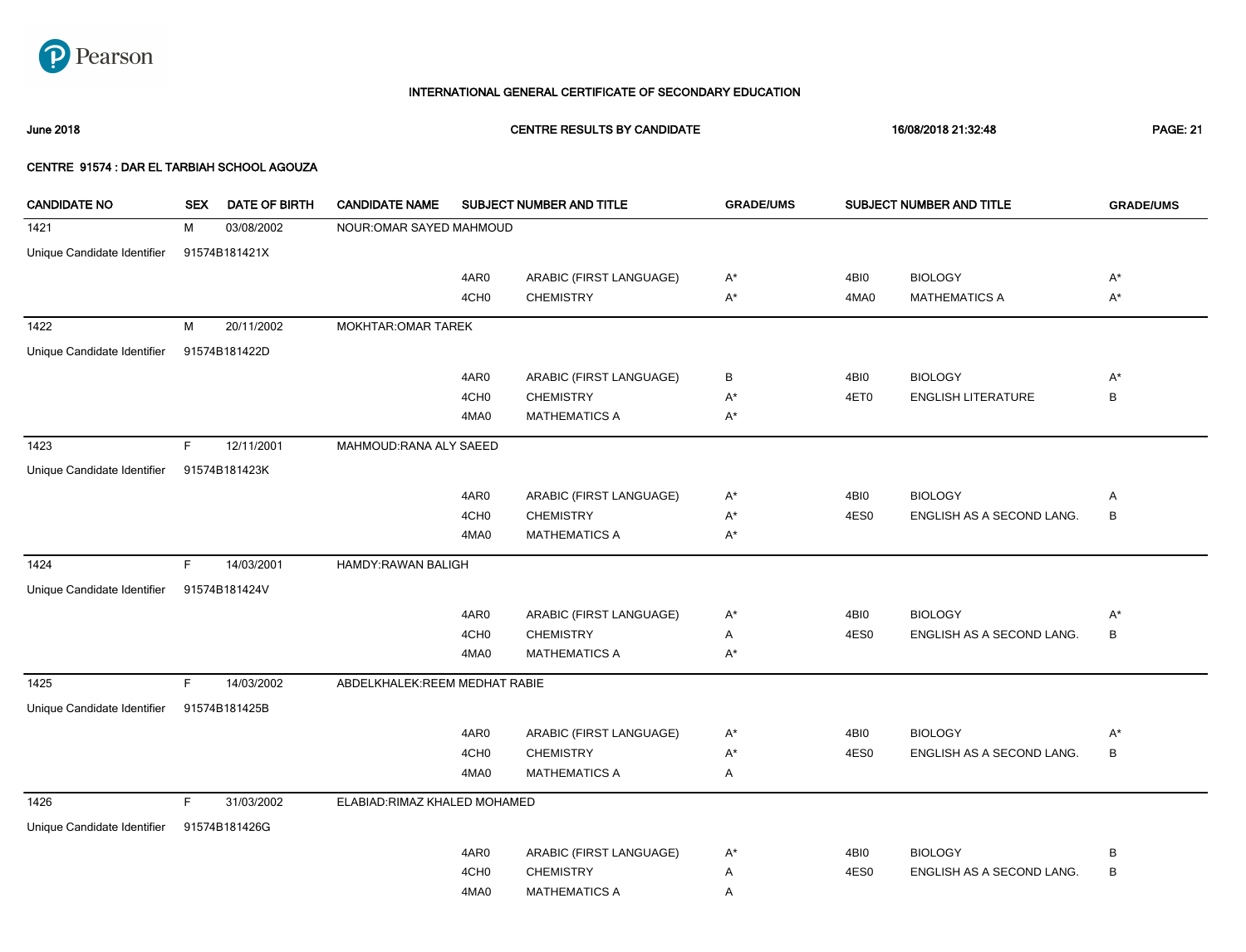# INTERNATIONAL GENERAL CERTIFICATE OF SECONDARY EDUCATION

**June 2018** **CENTRE RESULTS BY CANDIDATE** **16/08/2018 21:32:48**

**CENTRE 91574 : DAR EL TARBIAH SCHOOL AGOUZA**

| CANDIDATE NO | SEX | DATE OF BIRTH | CANDIDATE NAME | SUBJECT NUMBER AND TITLE | | GRADE/UMS | SUBJECT NUMBER AND TITLE | | GRADE/UMS |
|---|---|---|---|---|---|---|---|---|---|
| 1421 | M | 03/08/2002 | NOUR:OMAR SAYED MAHMOUD | | | | | | |
| Unique Candidate Identifier | 91574B181421X | | | | | | | | |
| | | | | 4AR0 | ARABIC (FIRST LANGUAGE) | A* | 4BI0 | BIOLOGY | A* |
| | | | | 4CH0 | CHEMISTRY | A* | 4MA0 | MATHEMATICS A | A* |
| 1422 | M | 20/11/2002 | MOKHTAR:OMAR TAREK | | | | | | |
| Unique Candidate Identifier | 91574B181422D | | | | | | | | |
| | | | | 4AR0 | ARABIC (FIRST LANGUAGE) | B | 4BI0 | BIOLOGY | A* |
| | | | | 4CH0 | CHEMISTRY | A* | 4ET0 | ENGLISH LITERATURE | B |
| | | | | 4MA0 | MATHEMATICS A | A* | | | |
| 1423 | F | 12/11/2001 | MAHMOUD:RANA ALY SAEED | | | | | | |
| Unique Candidate Identifier | 91574B181423K | | | | | | | | |
| | | | | 4AR0 | ARABIC (FIRST LANGUAGE) | A* | 4BI0 | BIOLOGY | A |
| | | | | 4CH0 | CHEMISTRY | A* | 4ES0 | ENGLISH AS A SECOND LANG. | B |
| | | | | 4MA0 | MATHEMATICS A | A* | | | |
| 1424 | F | 14/03/2001 | HAMDY:RAWAN BALIGH | | | | | | |
| Unique Candidate Identifier | 91574B181424V | | | | | | | | |
| | | | | 4AR0 | ARABIC (FIRST LANGUAGE) | A* | 4BI0 | BIOLOGY | A* |
| | | | | 4CH0 | CHEMISTRY | A | 4ES0 | ENGLISH AS A SECOND LANG. | B |
| | | | | 4MA0 | MATHEMATICS A | A* | | | |
| 1425 | F | 14/03/2002 | ABDELKHALEK:REEM MEDHAT RABIE | | | | | | |
| Unique Candidate Identifier | 91574B181425B | | | | | | | | |
| | | | | 4AR0 | ARABIC (FIRST LANGUAGE) | A* | 4BI0 | BIOLOGY | A* |
| | | | | 4CH0 | CHEMISTRY | A* | 4ES0 | ENGLISH AS A SECOND LANG. | B |
| | | | | 4MA0 | MATHEMATICS A | A | | | |
| 1426 | F | 31/03/2002 | ELABIAD:RIMAZ KHALED MOHAMED | | | | | | |
| Unique Candidate Identifier | 91574B181426G | | | | | | | | |
| | | | | 4AR0 | ARABIC (FIRST LANGUAGE) | A* | 4BI0 | BIOLOGY | B |
| | | | | 4CH0 | CHEMISTRY | A | 4ES0 | ENGLISH AS A SECOND LANG. | B |
| | | | | 4MA0 | MATHEMATICS A | A | | | |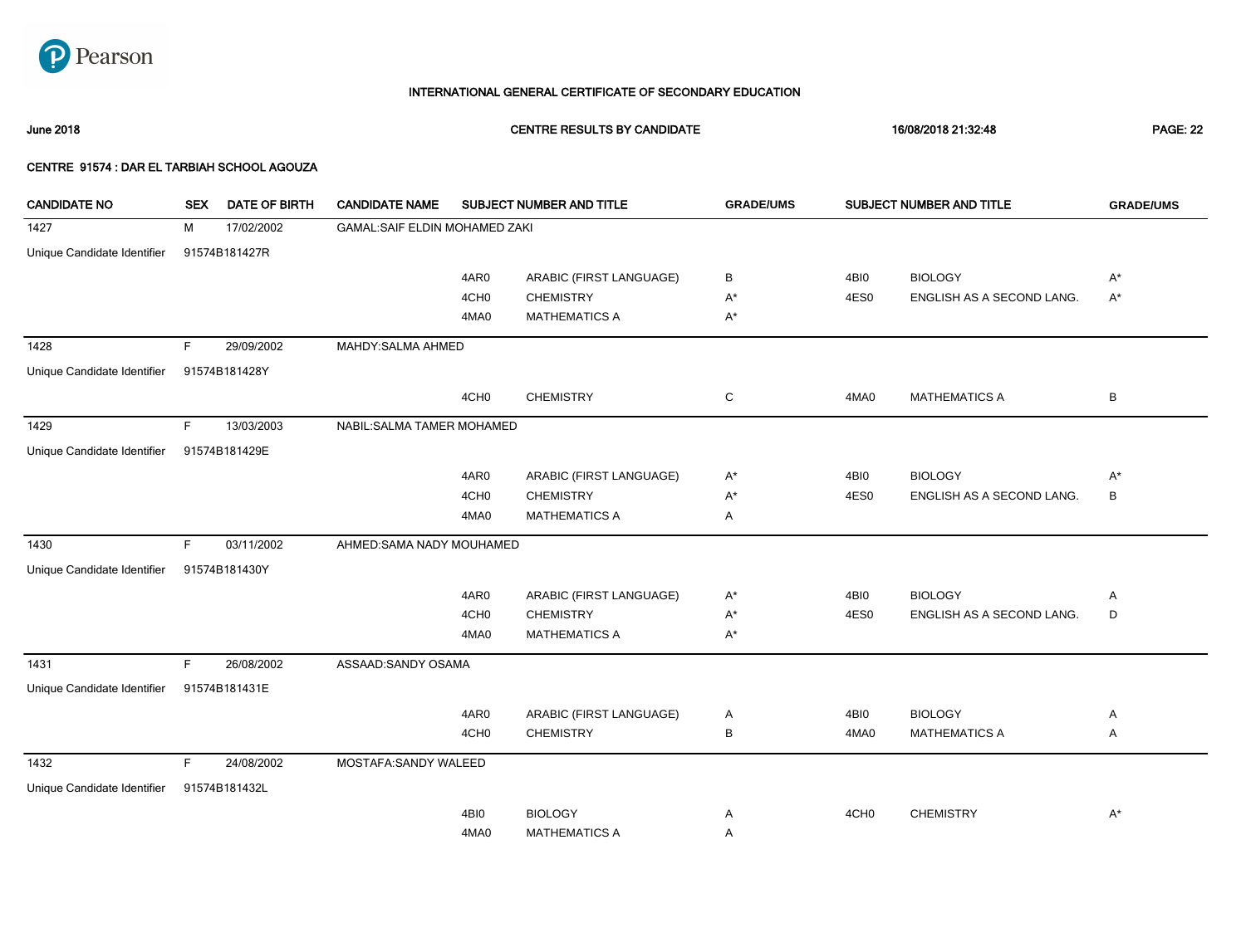# INTERNATIONAL GENERAL CERTIFICATE OF SECONDARY EDUCATION

**June 2018** **CENTRE RESULTS BY CANDIDATE** **16/08/2018 21:32:48**

**CENTRE 91574 : DAR EL TARBIAH SCHOOL AGOUZA**

| CANDIDATE NO | SEX | DATE OF BIRTH | CANDIDATE NAME | SUBJECT NUMBER | SUBJECT TITLE | GRADE/UMS | SUBJECT NUMBER | SUBJECT TITLE | GRADE/UMS |
|---|---|---|---|---|---|---|---|---|---|
| 1427 | M | 17/02/2002 | GAMAL:SAIF ELDIN MOHAMED ZAKI | | | | | | |
| Unique Candidate Identifier | 91574B181427R | | | | | | | | |
| | | | | 4AR0 | ARABIC (FIRST LANGUAGE) | B | 4BI0 | BIOLOGY | A* |
| | | | | 4CH0 | CHEMISTRY | A* | 4ES0 | ENGLISH AS A SECOND LANG. | A* |
| | | | | 4MA0 | MATHEMATICS A | A* | | | |
| 1428 | F | 29/09/2002 | MAHDY:SALMA AHMED | | | | | | |
| Unique Candidate Identifier | 91574B181428Y | | | | | | | | |
| | | | | 4CH0 | CHEMISTRY | C | 4MA0 | MATHEMATICS A | B |
| 1429 | F | 13/03/2003 | NABIL:SALMA TAMER MOHAMED | | | | | | |
| Unique Candidate Identifier | 91574B181429E | | | | | | | | |
| | | | | 4AR0 | ARABIC (FIRST LANGUAGE) | A* | 4BI0 | BIOLOGY | A* |
| | | | | 4CH0 | CHEMISTRY | A* | 4ES0 | ENGLISH AS A SECOND LANG. | B |
| | | | | 4MA0 | MATHEMATICS A | A | | | |
| 1430 | F | 03/11/2002 | AHMED:SAMA NADY MOUHAMED | | | | | | |
| Unique Candidate Identifier | 91574B181430Y | | | | | | | | |
| | | | | 4AR0 | ARABIC (FIRST LANGUAGE) | A* | 4BI0 | BIOLOGY | A |
| | | | | 4CH0 | CHEMISTRY | A* | 4ES0 | ENGLISH AS A SECOND LANG. | D |
| | | | | 4MA0 | MATHEMATICS A | A* | | | |
| 1431 | F | 26/08/2002 | ASSAAD:SANDY OSAMA | | | | | | |
| Unique Candidate Identifier | 91574B181431E | | | | | | | | |
| | | | | 4AR0 | ARABIC (FIRST LANGUAGE) | A | 4BI0 | BIOLOGY | A |
| | | | | 4CH0 | CHEMISTRY | B | 4MA0 | MATHEMATICS A | A |
| 1432 | F | 24/08/2002 | MOSTAFA:SANDY WALEED | | | | | | |
| Unique Candidate Identifier | 91574B181432L | | | | | | | | |
| | | | | 4BI0 | BIOLOGY | A | 4CH0 | CHEMISTRY | A* |
| | | | | 4MA0 | MATHEMATICS A | A | | | |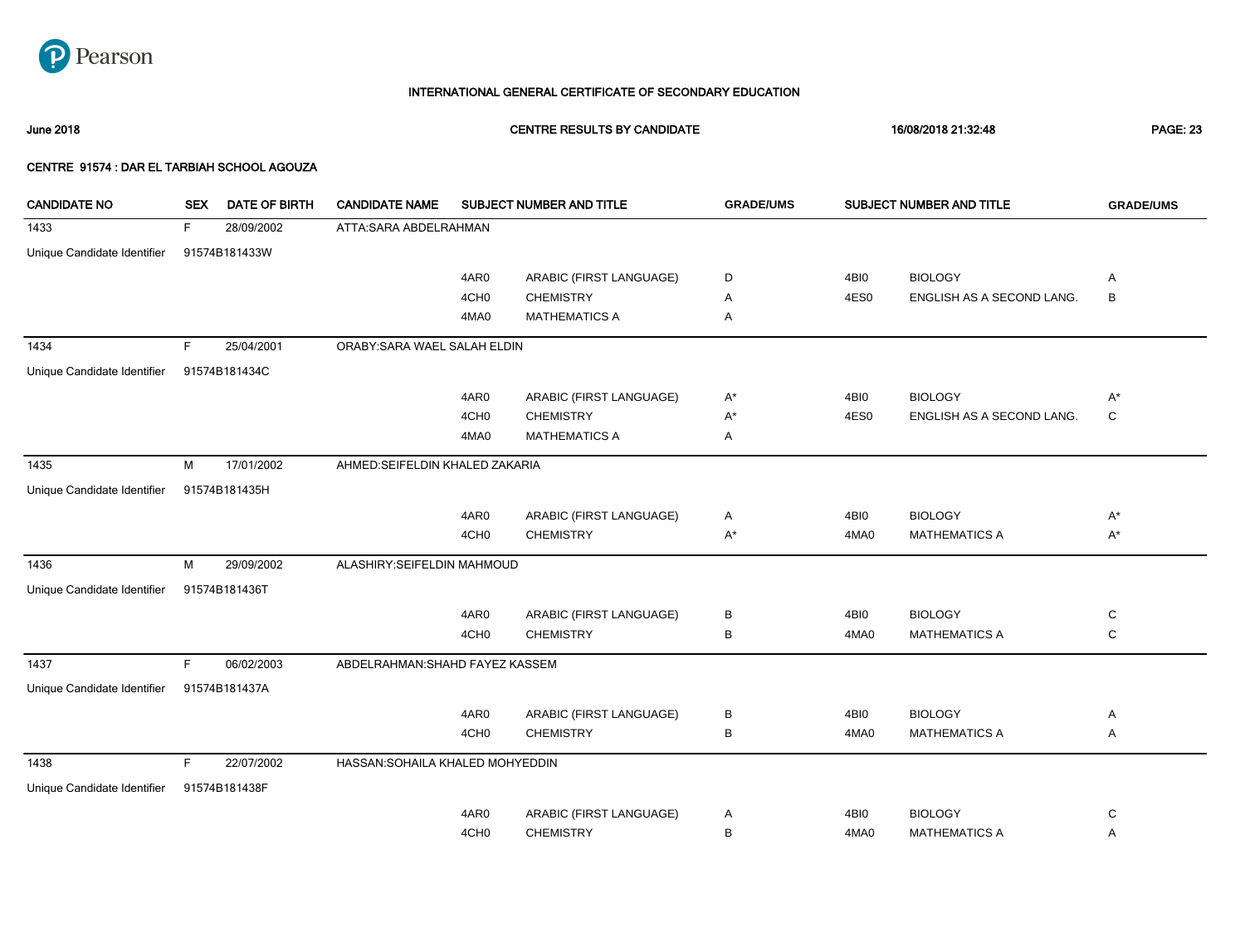**INTERNATIONAL GENERAL CERTIFICATE OF SECONDARY EDUCATION**

**June 2018** | **CENTRE RESULTS BY CANDIDATE** | **16/08/2018 21:32:48**

**CENTRE 91574 : DAR EL TARBIAH SCHOOL AGOUZA**

| CANDIDATE NO | SEX | DATE OF BIRTH | CANDIDATE NAME | SUBJECT NUMBER AND TITLE | | GRADE/UMS | SUBJECT NUMBER AND TITLE | | GRADE/UMS |
|---|---|---|---|---|---|---|---|---|---|
| 1433 | F | 28/09/2002 | ATTA:SARA ABDELRAHMAN | | | | | | |
| Unique Candidate Identifier | 91574B181433W | | | | | | | | |
| | | | | 4AR0 | ARABIC (FIRST LANGUAGE) | D | 4BI0 | BIOLOGY | A |
| | | | | 4CH0 | CHEMISTRY | A | 4ES0 | ENGLISH AS A SECOND LANG. | B |
| | | | | 4MA0 | MATHEMATICS A | A | | | |
| 1434 | F | 25/04/2001 | ORABY:SARA WAEL SALAH ELDIN | | | | | | |
| Unique Candidate Identifier | 91574B181434C | | | | | | | | |
| | | | | 4AR0 | ARABIC (FIRST LANGUAGE) | A* | 4BI0 | BIOLOGY | A* |
| | | | | 4CH0 | CHEMISTRY | A* | 4ES0 | ENGLISH AS A SECOND LANG. | C |
| | | | | 4MA0 | MATHEMATICS A | A | | | |
| 1435 | M | 17/01/2002 | AHMED:SEIFELDIN KHALED ZAKARIA | | | | | | |
| Unique Candidate Identifier | 91574B181435H | | | | | | | | |
| | | | | 4AR0 | ARABIC (FIRST LANGUAGE) | A | 4BI0 | BIOLOGY | A* |
| | | | | 4CH0 | CHEMISTRY | A* | 4MA0 | MATHEMATICS A | A* |
| 1436 | M | 29/09/2002 | ALASHIRY:SEIFELDIN MAHMOUD | | | | | | |
| Unique Candidate Identifier | 91574B181436T | | | | | | | | |
| | | | | 4AR0 | ARABIC (FIRST LANGUAGE) | B | 4BI0 | BIOLOGY | C |
| | | | | 4CH0 | CHEMISTRY | B | 4MA0 | MATHEMATICS A | C |
| 1437 | F | 06/02/2003 | ABDELRAHMAN:SHAHD FAYEZ KASSEM | | | | | | |
| Unique Candidate Identifier | 91574B181437A | | | | | | | | |
| | | | | 4AR0 | ARABIC (FIRST LANGUAGE) | B | 4BI0 | BIOLOGY | A |
| | | | | 4CH0 | CHEMISTRY | B | 4MA0 | MATHEMATICS A | A |
| 1438 | F | 22/07/2002 | HASSAN:SOHAILA KHALED MOHYEDDIN | | | | | | |
| Unique Candidate Identifier | 91574B181438F | | | | | | | | |
| | | | | 4AR0 | ARABIC (FIRST LANGUAGE) | A | 4BI0 | BIOLOGY | C |
| | | | | 4CH0 | CHEMISTRY | B | 4MA0 | MATHEMATICS A | A |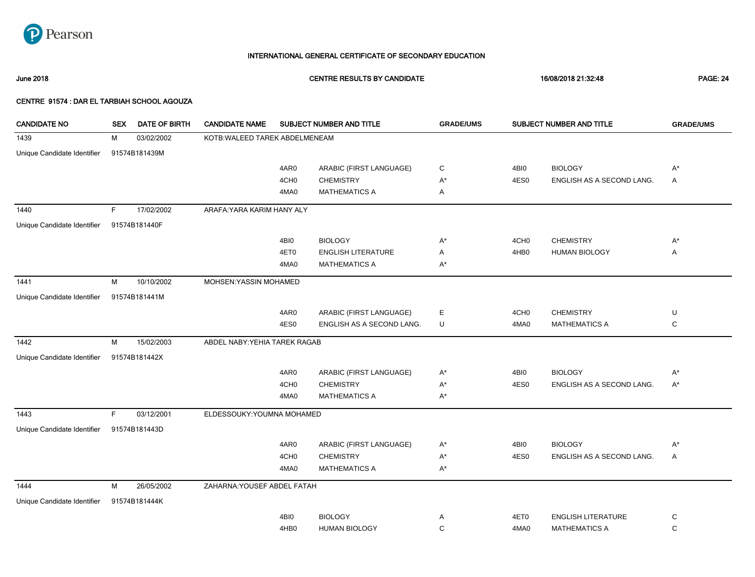INTERNATIONAL GENERAL CERTIFICATE OF SECONDARY EDUCATION

June 2018 CENTRE RESULTS BY CANDIDATE 16/08/2018 21:32:48

CENTRE 91574 : DAR EL TARBIAH SCHOOL AGOUZA

| CANDIDATE NO | SEX | DATE OF BIRTH | CANDIDATE NAME | SUBJECT NUMBER AND TITLE | | GRADE/UMS | SUBJECT NUMBER AND TITLE | | GRADE/UMS |
|---|---|---|---|---|---|---|---|---|---|
| 1439 | M | 03/02/2002 | KOTB:WALEED TAREK ABDELMENEAM | | | | | | |
| Unique Candidate Identifier | 91574B181439M | | | | | | | | |
| | | | | 4AR0 | ARABIC (FIRST LANGUAGE) | C | 4BI0 | BIOLOGY | A* |
| | | | | 4CH0 | CHEMISTRY | A* | 4ES0 | ENGLISH AS A SECOND LANG. | A |
| | | | | 4MA0 | MATHEMATICS A | A | | | |
| 1440 | F | 17/02/2002 | ARAFA:YARA KARIM HANY ALY | | | | | | |
| Unique Candidate Identifier | 91574B181440F | | | | | | | | |
| | | | | 4BI0 | BIOLOGY | A* | 4CH0 | CHEMISTRY | A* |
| | | | | 4ET0 | ENGLISH LITERATURE | A | 4HB0 | HUMAN BIOLOGY | A |
| | | | | 4MA0 | MATHEMATICS A | A* | | | |
| 1441 | M | 10/10/2002 | MOHSEN:YASSIN MOHAMED | | | | | | |
| Unique Candidate Identifier | 91574B181441M | | | | | | | | |
| | | | | 4AR0 | ARABIC (FIRST LANGUAGE) | E | 4CH0 | CHEMISTRY | U |
| | | | | 4ES0 | ENGLISH AS A SECOND LANG. | U | 4MA0 | MATHEMATICS A | C |
| 1442 | M | 15/02/2003 | ABDEL NABY:YEHIA TAREK RAGAB | | | | | | |
| Unique Candidate Identifier | 91574B181442X | | | | | | | | |
| | | | | 4AR0 | ARABIC (FIRST LANGUAGE) | A* | 4BI0 | BIOLOGY | A* |
| | | | | 4CH0 | CHEMISTRY | A* | 4ES0 | ENGLISH AS A SECOND LANG. | A* |
| | | | | 4MA0 | MATHEMATICS A | A* | | | |
| 1443 | F | 03/12/2001 | ELDESSOUKY:YOUMNA MOHAMED | | | | | | |
| Unique Candidate Identifier | 91574B181443D | | | | | | | | |
| | | | | 4AR0 | ARABIC (FIRST LANGUAGE) | A* | 4BI0 | BIOLOGY | A* |
| | | | | 4CH0 | CHEMISTRY | A* | 4ES0 | ENGLISH AS A SECOND LANG. | A |
| | | | | 4MA0 | MATHEMATICS A | A* | | | |
| 1444 | M | 26/05/2002 | ZAHARNA:YOUSEF ABDEL FATAH | | | | | | |
| Unique Candidate Identifier | 91574B181444K | | | | | | | | |
| | | | | 4BI0 | BIOLOGY | A | 4ET0 | ENGLISH LITERATURE | C |
| | | | | 4HB0 | HUMAN BIOLOGY | C | 4MA0 | MATHEMATICS A | C |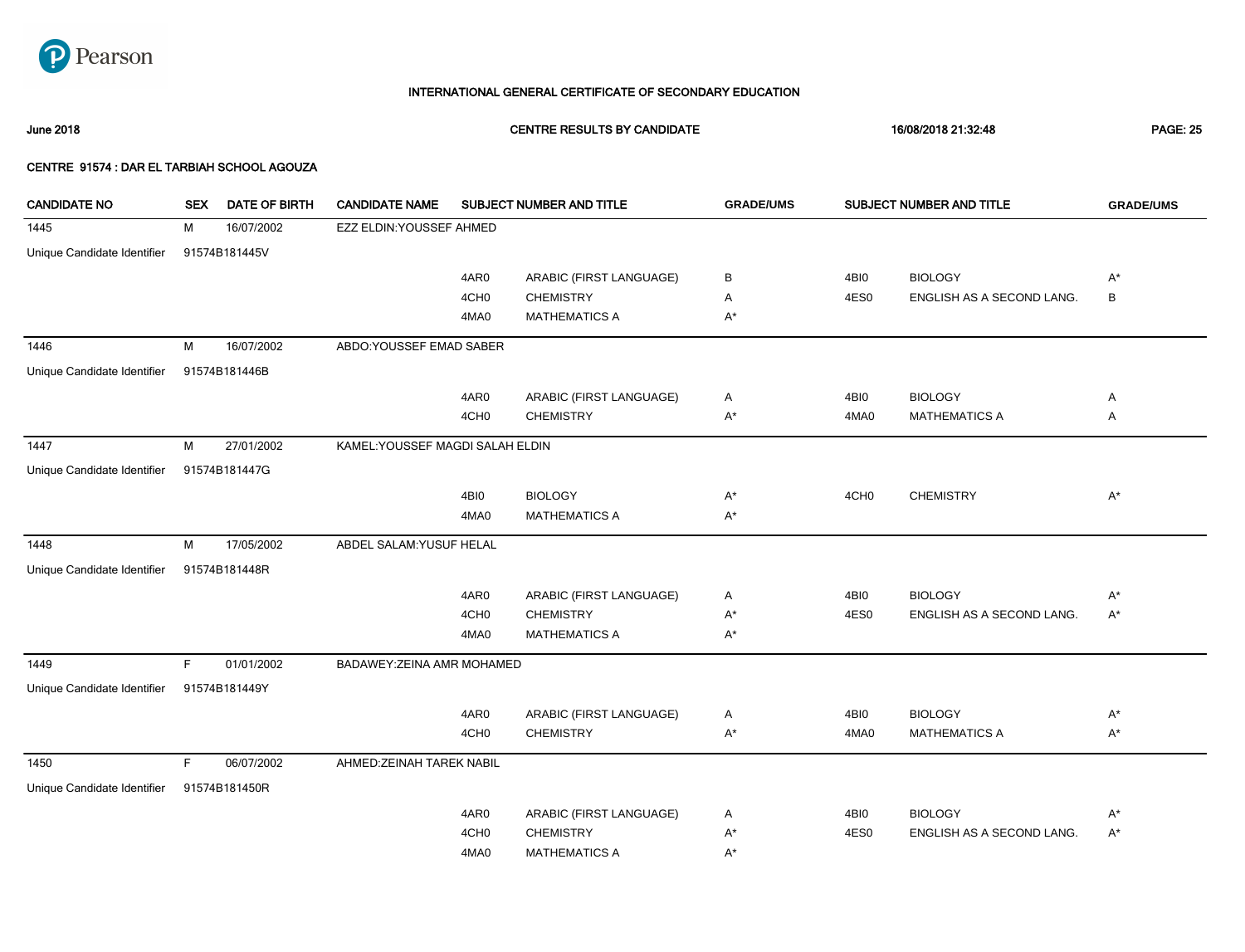# INTERNATIONAL GENERAL CERTIFICATE OF SECONDARY EDUCATION

**June 2018** **CENTRE RESULTS BY CANDIDATE** **16/08/2018 21:32:48**

**CENTRE 91574 : DAR EL TARBIAH SCHOOL AGOUZA**

| CANDIDATE NO | SEX | DATE OF BIRTH | CANDIDATE NAME | SUBJECT NUMBER AND TITLE | | GRADE/UMS | SUBJECT NUMBER AND TITLE | | GRADE/UMS |
|---|---|---|---|---|---|---|---|---|---|
| 1445 | M | 16/07/2002 | EZZ ELDIN:YOUSSEF AHMED | | | | | | |
| Unique Candidate Identifier | 91574B181445V | | | | | | | | |
| | | | | 4AR0 | ARABIC (FIRST LANGUAGE) | B | 4BI0 | BIOLOGY | A* |
| | | | | 4CH0 | CHEMISTRY | A | 4ES0 | ENGLISH AS A SECOND LANG. | B |
| | | | | 4MA0 | MATHEMATICS A | A* | | | |
| 1446 | M | 16/07/2002 | ABDO:YOUSSEF EMAD SABER | | | | | | |
| Unique Candidate Identifier | 91574B181446B | | | | | | | | |
| | | | | 4AR0 | ARABIC (FIRST LANGUAGE) | A | 4BI0 | BIOLOGY | A |
| | | | | 4CH0 | CHEMISTRY | A* | 4MA0 | MATHEMATICS A | A |
| 1447 | M | 27/01/2002 | KAMEL:YOUSSEF MAGDI SALAH ELDIN | | | | | | |
| Unique Candidate Identifier | 91574B181447G | | | | | | | | |
| | | | | 4BI0 | BIOLOGY | A* | 4CH0 | CHEMISTRY | A* |
| | | | | 4MA0 | MATHEMATICS A | A* | | | |
| 1448 | M | 17/05/2002 | ABDEL SALAM:YUSUF HELAL | | | | | | |
| Unique Candidate Identifier | 91574B181448R | | | | | | | | |
| | | | | 4AR0 | ARABIC (FIRST LANGUAGE) | A | 4BI0 | BIOLOGY | A* |
| | | | | 4CH0 | CHEMISTRY | A* | 4ES0 | ENGLISH AS A SECOND LANG. | A* |
| | | | | 4MA0 | MATHEMATICS A | A* | | | |
| 1449 | F | 01/01/2002 | BADAWEY:ZEINA AMR MOHAMED | | | | | | |
| Unique Candidate Identifier | 91574B181449Y | | | | | | | | |
| | | | | 4AR0 | ARABIC (FIRST LANGUAGE) | A | 4BI0 | BIOLOGY | A* |
| | | | | 4CH0 | CHEMISTRY | A* | 4MA0 | MATHEMATICS A | A* |
| 1450 | F | 06/07/2002 | AHMED:ZEINAH TAREK NABIL | | | | | | |
| Unique Candidate Identifier | 91574B181450R | | | | | | | | |
| | | | | 4AR0 | ARABIC (FIRST LANGUAGE) | A | 4BI0 | BIOLOGY | A* |
| | | | | 4CH0 | CHEMISTRY | A* | 4ES0 | ENGLISH AS A SECOND LANG. | A* |
| | | | | 4MA0 | MATHEMATICS A | A* | | | |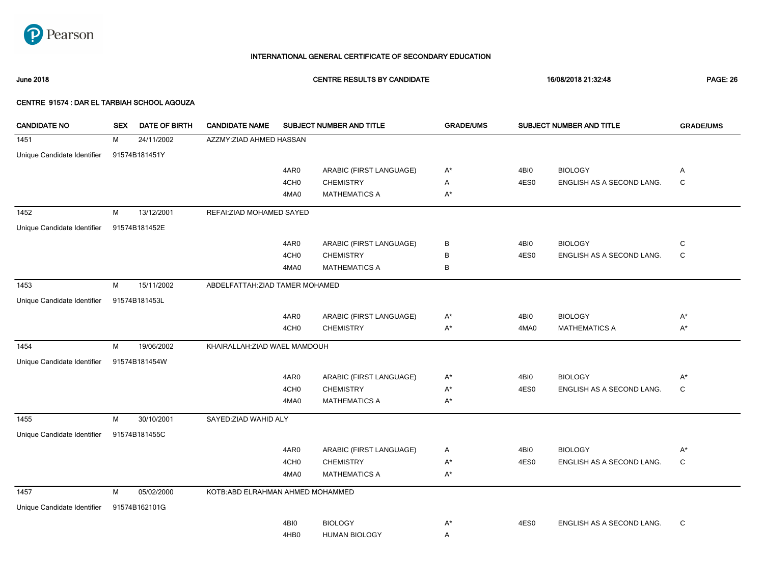Pearson

**INTERNATIONAL GENERAL CERTIFICATE OF SECONDARY EDUCATION**

**June 2018** **CENTRE RESULTS BY CANDIDATE** **16/08/2018 21:32:48**

**CENTRE 91574 : DAR EL TARBIAH SCHOOL AGOUZA**

| CANDIDATE NO | SEX | DATE OF BIRTH | CANDIDATE NAME | SUBJECT NUMBER AND TITLE | | GRADE/UMS | SUBJECT NUMBER AND TITLE | | GRADE/UMS |
|---|---|---|---|---|---|---|---|---|---|
| 1451 | M | 24/11/2002 | AZZMY:ZIAD AHMED HASSAN | | | | | | |
| Unique Candidate Identifier | 91574B181451Y | | | | | | | | |
| | | | | 4AR0 | ARABIC (FIRST LANGUAGE) | A* | 4BI0 | BIOLOGY | A |
| | | | | 4CH0 | CHEMISTRY | A | 4ES0 | ENGLISH AS A SECOND LANG. | C |
| | | | | 4MA0 | MATHEMATICS A | A* | | | |
| 1452 | M | 13/12/2001 | REFAI:ZIAD MOHAMED SAYED | | | | | | |
| Unique Candidate Identifier | 91574B181452E | | | | | | | | |
| | | | | 4AR0 | ARABIC (FIRST LANGUAGE) | B | 4BI0 | BIOLOGY | C |
| | | | | 4CH0 | CHEMISTRY | B | 4ES0 | ENGLISH AS A SECOND LANG. | C |
| | | | | 4MA0 | MATHEMATICS A | B | | | |
| 1453 | M | 15/11/2002 | ABDELFATTAH:ZIAD TAMER MOHAMED | | | | | | |
| Unique Candidate Identifier | 91574B181453L | | | | | | | | |
| | | | | 4AR0 | ARABIC (FIRST LANGUAGE) | A* | 4BI0 | BIOLOGY | A* |
| | | | | 4CH0 | CHEMISTRY | A* | 4MA0 | MATHEMATICS A | A* |
| 1454 | M | 19/06/2002 | KHAIRALLAH:ZIAD WAEL MAMDOUH | | | | | | |
| Unique Candidate Identifier | 91574B181454W | | | | | | | | |
| | | | | 4AR0 | ARABIC (FIRST LANGUAGE) | A* | 4BI0 | BIOLOGY | A* |
| | | | | 4CH0 | CHEMISTRY | A* | 4ES0 | ENGLISH AS A SECOND LANG. | C |
| | | | | 4MA0 | MATHEMATICS A | A* | | | |
| 1455 | M | 30/10/2001 | SAYED:ZIAD WAHID ALY | | | | | | |
| Unique Candidate Identifier | 91574B181455C | | | | | | | | |
| | | | | 4AR0 | ARABIC (FIRST LANGUAGE) | A | 4BI0 | BIOLOGY | A* |
| | | | | 4CH0 | CHEMISTRY | A* | 4ES0 | ENGLISH AS A SECOND LANG. | C |
| | | | | 4MA0 | MATHEMATICS A | A* | | | |
| 1457 | M | 05/02/2000 | KOTB:ABD ELRAHMAN AHMED MOHAMMED | | | | | | |
| Unique Candidate Identifier | 91574B162101G | | | | | | | | |
| | | | | 4BI0 | BIOLOGY | A* | 4ES0 | ENGLISH AS A SECOND LANG. | C |
| | | | | 4HB0 | HUMAN BIOLOGY | A | | | |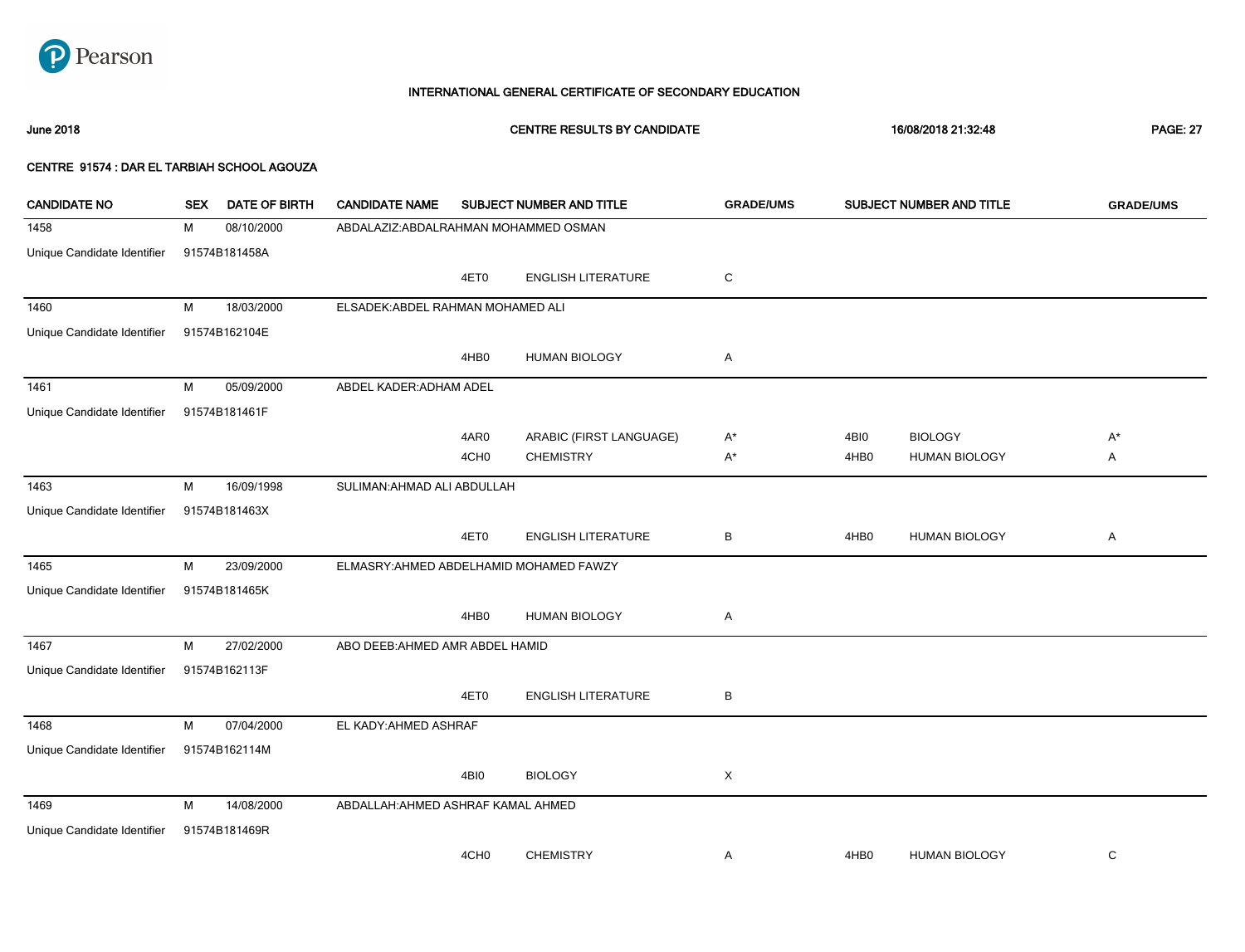Pearson

# INTERNATIONAL GENERAL CERTIFICATE OF SECONDARY EDUCATION

June 2018 | CENTRE RESULTS BY CANDIDATE | 16/08/2018 21:32:48

## CENTRE 91574 : DAR EL TARBIAH SCHOOL AGOUZA

| CANDIDATE NO | SEX | DATE OF BIRTH | CANDIDATE NAME | SUBJECT NUMBER AND TITLE | | GRADE/UMS | SUBJECT NUMBER AND TITLE | | GRADE/UMS |
|---|---|---|---|---|---|---|---|---|---|
| 1458 | M | 08/10/2000 | ABDALAZIZ:ABDALRAHMAN MOHAMMED OSMAN | | | | | | |
| Unique Candidate Identifier | 91574B181458A | | | | | | | | |
| | | | | 4ET0 | ENGLISH LITERATURE | C | | | |
| 1460 | M | 18/03/2000 | ELSADEK:ABDEL RAHMAN MOHAMED ALI | | | | | | |
| Unique Candidate Identifier | 91574B162104E | | | | | | | | |
| | | | | 4HB0 | HUMAN BIOLOGY | A | | | |
| 1461 | M | 05/09/2000 | ABDEL KADER:ADHAM ADEL | | | | | | |
| Unique Candidate Identifier | 91574B181461F | | | | | | | | |
| | | | | 4AR0 | ARABIC (FIRST LANGUAGE) | A* | 4BI0 | BIOLOGY | A* |
| | | | | 4CH0 | CHEMISTRY | A* | 4HB0 | HUMAN BIOLOGY | A |
| 1463 | M | 16/09/1998 | SULIMAN:AHMAD ALI ABDULLAH | | | | | | |
| Unique Candidate Identifier | 91574B181463X | | | | | | | | |
| | | | | 4ET0 | ENGLISH LITERATURE | B | 4HB0 | HUMAN BIOLOGY | A |
| 1465 | M | 23/09/2000 | ELMASRY:AHMED ABDELHAMID MOHAMED FAWZY | | | | | | |
| Unique Candidate Identifier | 91574B181465K | | | | | | | | |
| | | | | 4HB0 | HUMAN BIOLOGY | A | | | |
| 1467 | M | 27/02/2000 | ABO DEEB:AHMED AMR ABDEL HAMID | | | | | | |
| Unique Candidate Identifier | 91574B162113F | | | | | | | | |
| | | | | 4ET0 | ENGLISH LITERATURE | B | | | |
| 1468 | M | 07/04/2000 | EL KADY:AHMED ASHRAF | | | | | | |
| Unique Candidate Identifier | 91574B162114M | | | | | | | | |
| | | | | 4BI0 | BIOLOGY | X | | | |
| 1469 | M | 14/08/2000 | ABDALLAH:AHMED ASHRAF KAMAL AHMED | | | | | | |
| Unique Candidate Identifier | 91574B181469R | | | | | | | | |
| | | | | 4CH0 | CHEMISTRY | A | 4HB0 | HUMAN BIOLOGY | C |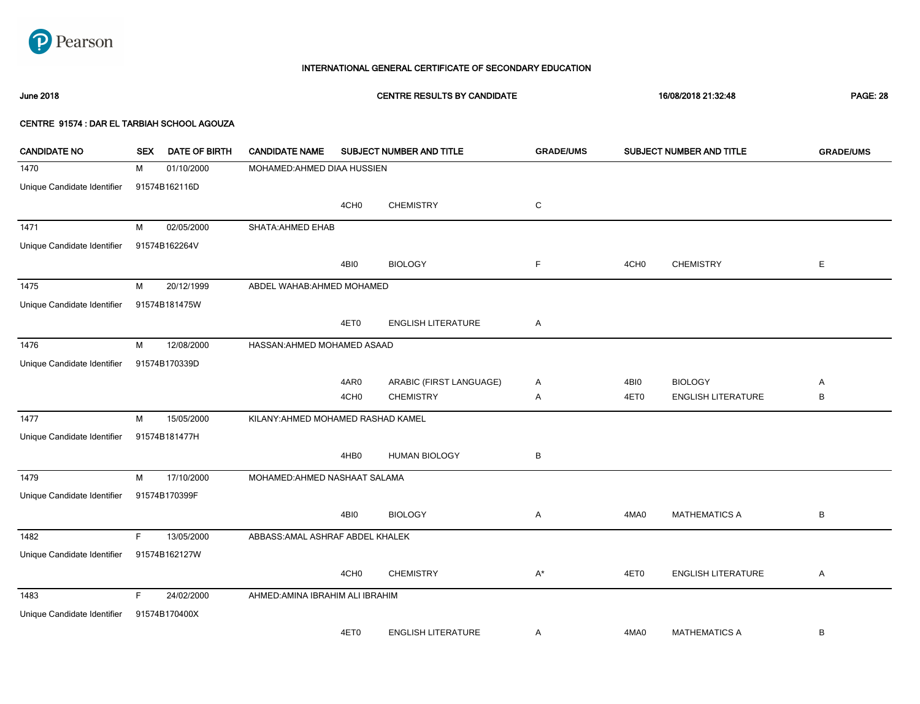# INTERNATIONAL GENERAL CERTIFICATE OF SECONDARY EDUCATION

**June 2018** **CENTRE RESULTS BY CANDIDATE** **16/08/2018 21:32:48**

**CENTRE 91574 : DAR EL TARBIAH SCHOOL AGOUZA**

| CANDIDATE NO | SEX | DATE OF BIRTH | CANDIDATE NAME | SUBJECT NUMBER AND TITLE | | GRADE/UMS | SUBJECT NUMBER AND TITLE | | GRADE/UMS |
|---|---|---|---|---|---|---|---|---|---|
| 1470 | M | 01/10/2000 | MOHAMED:AHMED DIAA HUSSIEN | | | | | | |
| Unique Candidate Identifier | 91574B162116D | | | | | | | | |
| | | | | 4CH0 | CHEMISTRY | C | | | |
| 1471 | M | 02/05/2000 | SHATA:AHMED EHAB | | | | | | |
| Unique Candidate Identifier | 91574B162264V | | | | | | | | |
| | | | | 4BI0 | BIOLOGY | F | 4CH0 | CHEMISTRY | E |
| 1475 | M | 20/12/1999 | ABDEL WAHAB:AHMED MOHAMED | | | | | | |
| Unique Candidate Identifier | 91574B181475W | | | | | | | | |
| | | | | 4ET0 | ENGLISH LITERATURE | A | | | |
| 1476 | M | 12/08/2000 | HASSAN:AHMED MOHAMED ASAAD | | | | | | |
| Unique Candidate Identifier | 91574B170339D | | | | | | | | |
| | | | | 4AR0 | ARABIC (FIRST LANGUAGE) | A | 4BI0 | BIOLOGY | A |
| | | | | 4CH0 | CHEMISTRY | A | 4ET0 | ENGLISH LITERATURE | B |
| 1477 | M | 15/05/2000 | KILANY:AHMED MOHAMED RASHAD KAMEL | | | | | | |
| Unique Candidate Identifier | 91574B181477H | | | | | | | | |
| | | | | 4HB0 | HUMAN BIOLOGY | B | | | |
| 1479 | M | 17/10/2000 | MOHAMED:AHMED NASHAAT SALAMA | | | | | | |
| Unique Candidate Identifier | 91574B170399F | | | | | | | | |
| | | | | 4BI0 | BIOLOGY | A | 4MA0 | MATHEMATICS A | B |
| 1482 | F | 13/05/2000 | ABBASS:AMAL ASHRAF ABDEL KHALEK | | | | | | |
| Unique Candidate Identifier | 91574B162127W | | | | | | | | |
| | | | | 4CH0 | CHEMISTRY | A* | 4ET0 | ENGLISH LITERATURE | A |
| 1483 | F | 24/02/2000 | AHMED:AMINA IBRAHIM ALI IBRAHIM | | | | | | |
| Unique Candidate Identifier | 91574B170400X | | | | | | | | |
| | | | | 4ET0 | ENGLISH LITERATURE | A | 4MA0 | MATHEMATICS A | B |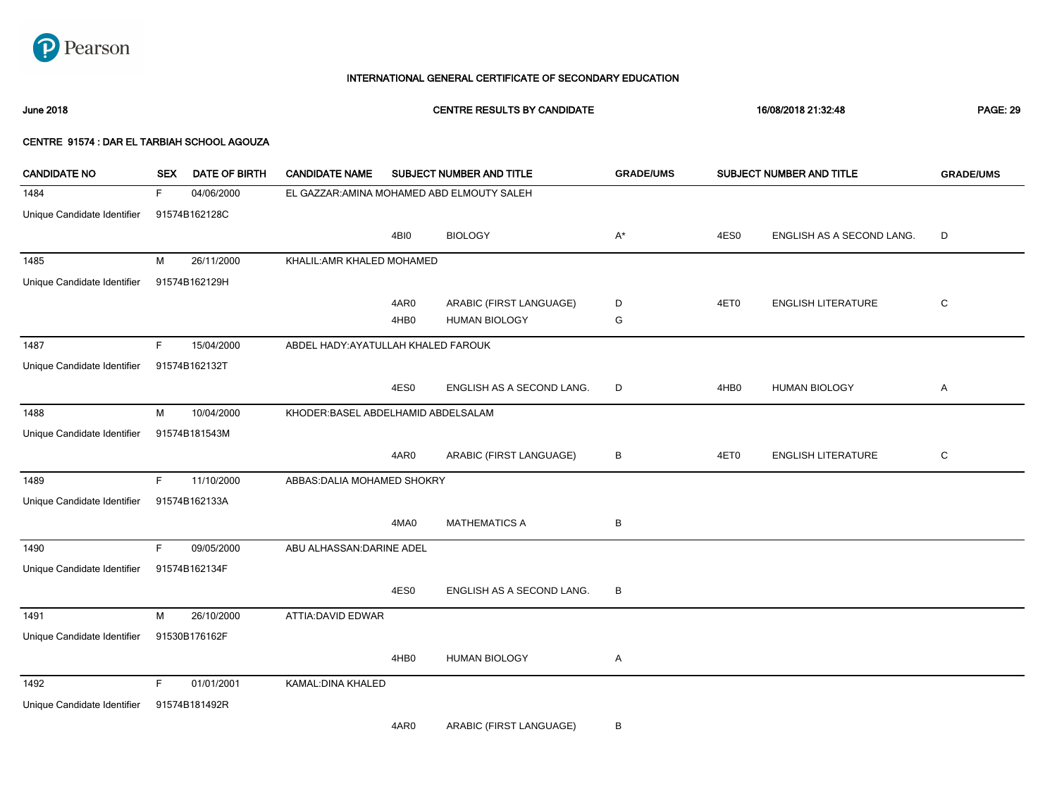INTERNATIONAL GENERAL CERTIFICATE OF SECONDARY EDUCATION

June 2018 | CENTRE RESULTS BY CANDIDATE | 16/08/2018 21:32:48

**CENTRE 91574 : DAR EL TARBIAH SCHOOL AGOUZA**

| CANDIDATE NO | SEX | DATE OF BIRTH | CANDIDATE NAME | SUBJECT NUMBER AND TITLE | | GRADE/UMS | SUBJECT NUMBER AND TITLE | | GRADE/UMS |
|---|---|---|---|---|---|---|---|---|---|
| 1484 | F | 04/06/2000 | EL GAZZAR:AMINA MOHAMED ABD ELMOUTY SALEH | | | | | | |
| Unique Candidate Identifier | 91574B162128C | | | | | | | | |
| | | | | 4BI0 | BIOLOGY | A* | 4ES0 | ENGLISH AS A SECOND LANG. | D |
| 1485 | M | 26/11/2000 | KHALIL:AMR KHALED MOHAMED | | | | | | |
| Unique Candidate Identifier | 91574B162129H | | | | | | | | |
| | | | | 4AR0 | ARABIC (FIRST LANGUAGE) | D | 4ET0 | ENGLISH LITERATURE | C |
| | | | | 4HB0 | HUMAN BIOLOGY | G | | | |
| 1487 | F | 15/04/2000 | ABDEL HADY:AYATULLAH KHALED FAROUK | | | | | | |
| Unique Candidate Identifier | 91574B162132T | | | | | | | | |
| | | | | 4ES0 | ENGLISH AS A SECOND LANG. | D | 4HB0 | HUMAN BIOLOGY | A |
| 1488 | M | 10/04/2000 | KHODER:BASEL ABDELHAMID ABDELSALAM | | | | | | |
| Unique Candidate Identifier | 91574B181543M | | | | | | | | |
| | | | | 4AR0 | ARABIC (FIRST LANGUAGE) | B | 4ET0 | ENGLISH LITERATURE | C |
| 1489 | F | 11/10/2000 | ABBAS:DALIA MOHAMED SHOKRY | | | | | | |
| Unique Candidate Identifier | 91574B162133A | | | | | | | | |
| | | | | 4MA0 | MATHEMATICS A | B | | | |
| 1490 | F | 09/05/2000 | ABU ALHASSAN:DARINE ADEL | | | | | | |
| Unique Candidate Identifier | 91574B162134F | | | | | | | | |
| | | | | 4ES0 | ENGLISH AS A SECOND LANG. | B | | | |
| 1491 | M | 26/10/2000 | ATTIA:DAVID EDWAR | | | | | | |
| Unique Candidate Identifier | 91530B176162F | | | | | | | | |
| | | | | 4HB0 | HUMAN BIOLOGY | A | | | |
| 1492 | F | 01/01/2001 | KAMAL:DINA KHALED | | | | | | |
| Unique Candidate Identifier | 91574B181492R | | | | | | | | |
| | | | | 4AR0 | ARABIC (FIRST LANGUAGE) | B | | | |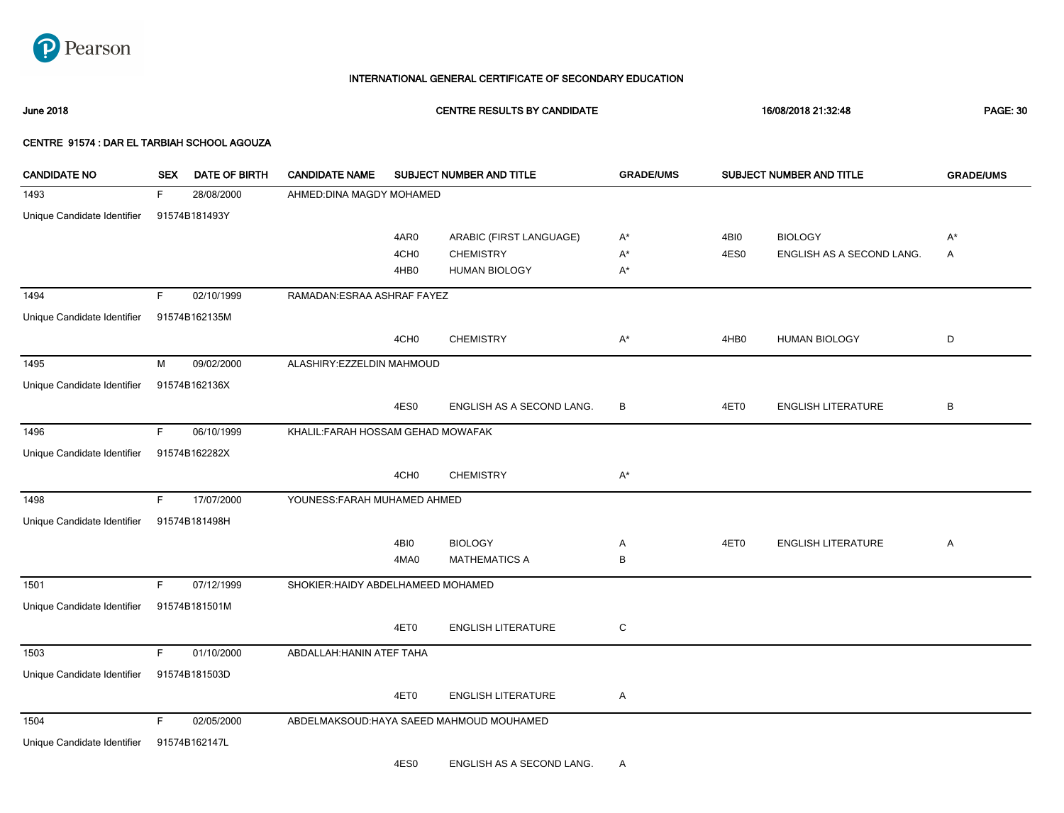Pearson

# INTERNATIONAL GENERAL CERTIFICATE OF SECONDARY EDUCATION

**June 2018** **CENTRE RESULTS BY CANDIDATE** **16/08/2018 21:32:48**

**CENTRE 91574 : DAR EL TARBIAH SCHOOL AGOUZA**

| CANDIDATE NO | SEX | DATE OF BIRTH | CANDIDATE NAME | SUBJECT NUMBER AND TITLE | | GRADE/UMS | SUBJECT NUMBER AND TITLE | | GRADE/UMS |
|---|---|---|---|---|---|---|---|---|---|
| 1493 | F | 28/08/2000 | AHMED:DINA MAGDY MOHAMED | | | | | | |
| Unique Candidate Identifier | 91574B181493Y | | | | | | | | |
| | | | | 4AR0 | ARABIC (FIRST LANGUAGE) | A* | 4BI0 | BIOLOGY | A* |
| | | | | 4CH0 | CHEMISTRY | A* | 4ES0 | ENGLISH AS A SECOND LANG. | A |
| | | | | 4HB0 | HUMAN BIOLOGY | A* | | | |
| 1494 | F | 02/10/1999 | RAMADAN:ESRAA ASHRAF FAYEZ | | | | | | |
| Unique Candidate Identifier | 91574B162135M | | | | | | | | |
| | | | | 4CH0 | CHEMISTRY | A* | 4HB0 | HUMAN BIOLOGY | D |
| 1495 | M | 09/02/2000 | ALASHIRY:EZZELDIN MAHMOUD | | | | | | |
| Unique Candidate Identifier | 91574B162136X | | | | | | | | |
| | | | | 4ES0 | ENGLISH AS A SECOND LANG. | B | 4ET0 | ENGLISH LITERATURE | B |
| 1496 | F | 06/10/1999 | KHALIL:FARAH HOSSAM GEHAD MOWAFAK | | | | | | |
| Unique Candidate Identifier | 91574B162282X | | | | | | | | |
| | | | | 4CH0 | CHEMISTRY | A* | | | |
| 1498 | F | 17/07/2000 | YOUNESS:FARAH MUHAMED AHMED | | | | | | |
| Unique Candidate Identifier | 91574B181498H | | | | | | | | |
| | | | | 4BI0 | BIOLOGY | A | 4ET0 | ENGLISH LITERATURE | A |
| | | | | 4MA0 | MATHEMATICS A | B | | | |
| 1501 | F | 07/12/1999 | SHOKIER:HAIDY ABDELHAMEED MOHAMED | | | | | | |
| Unique Candidate Identifier | 91574B181501M | | | | | | | | |
| | | | | 4ET0 | ENGLISH LITERATURE | C | | | |
| 1503 | F | 01/10/2000 | ABDALLAH:HANIN ATEF TAHA | | | | | | |
| Unique Candidate Identifier | 91574B181503D | | | | | | | | |
| | | | | 4ET0 | ENGLISH LITERATURE | A | | | |
| 1504 | F | 02/05/2000 | ABDELMAKSOUD:HAYA SAEED MAHMOUD MOUHAMED | | | | | | |
| Unique Candidate Identifier | 91574B162147L | | | | | | | | |
| | | | | 4ES0 | ENGLISH AS A SECOND LANG. | A | | | |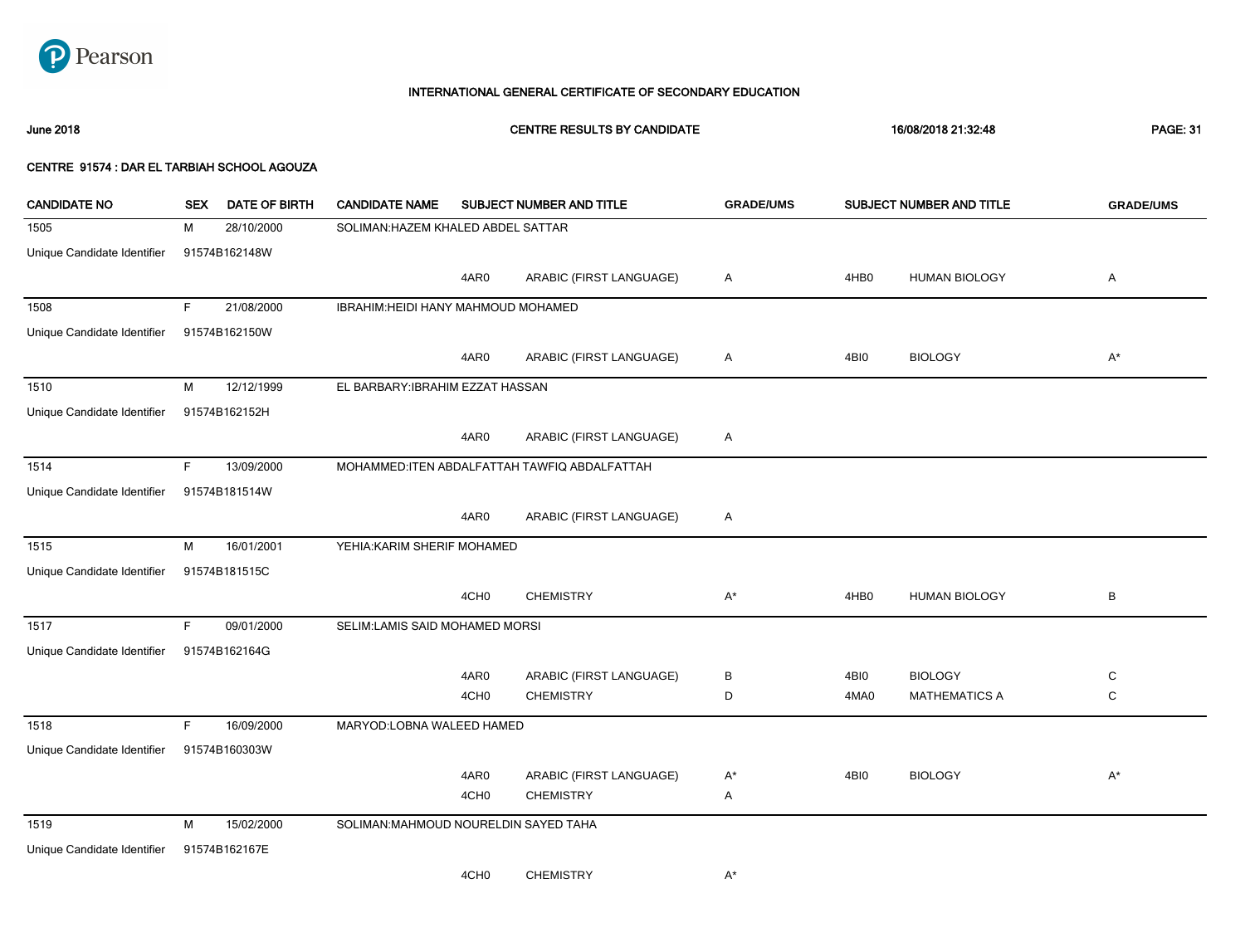# INTERNATIONAL GENERAL CERTIFICATE OF SECONDARY EDUCATION

**June 2018** | **CENTRE RESULTS BY CANDIDATE** | **16/08/2018 21:32:48**

**CENTRE 91574 : DAR EL TARBIAH SCHOOL AGOUZA**

| CANDIDATE NO | SEX | DATE OF BIRTH | CANDIDATE NAME | SUBJECT NUMBER AND TITLE | | GRADE/UMS | SUBJECT NUMBER AND TITLE | | GRADE/UMS |
|---|---|---|---|---|---|---|---|---|---|
| 1505 | M | 28/10/2000 | SOLIMAN:HAZEM KHALED ABDEL SATTAR | | | | | | |
| Unique Candidate Identifier | 91574B162148W | | | | | | | | |
| | | | | 4AR0 | ARABIC (FIRST LANGUAGE) | A | 4HB0 | HUMAN BIOLOGY | A |
| 1508 | F | 21/08/2000 | IBRAHIM:HEIDI HANY MAHMOUD MOHAMED | | | | | | |
| Unique Candidate Identifier | 91574B162150W | | | | | | | | |
| | | | | 4AR0 | ARABIC (FIRST LANGUAGE) | A | 4BI0 | BIOLOGY | A* |
| 1510 | M | 12/12/1999 | EL BARBARY:IBRAHIM EZZAT HASSAN | | | | | | |
| Unique Candidate Identifier | 91574B162152H | | | | | | | | |
| | | | | 4AR0 | ARABIC (FIRST LANGUAGE) | A | | | |
| 1514 | F | 13/09/2000 | MOHAMMED:ITEN ABDALFATTAH TAWFIQ ABDALFATTAH | | | | | | |
| Unique Candidate Identifier | 91574B181514W | | | | | | | | |
| | | | | 4AR0 | ARABIC (FIRST LANGUAGE) | A | | | |
| 1515 | M | 16/01/2001 | YEHIA:KARIM SHERIF MOHAMED | | | | | | |
| Unique Candidate Identifier | 91574B181515C | | | | | | | | |
| | | | | 4CH0 | CHEMISTRY | A* | 4HB0 | HUMAN BIOLOGY | B |
| 1517 | F | 09/01/2000 | SELIM:LAMIS SAID MOHAMED MORSI | | | | | | |
| Unique Candidate Identifier | 91574B162164G | | | | | | | | |
| | | | | 4AR0 | ARABIC (FIRST LANGUAGE) | B | 4BI0 | BIOLOGY | C |
| | | | | 4CH0 | CHEMISTRY | D | 4MA0 | MATHEMATICS A | C |
| 1518 | F | 16/09/2000 | MARYOD:LOBNA WALEED HAMED | | | | | | |
| Unique Candidate Identifier | 91574B160303W | | | | | | | | |
| | | | | 4AR0 | ARABIC (FIRST LANGUAGE) | A* | 4BI0 | BIOLOGY | A* |
| | | | | 4CH0 | CHEMISTRY | A | | | |
| 1519 | M | 15/02/2000 | SOLIMAN:MAHMOUD NOURELDIN SAYED TAHA | | | | | | |
| Unique Candidate Identifier | 91574B162167E | | | | | | | | |
| | | | | 4CH0 | CHEMISTRY | A* | | | |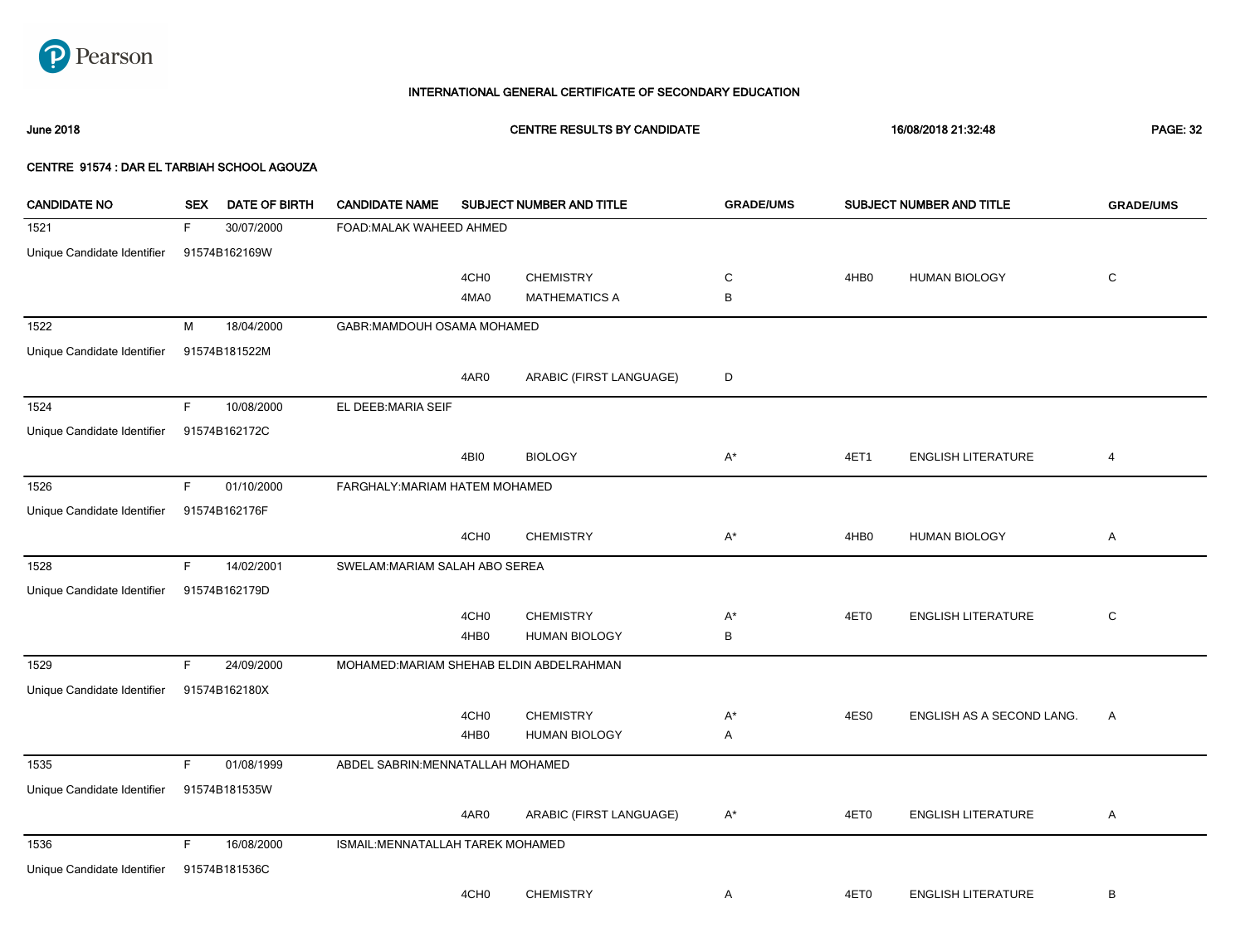# INTERNATIONAL GENERAL CERTIFICATE OF SECONDARY EDUCATION

**June 2018** | **CENTRE RESULTS BY CANDIDATE** | **16/08/2018 21:32:48**

**CENTRE 91574 : DAR EL TARBIAH SCHOOL AGOUZA**

| CANDIDATE NO | SEX | DATE OF BIRTH | CANDIDATE NAME | SUBJECT NUMBER AND TITLE | | GRADE/UMS | SUBJECT NUMBER AND TITLE | | GRADE/UMS |
|---|---|---|---|---|---|---|---|---|---|
| 1521 | F | 30/07/2000 | FOAD:MALAK WAHEED AHMED | | | | | | |
| Unique Candidate Identifier | 91574B162169W | | | | | | | | |
| | | | | 4CH0 | CHEMISTRY | C | 4HB0 | HUMAN BIOLOGY | C |
| | | | | 4MA0 | MATHEMATICS A | B | | | |
| 1522 | M | 18/04/2000 | GABR:MAMDOUH OSAMA MOHAMED | | | | | | |
| Unique Candidate Identifier | 91574B181522M | | | | | | | | |
| | | | | 4AR0 | ARABIC (FIRST LANGUAGE) | D | | | |
| 1524 | F | 10/08/2000 | EL DEEB:MARIA SEIF | | | | | | |
| Unique Candidate Identifier | 91574B162172C | | | | | | | | |
| | | | | 4BI0 | BIOLOGY | A* | 4ET1 | ENGLISH LITERATURE | 4 |
| 1526 | F | 01/10/2000 | FARGHALY:MARIAM HATEM MOHAMED | | | | | | |
| Unique Candidate Identifier | 91574B162176F | | | | | | | | |
| | | | | 4CH0 | CHEMISTRY | A* | 4HB0 | HUMAN BIOLOGY | A |
| 1528 | F | 14/02/2001 | SWELAM:MARIAM SALAH ABO SEREA | | | | | | |
| Unique Candidate Identifier | 91574B162179D | | | | | | | | |
| | | | | 4CH0 | CHEMISTRY | A* | 4ET0 | ENGLISH LITERATURE | C |
| | | | | 4HB0 | HUMAN BIOLOGY | B | | | |
| 1529 | F | 24/09/2000 | MOHAMED:MARIAM SHEHAB ELDIN ABDELRAHMAN | | | | | | |
| Unique Candidate Identifier | 91574B162180X | | | | | | | | |
| | | | | 4CH0 | CHEMISTRY | A* | 4ES0 | ENGLISH AS A SECOND LANG. | A |
| | | | | 4HB0 | HUMAN BIOLOGY | A | | | |
| 1535 | F | 01/08/1999 | ABDEL SABRIN:MENNATALLAH MOHAMED | | | | | | |
| Unique Candidate Identifier | 91574B181535W | | | | | | | | |
| | | | | 4AR0 | ARABIC (FIRST LANGUAGE) | A* | 4ET0 | ENGLISH LITERATURE | A |
| 1536 | F | 16/08/2000 | ISMAIL:MENNATALLAH TAREK MOHAMED | | | | | | |
| Unique Candidate Identifier | 91574B181536C | | | | | | | | |
| | | | | 4CH0 | CHEMISTRY | A | 4ET0 | ENGLISH LITERATURE | B |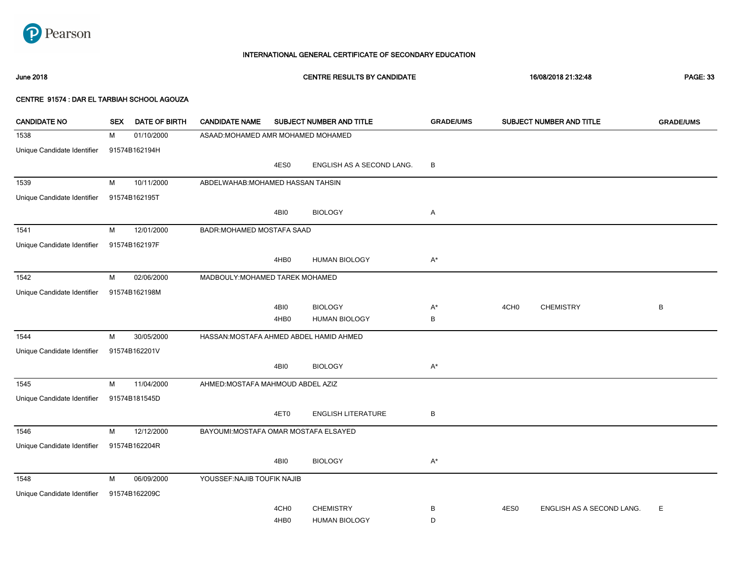Pearson

# INTERNATIONAL GENERAL CERTIFICATE OF SECONDARY EDUCATION

**June 2018** | **CENTRE RESULTS BY CANDIDATE** | **16/08/2018 21:32:48**

## CENTRE 91574 : DAR EL TARBIAH SCHOOL AGOUZA

| CANDIDATE NO | SEX | DATE OF BIRTH | CANDIDATE NAME | SUBJECT NUMBER AND TITLE | | GRADE/UMS | SUBJECT NUMBER AND TITLE | | GRADE/UMS |
|---|---|---|---|---|---|---|---|---|---|
| 1538 | M | 01/10/2000 | ASAAD:MOHAMED AMR MOHAMED MOHAMED | | | | | | |
| Unique Candidate Identifier | 91574B162194H | | | | | | | | |
| | | | | 4ES0 | ENGLISH AS A SECOND LANG. | B | | | |
| 1539 | M | 10/11/2000 | ABDELWAHAB:MOHAMED HASSAN TAHSIN | | | | | | |
| Unique Candidate Identifier | 91574B162195T | | | | | | | | |
| | | | | 4BI0 | BIOLOGY | A | | | |
| 1541 | M | 12/01/2000 | BADR:MOHAMED MOSTAFA SAAD | | | | | | |
| Unique Candidate Identifier | 91574B162197F | | | | | | | | |
| | | | | 4HB0 | HUMAN BIOLOGY | A* | | | |
| 1542 | M | 02/06/2000 | MADBOULY:MOHAMED TAREK MOHAMED | | | | | | |
| Unique Candidate Identifier | 91574B162198M | | | | | | | | |
| | | | | 4BI0 | BIOLOGY | A* | 4CH0 | CHEMISTRY | B |
| | | | | 4HB0 | HUMAN BIOLOGY | B | | | |
| 1544 | M | 30/05/2000 | HASSAN:MOSTAFA AHMED ABDEL HAMID AHMED | | | | | | |
| Unique Candidate Identifier | 91574B162201V | | | | | | | | |
| | | | | 4BI0 | BIOLOGY | A* | | | |
| 1545 | M | 11/04/2000 | AHMED:MOSTAFA MAHMOUD ABDEL AZIZ | | | | | | |
| Unique Candidate Identifier | 91574B181545D | | | | | | | | |
| | | | | 4ET0 | ENGLISH LITERATURE | B | | | |
| 1546 | M | 12/12/2000 | BAYOUMI:MOSTAFA OMAR MOSTAFA ELSAYED | | | | | | |
| Unique Candidate Identifier | 91574B162204R | | | | | | | | |
| | | | | 4BI0 | BIOLOGY | A* | | | |
| 1548 | M | 06/09/2000 | YOUSSEF:NAJIB TOUFIK NAJIB | | | | | | |
| Unique Candidate Identifier | 91574B162209C | | | | | | | | |
| | | | | 4CH0 | CHEMISTRY | B | 4ES0 | ENGLISH AS A SECOND LANG. | E |
| | | | | 4HB0 | HUMAN BIOLOGY | D | | | |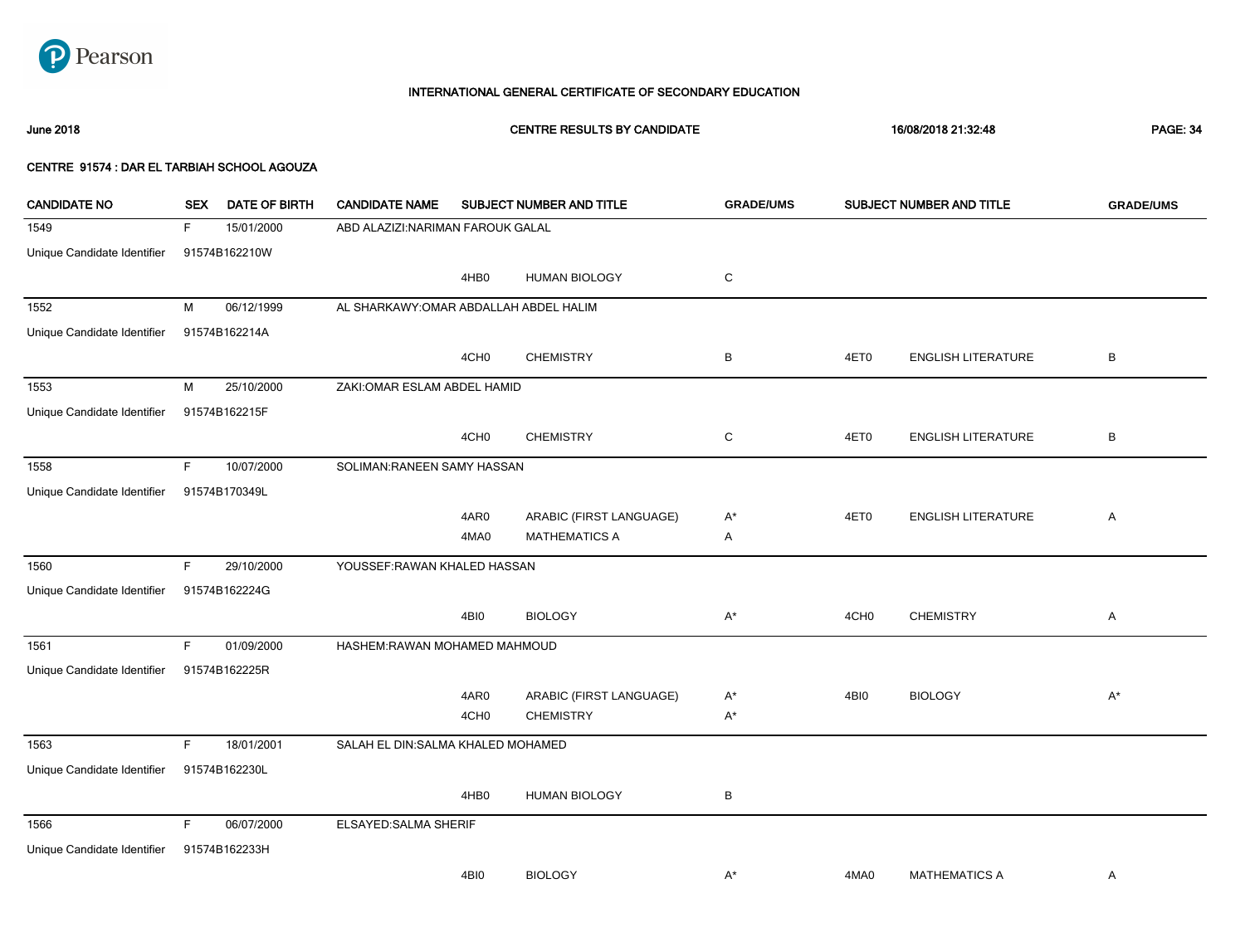Pearson

# INTERNATIONAL GENERAL CERTIFICATE OF SECONDARY EDUCATION

**June 2018** — **CENTRE RESULTS BY CANDIDATE** — **16/08/2018 21:32:48**

**CENTRE 91574 : DAR EL TARBIAH SCHOOL AGOUZA**

| CANDIDATE NO | SEX | DATE OF BIRTH | CANDIDATE NAME | SUBJECT NUMBER AND TITLE | | GRADE/UMS | SUBJECT NUMBER AND TITLE | | GRADE/UMS |
|---|---|---|---|---|---|---|---|---|---|
| 1549 | F | 15/01/2000 | ABD ALAZIZI:NARIMAN FAROUK GALAL | | | | | | |
| Unique Candidate Identifier | 91574B162210W | | | | | | | | |
| | | | | 4HB0 | HUMAN BIOLOGY | C | | | |
| 1552 | M | 06/12/1999 | AL SHARKAWY:OMAR ABDALLAH ABDEL HALIM | | | | | | |
| Unique Candidate Identifier | 91574B162214A | | | | | | | | |
| | | | | 4CH0 | CHEMISTRY | B | 4ET0 | ENGLISH LITERATURE | B |
| 1553 | M | 25/10/2000 | ZAKI:OMAR ESLAM ABDEL HAMID | | | | | | |
| Unique Candidate Identifier | 91574B162215F | | | | | | | | |
| | | | | 4CH0 | CHEMISTRY | C | 4ET0 | ENGLISH LITERATURE | B |
| 1558 | F | 10/07/2000 | SOLIMAN:RANEEN SAMY HASSAN | | | | | | |
| Unique Candidate Identifier | 91574B170349L | | | | | | | | |
| | | | | 4AR0 | ARABIC (FIRST LANGUAGE) | A* | 4ET0 | ENGLISH LITERATURE | A |
| | | | | 4MA0 | MATHEMATICS A | A | | | |
| 1560 | F | 29/10/2000 | YOUSSEF:RAWAN KHALED HASSAN | | | | | | |
| Unique Candidate Identifier | 91574B162224G | | | | | | | | |
| | | | | 4BI0 | BIOLOGY | A* | 4CH0 | CHEMISTRY | A |
| 1561 | F | 01/09/2000 | HASHEM:RAWAN MOHAMED MAHMOUD | | | | | | |
| Unique Candidate Identifier | 91574B162225R | | | | | | | | |
| | | | | 4AR0 | ARABIC (FIRST LANGUAGE) | A* | 4BI0 | BIOLOGY | A* |
| | | | | 4CH0 | CHEMISTRY | A* | | | |
| 1563 | F | 18/01/2001 | SALAH EL DIN:SALMA KHALED MOHAMED | | | | | | |
| Unique Candidate Identifier | 91574B162230L | | | | | | | | |
| | | | | 4HB0 | HUMAN BIOLOGY | B | | | |
| 1566 | F | 06/07/2000 | ELSAYED:SALMA SHERIF | | | | | | |
| Unique Candidate Identifier | 91574B162233H | | | | | | | | |
| | | | | 4BI0 | BIOLOGY | A* | 4MA0 | MATHEMATICS A | A |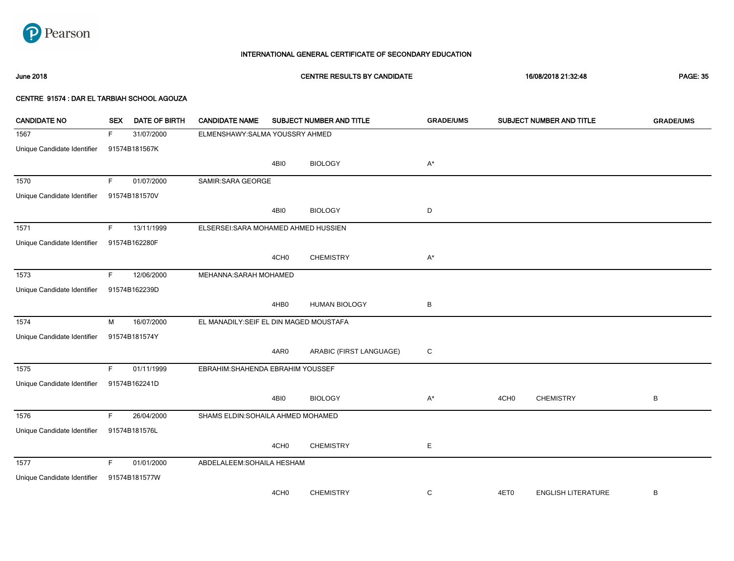Pearson

# INTERNATIONAL GENERAL CERTIFICATE OF SECONDARY EDUCATION

**June 2018** — **CENTRE RESULTS BY CANDIDATE** — **16/08/2018 21:32:48**

**CENTRE 91574 : DAR EL TARBIAH SCHOOL AGOUZA**

| CANDIDATE NO | SEX | DATE OF BIRTH | CANDIDATE NAME | SUBJECT NUMBER AND TITLE | | GRADE/UMS | SUBJECT NUMBER AND TITLE | | GRADE/UMS |
|---|---|---|---|---|---|---|---|---|---|
| 1567 | F | 31/07/2000 | ELMENSHAWY:SALMA YOUSSRY AHMED | | | | | | |
| Unique Candidate Identifier | 91574B181567K | | | | | | | | |
| | | | | 4BI0 | BIOLOGY | A* | | | |
| 1570 | F | 01/07/2000 | SAMIR:SARA GEORGE | | | | | | |
| Unique Candidate Identifier | 91574B181570V | | | | | | | | |
| | | | | 4BI0 | BIOLOGY | D | | | |
| 1571 | F | 13/11/1999 | ELSERSEI:SARA MOHAMED AHMED HUSSIEN | | | | | | |
| Unique Candidate Identifier | 91574B162280F | | | | | | | | |
| | | | | 4CH0 | CHEMISTRY | A* | | | |
| 1573 | F | 12/06/2000 | MEHANNA:SARAH MOHAMED | | | | | | |
| Unique Candidate Identifier | 91574B162239D | | | | | | | | |
| | | | | 4HB0 | HUMAN BIOLOGY | B | | | |
| 1574 | M | 16/07/2000 | EL MANADILY:SEIF EL DIN MAGED MOUSTAFA | | | | | | |
| Unique Candidate Identifier | 91574B181574Y | | | | | | | | |
| | | | | 4AR0 | ARABIC (FIRST LANGUAGE) | C | | | |
| 1575 | F | 01/11/1999 | EBRAHIM:SHAHENDA EBRAHIM YOUSSEF | | | | | | |
| Unique Candidate Identifier | 91574B162241D | | | | | | | | |
| | | | | 4BI0 | BIOLOGY | A* | 4CH0 | CHEMISTRY | B |
| 1576 | F | 26/04/2000 | SHAMS ELDIN:SOHAILA AHMED MOHAMED | | | | | | |
| Unique Candidate Identifier | 91574B181576L | | | | | | | | |
| | | | | 4CH0 | CHEMISTRY | E | | | |
| 1577 | F | 01/01/2000 | ABDELALEEM:SOHAILA HESHAM | | | | | | |
| Unique Candidate Identifier | 91574B181577W | | | | | | | | |
| | | | | 4CH0 | CHEMISTRY | C | 4ET0 | ENGLISH LITERATURE | B |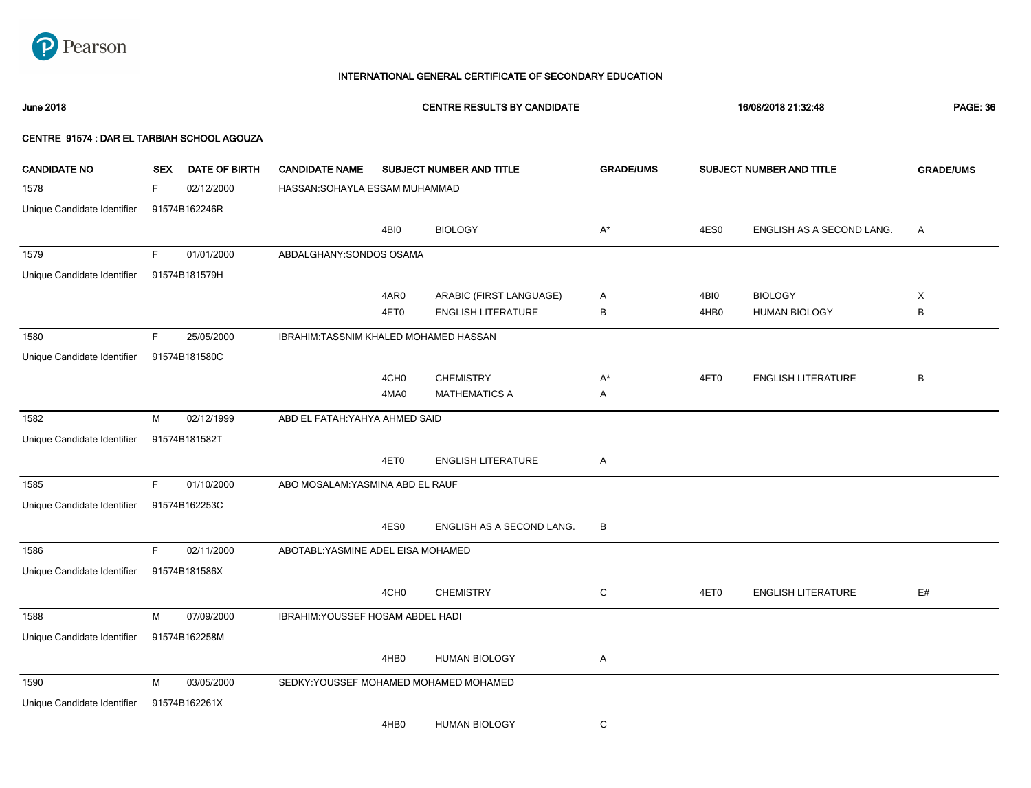Pearson

## INTERNATIONAL GENERAL CERTIFICATE OF SECONDARY EDUCATION

**June 2018** **CENTRE RESULTS BY CANDIDATE** **16/08/2018 21:32:48** **PAGE: 36**

### CENTRE 91574 : DAR EL TARBIAH SCHOOL AGOUZA

| CANDIDATE NO | SEX | DATE OF BIRTH | CANDIDATE NAME | SUBJECT NUMBER AND TITLE | | GRADE/UMS | SUBJECT NUMBER AND TITLE | | GRADE/UMS |
|---|---|---|---|---|---|---|---|---|---|
| 1578 | F | 02/12/2000 | HASSAN:SOHAYLA ESSAM MUHAMMAD | | | | | | |
| Unique Candidate Identifier | 91574B162246R | | | | | | | | |
| | | | | 4BI0 | BIOLOGY | A* | 4ES0 | ENGLISH AS A SECOND LANG. | A |
| 1579 | F | 01/01/2000 | ABDALGHANY:SONDOS OSAMA | | | | | | |
| Unique Candidate Identifier | 91574B181579H | | | | | | | | |
| | | | | 4AR0 | ARABIC (FIRST LANGUAGE) | A | 4BI0 | BIOLOGY | X |
| | | | | 4ET0 | ENGLISH LITERATURE | B | 4HB0 | HUMAN BIOLOGY | B |
| 1580 | F | 25/05/2000 | IBRAHIM:TASSNIM KHALED MOHAMED HASSAN | | | | | | |
| Unique Candidate Identifier | 91574B181580C | | | | | | | | |
| | | | | 4CH0 | CHEMISTRY | A* | 4ET0 | ENGLISH LITERATURE | B |
| | | | | 4MA0 | MATHEMATICS A | A | | | |
| 1582 | M | 02/12/1999 | ABD EL FATAH:YAHYA AHMED SAID | | | | | | |
| Unique Candidate Identifier | 91574B181582T | | | | | | | | |
| | | | | 4ET0 | ENGLISH LITERATURE | A | | | |
| 1585 | F | 01/10/2000 | ABO MOSALAM:YASMINA ABD EL RAUF | | | | | | |
| Unique Candidate Identifier | 91574B162253C | | | | | | | | |
| | | | | 4ES0 | ENGLISH AS A SECOND LANG. | B | | | |
| 1586 | F | 02/11/2000 | ABOTABL:YASMINE ADEL EISA MOHAMED | | | | | | |
| Unique Candidate Identifier | 91574B181586X | | | | | | | | |
| | | | | 4CH0 | CHEMISTRY | C | 4ET0 | ENGLISH LITERATURE | E# |
| 1588 | M | 07/09/2000 | IBRAHIM:YOUSSEF HOSAM ABDEL HADI | | | | | | |
| Unique Candidate Identifier | 91574B162258M | | | | | | | | |
| | | | | 4HB0 | HUMAN BIOLOGY | A | | | |
| 1590 | M | 03/05/2000 | SEDKY:YOUSSEF MOHAMED MOHAMED MOHAMED | | | | | | |
| Unique Candidate Identifier | 91574B162261X | | | | | | | | |
| | | | | 4HB0 | HUMAN BIOLOGY | C | | | |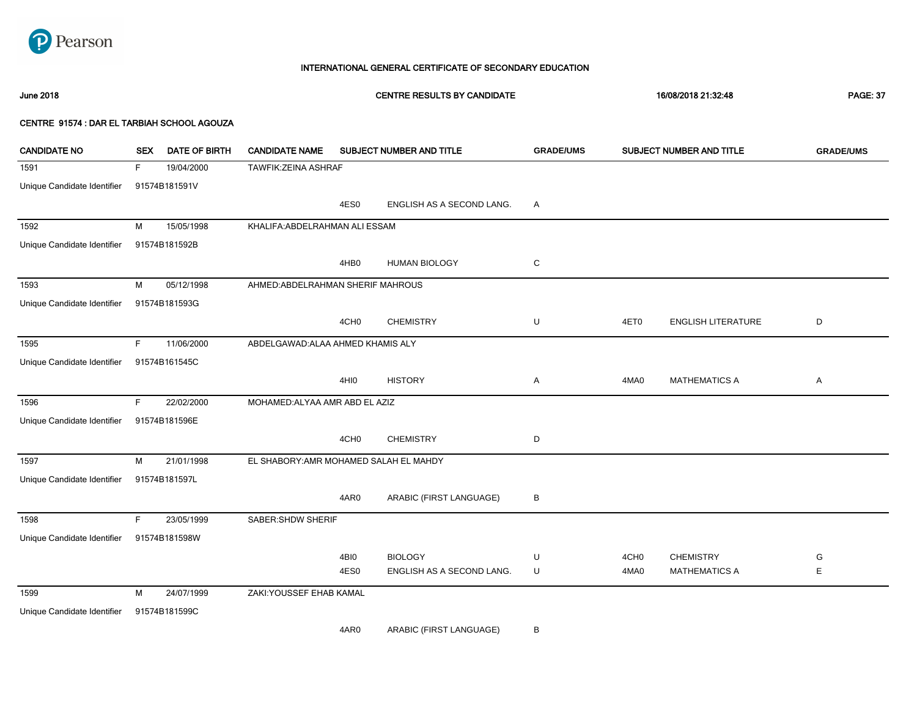Pearson

# INTERNATIONAL GENERAL CERTIFICATE OF SECONDARY EDUCATION

**June 2018** | **CENTRE RESULTS BY CANDIDATE** | **16/08/2018 21:32:48**

**CENTRE 91574 : DAR EL TARBIAH SCHOOL AGOUZA**

| CANDIDATE NO | SEX | DATE OF BIRTH | CANDIDATE NAME | SUBJECT NUMBER AND TITLE | | GRADE/UMS | SUBJECT NUMBER AND TITLE | | GRADE/UMS |
|---|---|---|---|---|---|---|---|---|---|
| 1591 | F | 19/04/2000 | TAWFIK:ZEINA ASHRAF | | | | | | |
| Unique Candidate Identifier | 91574B181591V | | | | | | | | |
| | | | | 4ES0 | ENGLISH AS A SECOND LANG. | A | | | |
| 1592 | M | 15/05/1998 | KHALIFA:ABDELRAHMAN ALI ESSAM | | | | | | |
| Unique Candidate Identifier | 91574B181592B | | | | | | | | |
| | | | | 4HB0 | HUMAN BIOLOGY | C | | | |
| 1593 | M | 05/12/1998 | AHMED:ABDELRAHMAN SHERIF MAHROUS | | | | | | |
| Unique Candidate Identifier | 91574B181593G | | | | | | | | |
| | | | | 4CH0 | CHEMISTRY | U | 4ET0 | ENGLISH LITERATURE | D |
| 1595 | F | 11/06/2000 | ABDELGAWAD:ALAA AHMED KHAMIS ALY | | | | | | |
| Unique Candidate Identifier | 91574B161545C | | | | | | | | |
| | | | | 4HI0 | HISTORY | A | 4MA0 | MATHEMATICS A | A |
| 1596 | F | 22/02/2000 | MOHAMED:ALYAA AMR ABD EL AZIZ | | | | | | |
| Unique Candidate Identifier | 91574B181596E | | | | | | | | |
| | | | | 4CH0 | CHEMISTRY | D | | | |
| 1597 | M | 21/01/1998 | EL SHABORY:AMR MOHAMED SALAH EL MAHDY | | | | | | |
| Unique Candidate Identifier | 91574B181597L | | | | | | | | |
| | | | | 4AR0 | ARABIC (FIRST LANGUAGE) | B | | | |
| 1598 | F | 23/05/1999 | SABER:SHDW SHERIF | | | | | | |
| Unique Candidate Identifier | 91574B181598W | | | | | | | | |
| | | | | 4BI0 | BIOLOGY | U | 4CH0 | CHEMISTRY | G |
| | | | | 4ES0 | ENGLISH AS A SECOND LANG. | U | 4MA0 | MATHEMATICS A | E |
| 1599 | M | 24/07/1999 | ZAKI:YOUSSEF EHAB KAMAL | | | | | | |
| Unique Candidate Identifier | 91574B181599C | | | | | | | | |
| | | | | 4AR0 | ARABIC (FIRST LANGUAGE) | B | | | |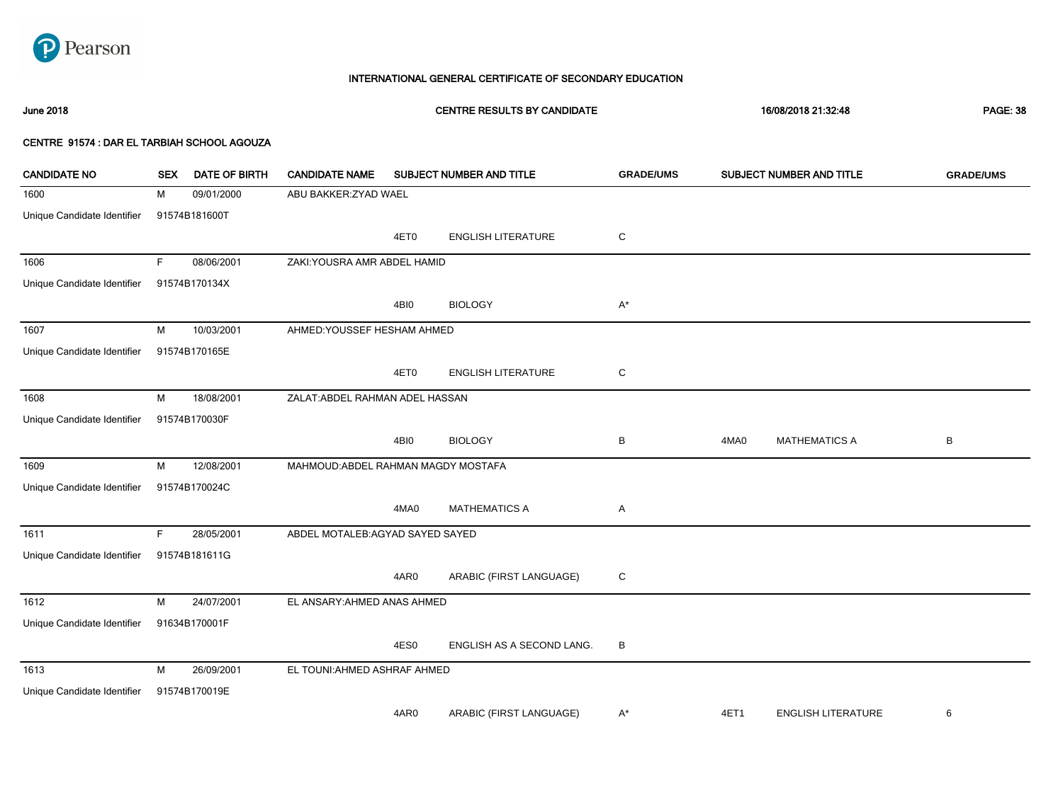## INTERNATIONAL GENERAL CERTIFICATE OF SECONDARY EDUCATION

**June 2018** | **CENTRE RESULTS BY CANDIDATE** | **16/08/2018 21:32:48**

**CENTRE 91574 : DAR EL TARBIAH SCHOOL AGOUZA**

| CANDIDATE NO | SEX | DATE OF BIRTH | CANDIDATE NAME | SUBJECT NUMBER AND TITLE | | GRADE/UMS | SUBJECT NUMBER AND TITLE | | GRADE/UMS |
|---|---|---|---|---|---|---|---|---|---|
| 1600 | M | 09/01/2000 | ABU BAKKER:ZYAD WAEL | | | | | | |
| Unique Candidate Identifier | 91574B181600T | | | | | | | | |
| | | | | 4ET0 | ENGLISH LITERATURE | C | | | |
| 1606 | F | 08/06/2001 | ZAKI:YOUSRA AMR ABDEL HAMID | | | | | | |
| Unique Candidate Identifier | 91574B170134X | | | | | | | | |
| | | | | 4BI0 | BIOLOGY | A* | | | |
| 1607 | M | 10/03/2001 | AHMED:YOUSSEF HESHAM AHMED | | | | | | |
| Unique Candidate Identifier | 91574B170165E | | | | | | | | |
| | | | | 4ET0 | ENGLISH LITERATURE | C | | | |
| 1608 | M | 18/08/2001 | ZALAT:ABDEL RAHMAN ADEL HASSAN | | | | | | |
| Unique Candidate Identifier | 91574B170030F | | | | | | | | |
| | | | | 4BI0 | BIOLOGY | B | 4MA0 | MATHEMATICS A | B |
| 1609 | M | 12/08/2001 | MAHMOUD:ABDEL RAHMAN MAGDY MOSTAFA | | | | | | |
| Unique Candidate Identifier | 91574B170024C | | | | | | | | |
| | | | | 4MA0 | MATHEMATICS A | A | | | |
| 1611 | F | 28/05/2001 | ABDEL MOTALEB:AGYAD SAYED SAYED | | | | | | |
| Unique Candidate Identifier | 91574B181611G | | | | | | | | |
| | | | | 4AR0 | ARABIC (FIRST LANGUAGE) | C | | | |
| 1612 | M | 24/07/2001 | EL ANSARY:AHMED ANAS AHMED | | | | | | |
| Unique Candidate Identifier | 91634B170001F | | | | | | | | |
| | | | | 4ES0 | ENGLISH AS A SECOND LANG. | B | | | |
| 1613 | M | 26/09/2001 | EL TOUNI:AHMED ASHRAF AHMED | | | | | | |
| Unique Candidate Identifier | 91574B170019E | | | | | | | | |
| | | | | 4AR0 | ARABIC (FIRST LANGUAGE) | A* | 4ET1 | ENGLISH LITERATURE | 6 |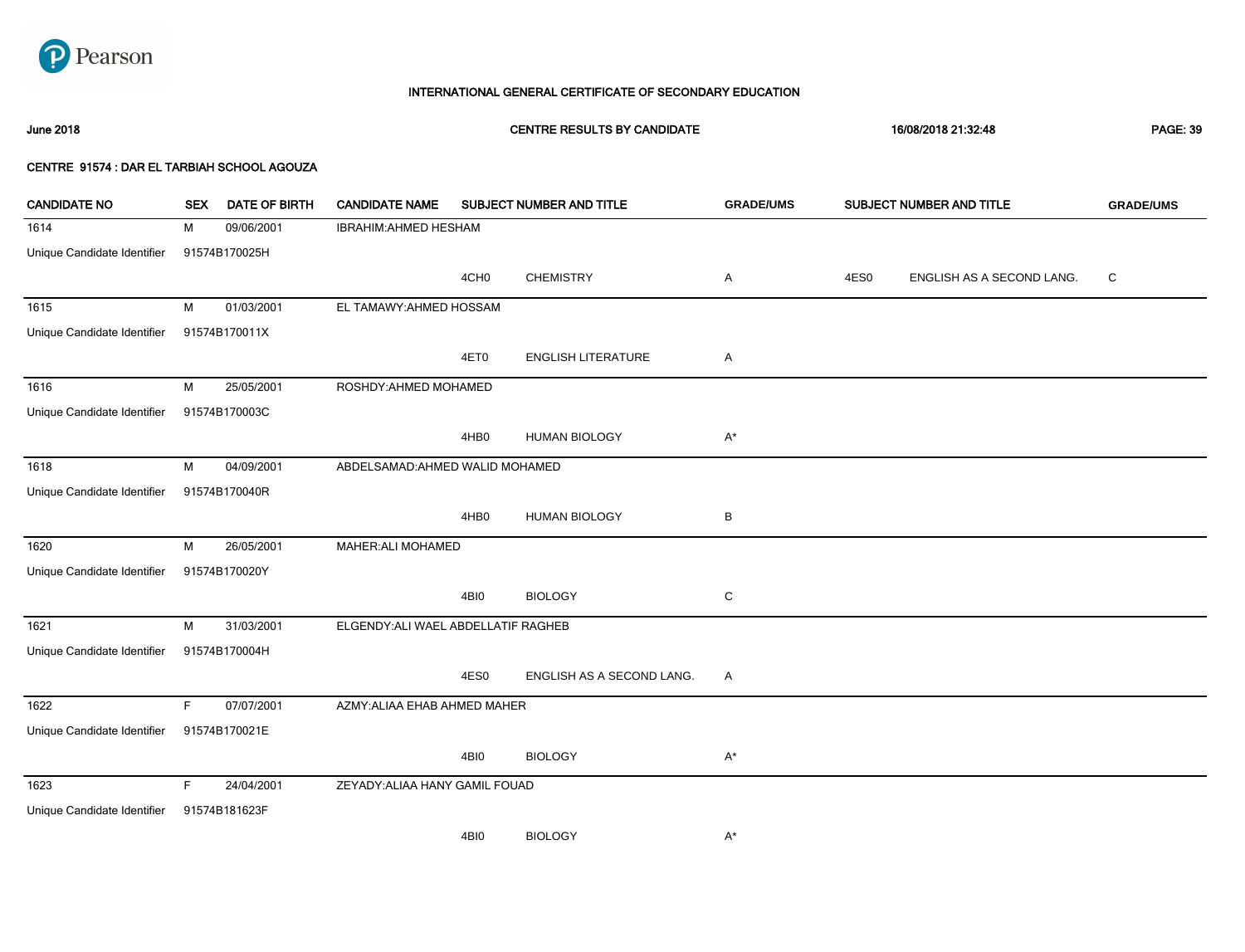Pearson

# INTERNATIONAL GENERAL CERTIFICATE OF SECONDARY EDUCATION

**June 2018** **CENTRE RESULTS BY CANDIDATE** **16/08/2018 21:32:48**

**CENTRE 91574 : DAR EL TARBIAH SCHOOL AGOUZA**

| CANDIDATE NO | SEX | DATE OF BIRTH | CANDIDATE NAME | SUBJECT NUMBER AND TITLE | | GRADE/UMS | SUBJECT NUMBER AND TITLE | | GRADE/UMS |
|---|---|---|---|---|---|---|---|---|---|
| 1614 | M | 09/06/2001 | IBRAHIM:AHMED HESHAM | | | | | | |
| Unique Candidate Identifier | 91574B170025H | | | | | | | | |
| | | | | 4CH0 | CHEMISTRY | A | 4ES0 | ENGLISH AS A SECOND LANG. | C |
| 1615 | M | 01/03/2001 | EL TAMAWY:AHMED HOSSAM | | | | | | |
| Unique Candidate Identifier | 91574B170011X | | | | | | | | |
| | | | | 4ET0 | ENGLISH LITERATURE | A | | | |
| 1616 | M | 25/05/2001 | ROSHDY:AHMED MOHAMED | | | | | | |
| Unique Candidate Identifier | 91574B170003C | | | | | | | | |
| | | | | 4HB0 | HUMAN BIOLOGY | A* | | | |
| 1618 | M | 04/09/2001 | ABDELSAMAD:AHMED WALID MOHAMED | | | | | | |
| Unique Candidate Identifier | 91574B170040R | | | | | | | | |
| | | | | 4HB0 | HUMAN BIOLOGY | B | | | |
| 1620 | M | 26/05/2001 | MAHER:ALI MOHAMED | | | | | | |
| Unique Candidate Identifier | 91574B170020Y | | | | | | | | |
| | | | | 4BI0 | BIOLOGY | C | | | |
| 1621 | M | 31/03/2001 | ELGENDY:ALI WAEL ABDELLATIF RAGHEB | | | | | | |
| Unique Candidate Identifier | 91574B170004H | | | | | | | | |
| | | | | 4ES0 | ENGLISH AS A SECOND LANG. | A | | | |
| 1622 | F | 07/07/2001 | AZMY:ALIAA EHAB AHMED MAHER | | | | | | |
| Unique Candidate Identifier | 91574B170021E | | | | | | | | |
| | | | | 4BI0 | BIOLOGY | A* | | | |
| 1623 | F | 24/04/2001 | ZEYADY:ALIAA HANY GAMIL FOUAD | | | | | | |
| Unique Candidate Identifier | 91574B181623F | | | | | | | | |
| | | | | 4BI0 | BIOLOGY | A* | | | |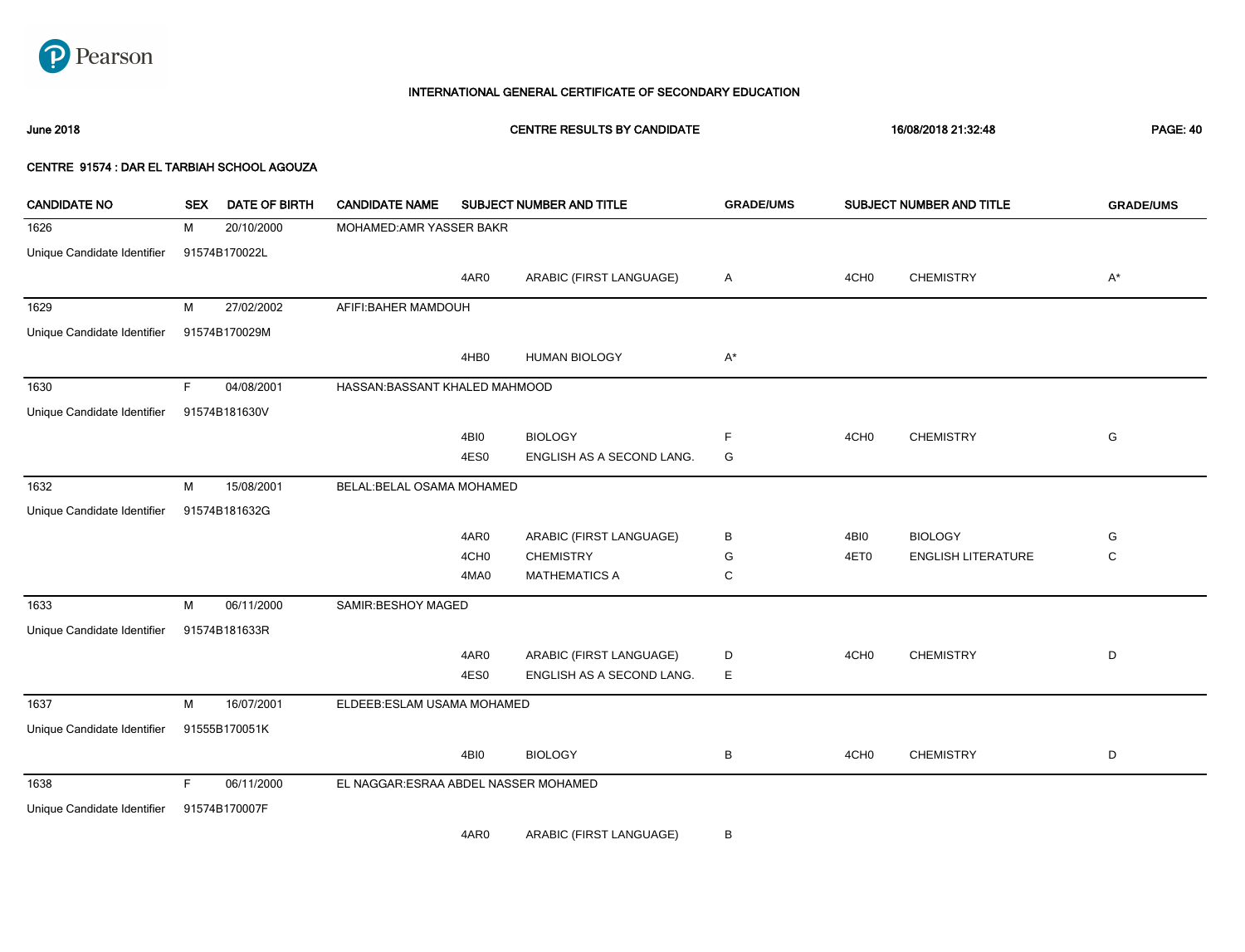Pearson

# INTERNATIONAL GENERAL CERTIFICATE OF SECONDARY EDUCATION

**June 2018** | **CENTRE RESULTS BY CANDIDATE** | **16/08/2018 21:32:48**

**CENTRE 91574 : DAR EL TARBIAH SCHOOL AGOUZA**

| CANDIDATE NO | SEX | DATE OF BIRTH | CANDIDATE NAME | SUBJECT NUMBER AND TITLE | | GRADE/UMS | SUBJECT NUMBER AND TITLE | | GRADE/UMS |
|---|---|---|---|---|---|---|---|---|---|
| 1626 | M | 20/10/2000 | MOHAMED:AMR YASSER BAKR | | | | | | |
| Unique Candidate Identifier | 91574B170022L | | | | | | | | |
| | | | | 4AR0 | ARABIC (FIRST LANGUAGE) | A | 4CH0 | CHEMISTRY | A* |
| 1629 | M | 27/02/2002 | AFIFI:BAHER MAMDOUH | | | | | | |
| Unique Candidate Identifier | 91574B170029M | | | | | | | | |
| | | | | 4HB0 | HUMAN BIOLOGY | A* | | | |
| 1630 | F | 04/08/2001 | HASSAN:BASSANT KHALED MAHMOOD | | | | | | |
| Unique Candidate Identifier | 91574B181630V | | | | | | | | |
| | | | | 4BI0 | BIOLOGY | F | 4CH0 | CHEMISTRY | G |
| | | | | 4ES0 | ENGLISH AS A SECOND LANG. | G | | | |
| 1632 | M | 15/08/2001 | BELAL:BELAL OSAMA MOHAMED | | | | | | |
| Unique Candidate Identifier | 91574B181632G | | | | | | | | |
| | | | | 4AR0 | ARABIC (FIRST LANGUAGE) | B | 4BI0 | BIOLOGY | G |
| | | | | 4CH0 | CHEMISTRY | G | 4ET0 | ENGLISH LITERATURE | C |
| | | | | 4MA0 | MATHEMATICS A | C | | | |
| 1633 | M | 06/11/2000 | SAMIR:BESHOY MAGED | | | | | | |
| Unique Candidate Identifier | 91574B181633R | | | | | | | | |
| | | | | 4AR0 | ARABIC (FIRST LANGUAGE) | D | 4CH0 | CHEMISTRY | D |
| | | | | 4ES0 | ENGLISH AS A SECOND LANG. | E | | | |
| 1637 | M | 16/07/2001 | ELDEEB:ESLAM USAMA MOHAMED | | | | | | |
| Unique Candidate Identifier | 91555B170051K | | | | | | | | |
| | | | | 4BI0 | BIOLOGY | B | 4CH0 | CHEMISTRY | D |
| 1638 | F | 06/11/2000 | EL NAGGAR:ESRAA ABDEL NASSER MOHAMED | | | | | | |
| Unique Candidate Identifier | 91574B170007F | | | | | | | | |
| | | | | 4AR0 | ARABIC (FIRST LANGUAGE) | B | | | |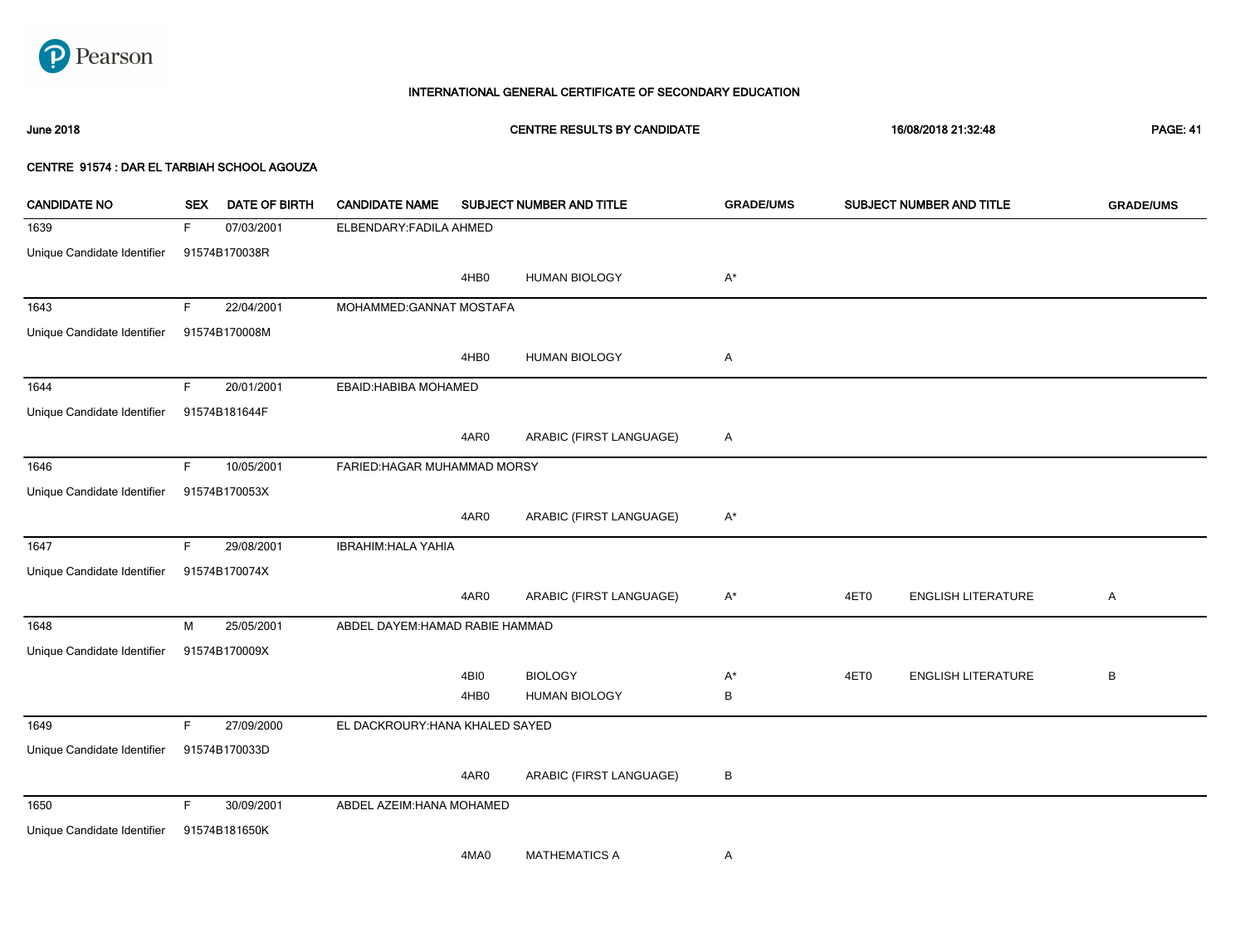# INTERNATIONAL GENERAL CERTIFICATE OF SECONDARY EDUCATION

**June 2018** | **CENTRE RESULTS BY CANDIDATE** | **16/08/2018 21:32:48**

**CENTRE 91574 : DAR EL TARBIAH SCHOOL AGOUZA**

| CANDIDATE NO | SEX | DATE OF BIRTH | CANDIDATE NAME | SUBJECT NUMBER AND TITLE | | GRADE/UMS | SUBJECT NUMBER AND TITLE | | GRADE/UMS |
|---|---|---|---|---|---|---|---|---|---|
| 1639 | F | 07/03/2001 | ELBENDARY:FADILA AHMED | | | | | | |
| Unique Candidate Identifier | 91574B170038R | | | | | | | | |
| | | | | 4HB0 | HUMAN BIOLOGY | A* | | | |
| 1643 | F | 22/04/2001 | MOHAMMED:GANNAT MOSTAFA | | | | | | |
| Unique Candidate Identifier | 91574B170008M | | | | | | | | |
| | | | | 4HB0 | HUMAN BIOLOGY | A | | | |
| 1644 | F | 20/01/2001 | EBAID:HABIBA MOHAMED | | | | | | |
| Unique Candidate Identifier | 91574B181644F | | | | | | | | |
| | | | | 4AR0 | ARABIC (FIRST LANGUAGE) | A | | | |
| 1646 | F | 10/05/2001 | FARIED:HAGAR MUHAMMAD MORSY | | | | | | |
| Unique Candidate Identifier | 91574B170053X | | | | | | | | |
| | | | | 4AR0 | ARABIC (FIRST LANGUAGE) | A* | | | |
| 1647 | F | 29/08/2001 | IBRAHIM:HALA YAHIA | | | | | | |
| Unique Candidate Identifier | 91574B170074X | | | | | | | | |
| | | | | 4AR0 | ARABIC (FIRST LANGUAGE) | A* | 4ET0 | ENGLISH LITERATURE | A |
| 1648 | M | 25/05/2001 | ABDEL DAYEM:HAMAD RABIE HAMMAD | | | | | | |
| Unique Candidate Identifier | 91574B170009X | | | | | | | | |
| | | | | 4BI0 | BIOLOGY | A* | 4ET0 | ENGLISH LITERATURE | B |
| | | | | 4HB0 | HUMAN BIOLOGY | B | | | |
| 1649 | F | 27/09/2000 | EL DACKROURY:HANA KHALED SAYED | | | | | | |
| Unique Candidate Identifier | 91574B170033D | | | | | | | | |
| | | | | 4AR0 | ARABIC (FIRST LANGUAGE) | B | | | |
| 1650 | F | 30/09/2001 | ABDEL AZEIM:HANA MOHAMED | | | | | | |
| Unique Candidate Identifier | 91574B181650K | | | | | | | | |
| | | | | 4MA0 | MATHEMATICS A | A | | | |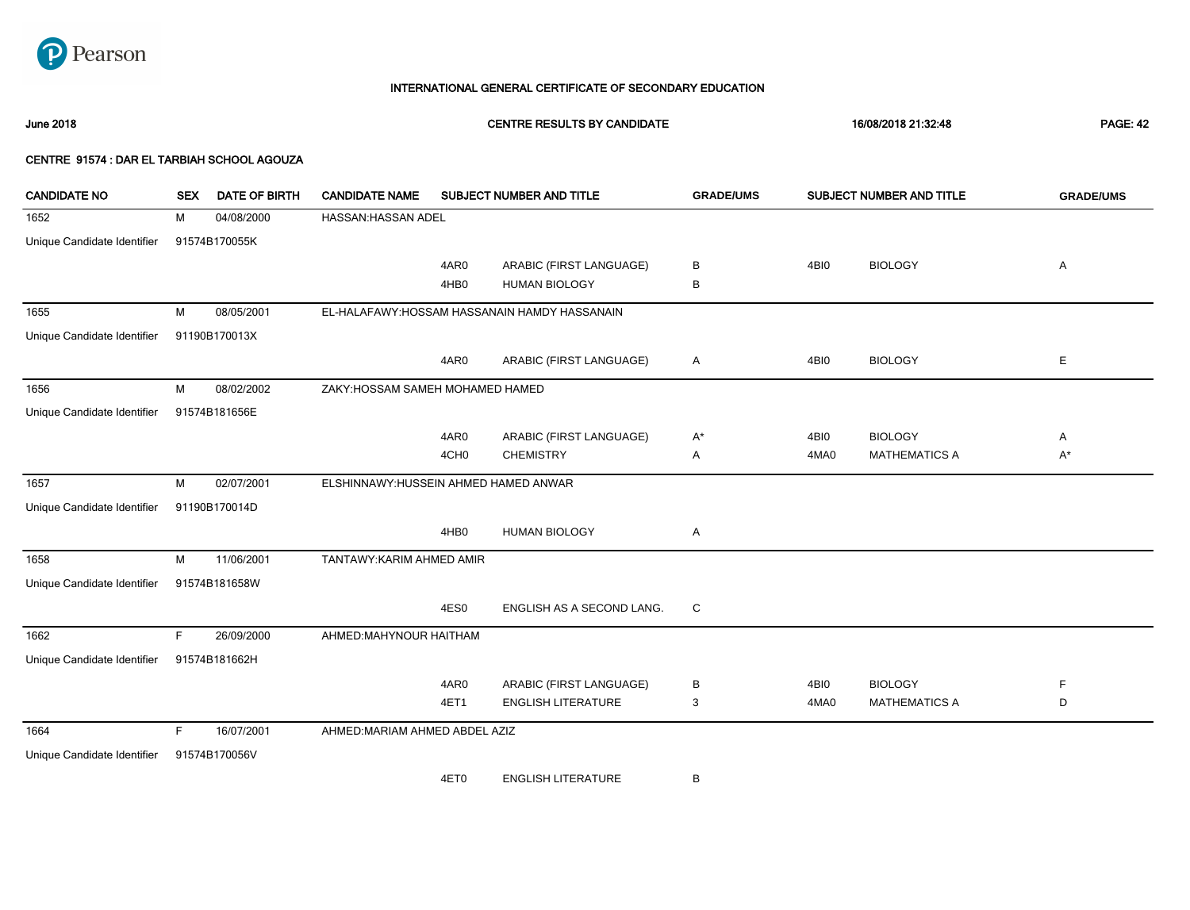Pearson

# INTERNATIONAL GENERAL CERTIFICATE OF SECONDARY EDUCATION

June 2018 | CENTRE RESULTS BY CANDIDATE | 16/08/2018 21:32:48

**CENTRE 91574 : DAR EL TARBIAH SCHOOL AGOUZA**

| CANDIDATE NO | SEX | DATE OF BIRTH | CANDIDATE NAME | SUBJECT NUMBER AND TITLE | | GRADE/UMS | SUBJECT NUMBER AND TITLE | | GRADE/UMS |
|---|---|---|---|---|---|---|---|---|---|
| 1652 | M | 04/08/2000 | HASSAN:HASSAN ADEL | | | | | | |
| Unique Candidate Identifier | 91574B170055K | | | | | | | | |
| | | | | 4AR0 | ARABIC (FIRST LANGUAGE) | B | 4BI0 | BIOLOGY | A |
| | | | | 4HB0 | HUMAN BIOLOGY | B | | | |
| 1655 | M | 08/05/2001 | EL-HALAFAWY:HOSSAM HASSANAIN HAMDY HASSANAIN | | | | | | |
| Unique Candidate Identifier | 91190B170013X | | | | | | | | |
| | | | | 4AR0 | ARABIC (FIRST LANGUAGE) | A | 4BI0 | BIOLOGY | E |
| 1656 | M | 08/02/2002 | ZAKY:HOSSAM SAMEH MOHAMED HAMED | | | | | | |
| Unique Candidate Identifier | 91574B181656E | | | | | | | | |
| | | | | 4AR0 | ARABIC (FIRST LANGUAGE) | A* | 4BI0 | BIOLOGY | A |
| | | | | 4CH0 | CHEMISTRY | A | 4MA0 | MATHEMATICS A | A* |
| 1657 | M | 02/07/2001 | ELSHINNAWY:HUSSEIN AHMED HAMED ANWAR | | | | | | |
| Unique Candidate Identifier | 91190B170014D | | | | | | | | |
| | | | | 4HB0 | HUMAN BIOLOGY | A | | | |
| 1658 | M | 11/06/2001 | TANTAWY:KARIM AHMED AMIR | | | | | | |
| Unique Candidate Identifier | 91574B181658W | | | | | | | | |
| | | | | 4ES0 | ENGLISH AS A SECOND LANG. | C | | | |
| 1662 | F | 26/09/2000 | AHMED:MAHYNOUR HAITHAM | | | | | | |
| Unique Candidate Identifier | 91574B181662H | | | | | | | | |
| | | | | 4AR0 | ARABIC (FIRST LANGUAGE) | B | 4BI0 | BIOLOGY | F |
| | | | | 4ET1 | ENGLISH LITERATURE | 3 | 4MA0 | MATHEMATICS A | D |
| 1664 | F | 16/07/2001 | AHMED:MARIAM AHMED ABDEL AZIZ | | | | | | |
| Unique Candidate Identifier | 91574B170056V | | | | | | | | |
| | | | | 4ET0 | ENGLISH LITERATURE | B | | | |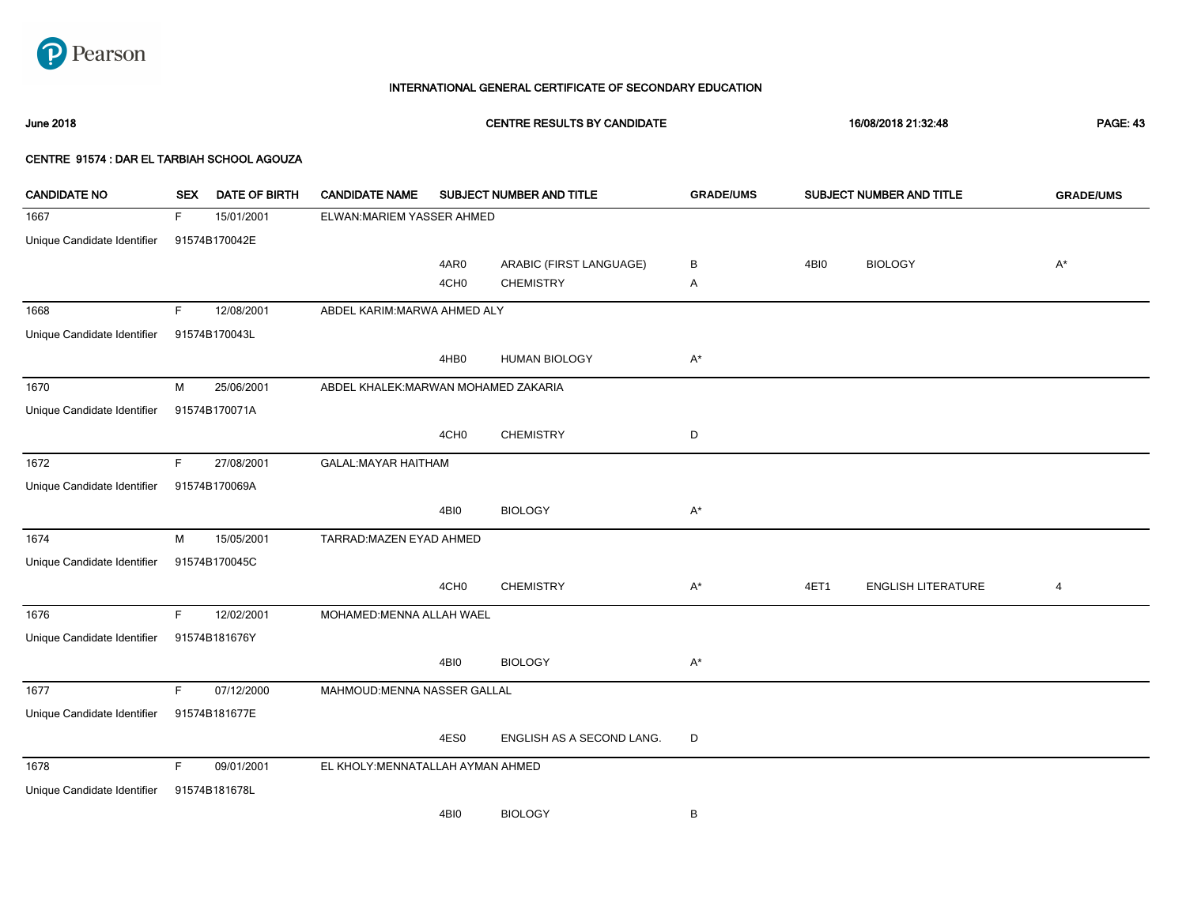# INTERNATIONAL GENERAL CERTIFICATE OF SECONDARY EDUCATION

**June 2018** | **CENTRE RESULTS BY CANDIDATE** | **16/08/2018 21:32:48**

**CENTRE 91574 : DAR EL TARBIAH SCHOOL AGOUZA**

| CANDIDATE NO | SEX | DATE OF BIRTH | CANDIDATE NAME | SUBJECT NUMBER AND TITLE | | GRADE/UMS | SUBJECT NUMBER AND TITLE | | GRADE/UMS |
|---|---|---|---|---|---|---|---|---|---|
| 1667 | F | 15/01/2001 | ELWAN:MARIEM YASSER AHMED | | | | | | |
| Unique Candidate Identifier | 91574B170042E | | | | | | | | |
| | | | | 4AR0 | ARABIC (FIRST LANGUAGE) | B | 4BI0 | BIOLOGY | A* |
| | | | | 4CH0 | CHEMISTRY | A | | | |
| 1668 | F | 12/08/2001 | ABDEL KARIM:MARWA AHMED ALY | | | | | | |
| Unique Candidate Identifier | 91574B170043L | | | | | | | | |
| | | | | 4HB0 | HUMAN BIOLOGY | A* | | | |
| 1670 | M | 25/06/2001 | ABDEL KHALEK:MARWAN MOHAMED ZAKARIA | | | | | | |
| Unique Candidate Identifier | 91574B170071A | | | | | | | | |
| | | | | 4CH0 | CHEMISTRY | D | | | |
| 1672 | F | 27/08/2001 | GALAL:MAYAR HAITHAM | | | | | | |
| Unique Candidate Identifier | 91574B170069A | | | | | | | | |
| | | | | 4BI0 | BIOLOGY | A* | | | |
| 1674 | M | 15/05/2001 | TARRAD:MAZEN EYAD AHMED | | | | | | |
| Unique Candidate Identifier | 91574B170045C | | | | | | | | |
| | | | | 4CH0 | CHEMISTRY | A* | 4ET1 | ENGLISH LITERATURE | 4 |
| 1676 | F | 12/02/2001 | MOHAMED:MENNA ALLAH WAEL | | | | | | |
| Unique Candidate Identifier | 91574B181676Y | | | | | | | | |
| | | | | 4BI0 | BIOLOGY | A* | | | |
| 1677 | F | 07/12/2000 | MAHMOUD:MENNA NASSER GALLAL | | | | | | |
| Unique Candidate Identifier | 91574B181677E | | | | | | | | |
| | | | | 4ES0 | ENGLISH AS A SECOND LANG. | D | | | |
| 1678 | F | 09/01/2001 | EL KHOLY:MENNATALLAH AYMAN AHMED | | | | | | |
| Unique Candidate Identifier | 91574B181678L | | | | | | | | |
| | | | | 4BI0 | BIOLOGY | B | | | |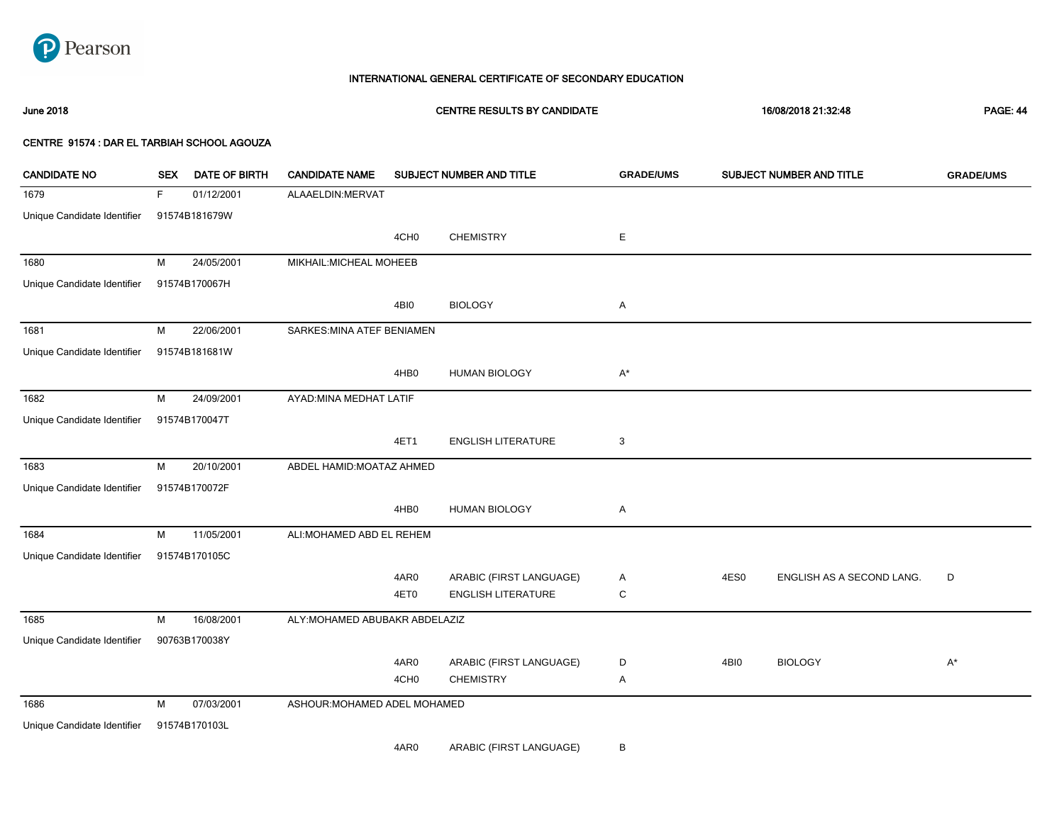**INTERNATIONAL GENERAL CERTIFICATE OF SECONDARY EDUCATION**

**June 2018** **CENTRE RESULTS BY CANDIDATE** **16/08/2018 21:32:48**

**CENTRE 91574 : DAR EL TARBIAH SCHOOL AGOUZA**

| CANDIDATE NO | SEX | DATE OF BIRTH | CANDIDATE NAME | SUBJECT NUMBER AND TITLE | | GRADE/UMS | SUBJECT NUMBER AND TITLE | | GRADE/UMS |
|---|---|---|---|---|---|---|---|---|---|
| 1679 | F | 01/12/2001 | ALAAELDIN:MERVAT | | | | | | |
| Unique Candidate Identifier | 91574B181679W | | | | | | | | |
| | | | | 4CH0 | CHEMISTRY | E | | | |
| 1680 | M | 24/05/2001 | MIKHAIL:MICHEAL MOHEEB | | | | | | |
| Unique Candidate Identifier | 91574B170067H | | | | | | | | |
| | | | | 4BI0 | BIOLOGY | A | | | |
| 1681 | M | 22/06/2001 | SARKES:MINA ATEF BENIAMEN | | | | | | |
| Unique Candidate Identifier | 91574B181681W | | | | | | | | |
| | | | | 4HB0 | HUMAN BIOLOGY | A* | | | |
| 1682 | M | 24/09/2001 | AYAD:MINA MEDHAT LATIF | | | | | | |
| Unique Candidate Identifier | 91574B170047T | | | | | | | | |
| | | | | 4ET1 | ENGLISH LITERATURE | 3 | | | |
| 1683 | M | 20/10/2001 | ABDEL HAMID:MOATAZ AHMED | | | | | | |
| Unique Candidate Identifier | 91574B170072F | | | | | | | | |
| | | | | 4HB0 | HUMAN BIOLOGY | A | | | |
| 1684 | M | 11/05/2001 | ALI:MOHAMED ABD EL REHEM | | | | | | |
| Unique Candidate Identifier | 91574B170105C | | | | | | | | |
| | | | | 4AR0 | ARABIC (FIRST LANGUAGE) | A | 4ES0 | ENGLISH AS A SECOND LANG. | D |
| | | | | 4ET0 | ENGLISH LITERATURE | C | | | |
| 1685 | M | 16/08/2001 | ALY:MOHAMED ABUBAKR ABDELAZIZ | | | | | | |
| Unique Candidate Identifier | 90763B170038Y | | | | | | | | |
| | | | | 4AR0 | ARABIC (FIRST LANGUAGE) | D | 4BI0 | BIOLOGY | A* |
| | | | | 4CH0 | CHEMISTRY | A | | | |
| 1686 | M | 07/03/2001 | ASHOUR:MOHAMED ADEL MOHAMED | | | | | | |
| Unique Candidate Identifier | 91574B170103L | | | | | | | | |
| | | | | 4AR0 | ARABIC (FIRST LANGUAGE) | B | | | |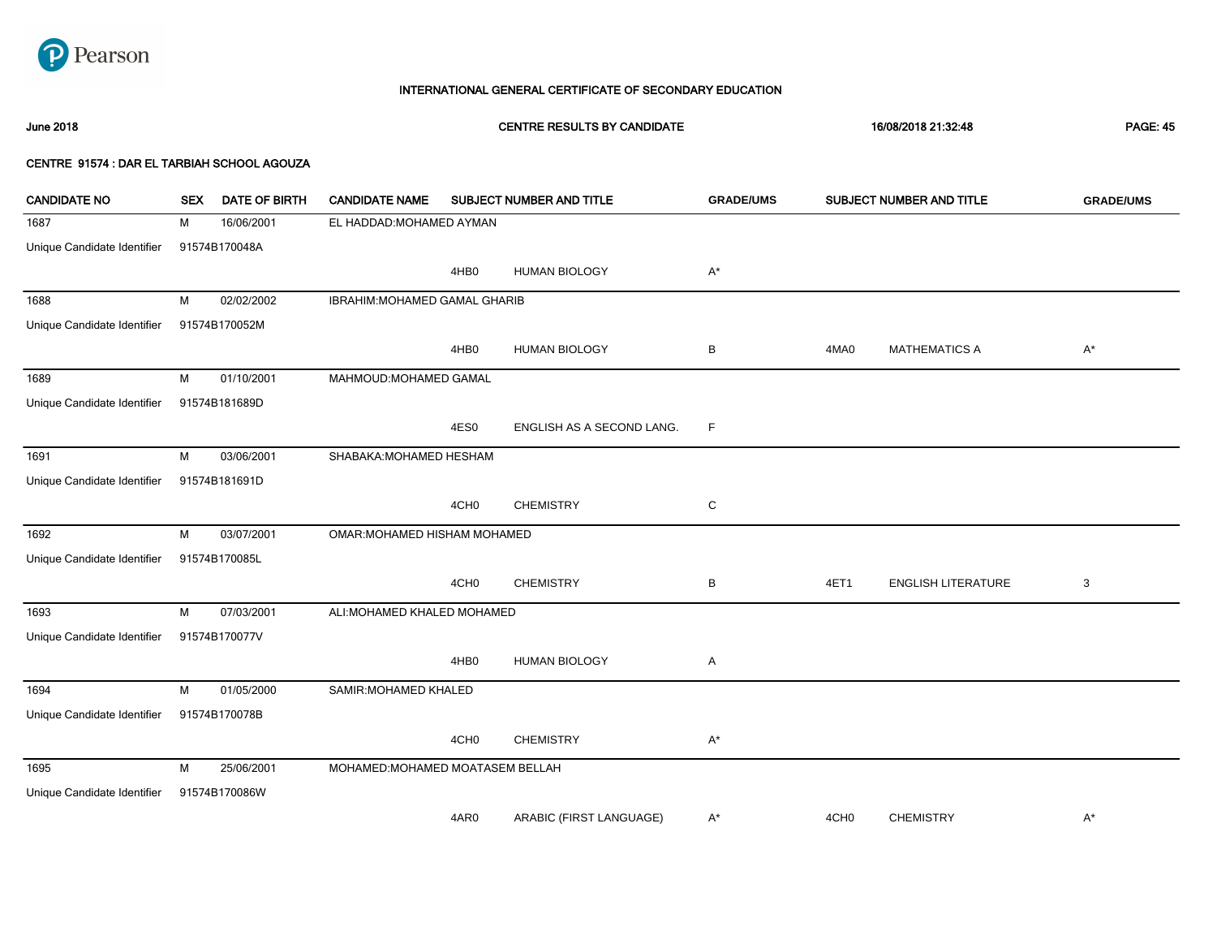**INTERNATIONAL GENERAL CERTIFICATE OF SECONDARY EDUCATION**

**June 2018** | **CENTRE RESULTS BY CANDIDATE** | **16/08/2018 21:32:48**

**CENTRE 91574 : DAR EL TARBIAH SCHOOL AGOUZA**

| CANDIDATE NO | SEX | DATE OF BIRTH | CANDIDATE NAME | SUBJECT NUMBER AND TITLE | | GRADE/UMS | SUBJECT NUMBER AND TITLE | | GRADE/UMS |
|---|---|---|---|---|---|---|---|---|---|
| 1687 | M | 16/06/2001 | EL HADDAD:MOHAMED AYMAN | | | | | | |
| Unique Candidate Identifier | 91574B170048A | | | | | | | | |
| | | | | 4HB0 | HUMAN BIOLOGY | A* | | | |
| 1688 | M | 02/02/2002 | IBRAHIM:MOHAMED GAMAL GHARIB | | | | | | |
| Unique Candidate Identifier | 91574B170052M | | | | | | | | |
| | | | | 4HB0 | HUMAN BIOLOGY | B | 4MA0 | MATHEMATICS A | A* |
| 1689 | M | 01/10/2001 | MAHMOUD:MOHAMED GAMAL | | | | | | |
| Unique Candidate Identifier | 91574B181689D | | | | | | | | |
| | | | | 4ES0 | ENGLISH AS A SECOND LANG. | F | | | |
| 1691 | M | 03/06/2001 | SHABAKA:MOHAMED HESHAM | | | | | | |
| Unique Candidate Identifier | 91574B181691D | | | | | | | | |
| | | | | 4CH0 | CHEMISTRY | C | | | |
| 1692 | M | 03/07/2001 | OMAR:MOHAMED HISHAM MOHAMED | | | | | | |
| Unique Candidate Identifier | 91574B170085L | | | | | | | | |
| | | | | 4CH0 | CHEMISTRY | B | 4ET1 | ENGLISH LITERATURE | 3 |
| 1693 | M | 07/03/2001 | ALI:MOHAMED KHALED MOHAMED | | | | | | |
| Unique Candidate Identifier | 91574B170077V | | | | | | | | |
| | | | | 4HB0 | HUMAN BIOLOGY | A | | | |
| 1694 | M | 01/05/2000 | SAMIR:MOHAMED KHALED | | | | | | |
| Unique Candidate Identifier | 91574B170078B | | | | | | | | |
| | | | | 4CH0 | CHEMISTRY | A* | | | |
| 1695 | M | 25/06/2001 | MOHAMED:MOHAMED MOATASEM BELLAH | | | | | | |
| Unique Candidate Identifier | 91574B170086W | | | | | | | | |
| | | | | 4AR0 | ARABIC (FIRST LANGUAGE) | A* | 4CH0 | CHEMISTRY | A* |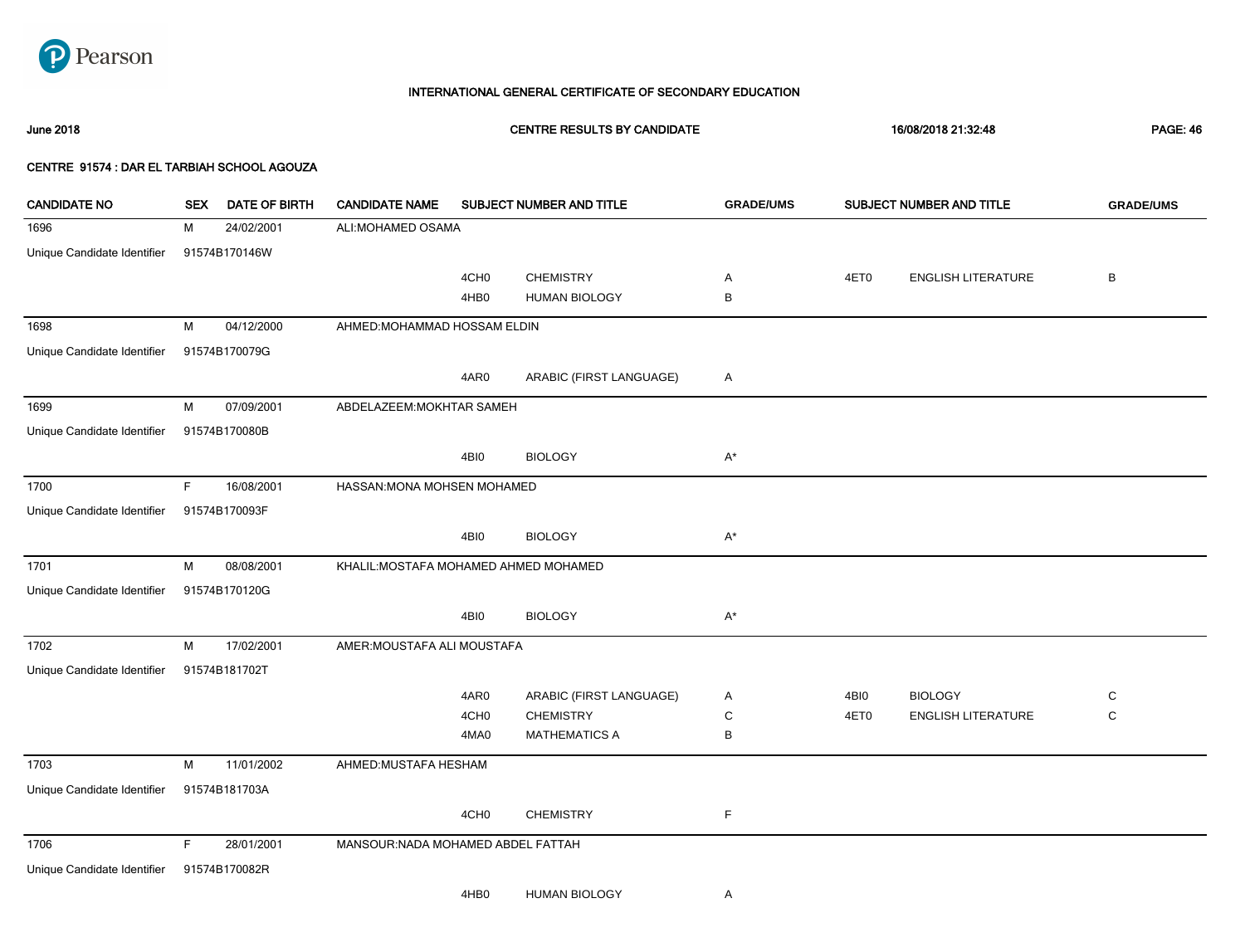**INTERNATIONAL GENERAL CERTIFICATE OF SECONDARY EDUCATION**

**June 2018** | **CENTRE RESULTS BY CANDIDATE** | **16/08/2018 21:32:48**

**CENTRE 91574 : DAR EL TARBIAH SCHOOL AGOUZA**

| CANDIDATE NO | SEX | DATE OF BIRTH | CANDIDATE NAME | SUBJECT NUMBER AND TITLE | | GRADE/UMS | SUBJECT NUMBER AND TITLE | | GRADE/UMS |
|---|---|---|---|---|---|---|---|---|---|
| 1696 | M | 24/02/2001 | ALI:MOHAMED OSAMA | | | | | | |
| Unique Candidate Identifier | 91574B170146W | | | | | | | | |
| | | | | 4CH0 | CHEMISTRY | A | 4ET0 | ENGLISH LITERATURE | B |
| | | | | 4HB0 | HUMAN BIOLOGY | B | | | |
| 1698 | M | 04/12/2000 | AHMED:MOHAMMAD HOSSAM ELDIN | | | | | | |
| Unique Candidate Identifier | 91574B170079G | | | | | | | | |
| | | | | 4AR0 | ARABIC (FIRST LANGUAGE) | A | | | |
| 1699 | M | 07/09/2001 | ABDELAZEEM:MOKHTAR SAMEH | | | | | | |
| Unique Candidate Identifier | 91574B170080B | | | | | | | | |
| | | | | 4BI0 | BIOLOGY | A* | | | |
| 1700 | F | 16/08/2001 | HASSAN:MONA MOHSEN MOHAMED | | | | | | |
| Unique Candidate Identifier | 91574B170093F | | | | | | | | |
| | | | | 4BI0 | BIOLOGY | A* | | | |
| 1701 | M | 08/08/2001 | KHALIL:MOSTAFA MOHAMED AHMED MOHAMED | | | | | | |
| Unique Candidate Identifier | 91574B170120G | | | | | | | | |
| | | | | 4BI0 | BIOLOGY | A* | | | |
| 1702 | M | 17/02/2001 | AMER:MOUSTAFA ALI MOUSTAFA | | | | | | |
| Unique Candidate Identifier | 91574B181702T | | | | | | | | |
| | | | | 4AR0 | ARABIC (FIRST LANGUAGE) | A | 4BI0 | BIOLOGY | C |
| | | | | 4CH0 | CHEMISTRY | C | 4ET0 | ENGLISH LITERATURE | C |
| | | | | 4MA0 | MATHEMATICS A | B | | | |
| 1703 | M | 11/01/2002 | AHMED:MUSTAFA HESHAM | | | | | | |
| Unique Candidate Identifier | 91574B181703A | | | | | | | | |
| | | | | 4CH0 | CHEMISTRY | F | | | |
| 1706 | F | 28/01/2001 | MANSOUR:NADA MOHAMED ABDEL FATTAH | | | | | | |
| Unique Candidate Identifier | 91574B170082R | | | | | | | | |
| | | | | 4HB0 | HUMAN BIOLOGY | A | | | |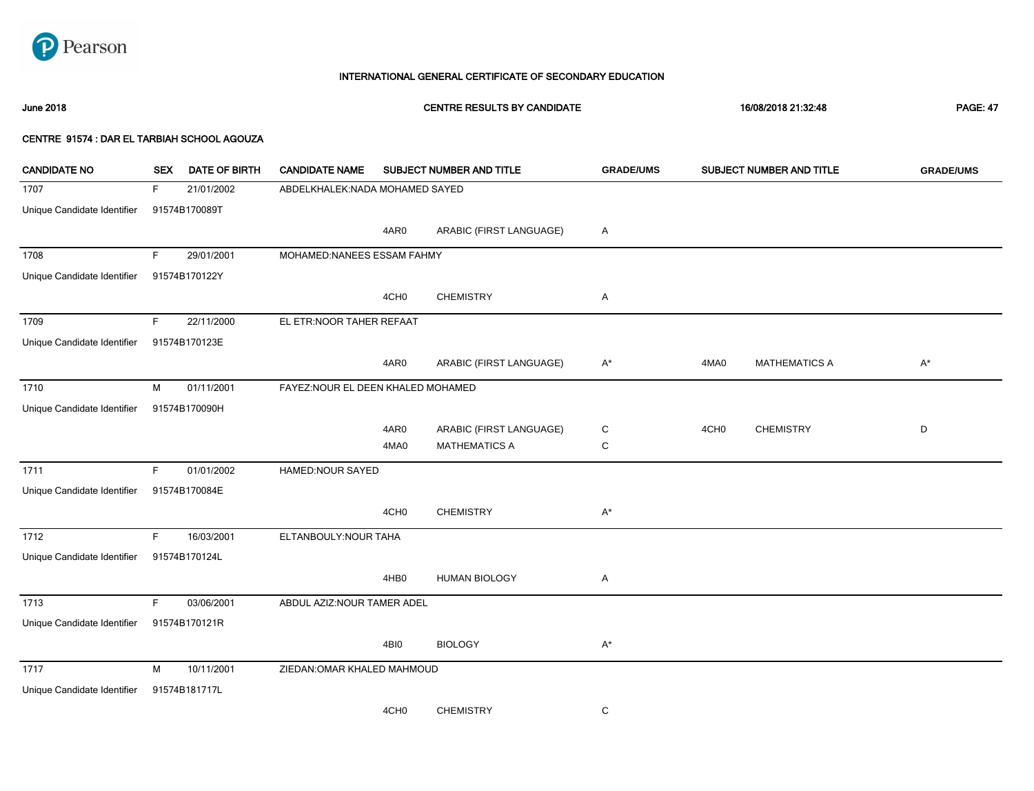Pearson

# INTERNATIONAL GENERAL CERTIFICATE OF SECONDARY EDUCATION

**June 2018** | **CENTRE RESULTS BY CANDIDATE** | **16/08/2018 21:32:48**

**CENTRE 91574 : DAR EL TARBIAH SCHOOL AGOUZA**

| CANDIDATE NO | SEX | DATE OF BIRTH | CANDIDATE NAME | SUBJECT NUMBER AND TITLE | | GRADE/UMS | SUBJECT NUMBER AND TITLE | | GRADE/UMS |
|---|---|---|---|---|---|---|---|---|---|
| 1707 | F | 21/01/2002 | ABDELKHALEK:NADA MOHAMED SAYED | | | | | | |
| Unique Candidate Identifier | 91574B170089T | | | | | | | | |
| | | | | 4AR0 | ARABIC (FIRST LANGUAGE) | A | | | |
| 1708 | F | 29/01/2001 | MOHAMED:NANEES ESSAM FAHMY | | | | | | |
| Unique Candidate Identifier | 91574B170122Y | | | | | | | | |
| | | | | 4CH0 | CHEMISTRY | A | | | |
| 1709 | F | 22/11/2000 | EL ETR:NOOR TAHER REFAAT | | | | | | |
| Unique Candidate Identifier | 91574B170123E | | | | | | | | |
| | | | | 4AR0 | ARABIC (FIRST LANGUAGE) | A* | 4MA0 | MATHEMATICS A | A* |
| 1710 | M | 01/11/2001 | FAYEZ:NOUR EL DEEN KHALED MOHAMED | | | | | | |
| Unique Candidate Identifier | 91574B170090H | | | | | | | | |
| | | | | 4AR0 | ARABIC (FIRST LANGUAGE) | C | 4CH0 | CHEMISTRY | D |
| | | | | 4MA0 | MATHEMATICS A | C | | | |
| 1711 | F | 01/01/2002 | HAMED:NOUR SAYED | | | | | | |
| Unique Candidate Identifier | 91574B170084E | | | | | | | | |
| | | | | 4CH0 | CHEMISTRY | A* | | | |
| 1712 | F | 16/03/2001 | ELTANBOULY:NOUR TAHA | | | | | | |
| Unique Candidate Identifier | 91574B170124L | | | | | | | | |
| | | | | 4HB0 | HUMAN BIOLOGY | A | | | |
| 1713 | F | 03/06/2001 | ABDUL AZIZ:NOUR TAMER ADEL | | | | | | |
| Unique Candidate Identifier | 91574B170121R | | | | | | | | |
| | | | | 4BI0 | BIOLOGY | A* | | | |
| 1717 | M | 10/11/2001 | ZIEDAN:OMAR KHALED MAHMOUD | | | | | | |
| Unique Candidate Identifier | 91574B181717L | | | | | | | | |
| | | | | 4CH0 | CHEMISTRY | C | | | |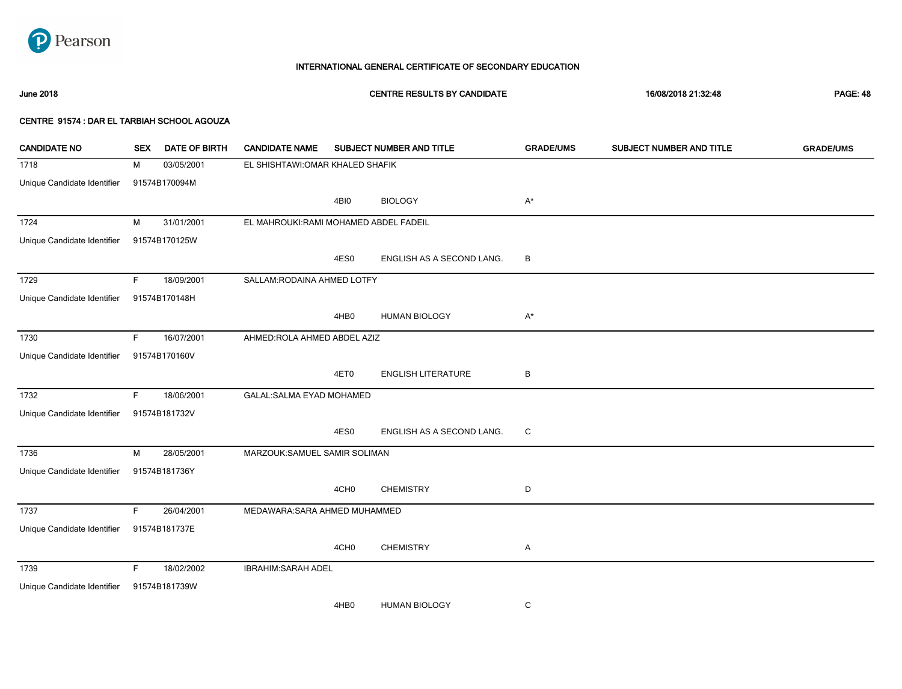INTERNATIONAL GENERAL CERTIFICATE OF SECONDARY EDUCATION

June 2018 | CENTRE RESULTS BY CANDIDATE | 16/08/2018 21:32:48

CENTRE 91574 : DAR EL TARBIAH SCHOOL AGOUZA

| CANDIDATE NO | SEX | DATE OF BIRTH | CANDIDATE NAME | SUBJECT NUMBER AND TITLE | | GRADE/UMS | SUBJECT NUMBER AND TITLE | GRADE/UMS |
|---|---|---|---|---|---|---|---|---|
| 1718 | M | 03/05/2001 | EL SHISHTAWI:OMAR KHALED SHAFIK | | | | | |
| Unique Candidate Identifier | 91574B170094M | | | | | | | |
| | | | | 4BI0 | BIOLOGY | A* | | |
| 1724 | M | 31/01/2001 | EL MAHROUKI:RAMI MOHAMED ABDEL FADEIL | | | | | |
| Unique Candidate Identifier | 91574B170125W | | | | | | | |
| | | | | 4ES0 | ENGLISH AS A SECOND LANG. | B | | |
| 1729 | F | 18/09/2001 | SALLAM:RODAINA AHMED LOTFY | | | | | |
| Unique Candidate Identifier | 91574B170148H | | | | | | | |
| | | | | 4HB0 | HUMAN BIOLOGY | A* | | |
| 1730 | F | 16/07/2001 | AHMED:ROLA AHMED ABDEL AZIZ | | | | | |
| Unique Candidate Identifier | 91574B170160V | | | | | | | |
| | | | | 4ET0 | ENGLISH LITERATURE | B | | |
| 1732 | F | 18/06/2001 | GALAL:SALMA EYAD MOHAMED | | | | | |
| Unique Candidate Identifier | 91574B181732V | | | | | | | |
| | | | | 4ES0 | ENGLISH AS A SECOND LANG. | C | | |
| 1736 | M | 28/05/2001 | MARZOUK:SAMUEL SAMIR SOLIMAN | | | | | |
| Unique Candidate Identifier | 91574B181736Y | | | | | | | |
| | | | | 4CH0 | CHEMISTRY | D | | |
| 1737 | F | 26/04/2001 | MEDAWARA:SARA AHMED MUHAMMED | | | | | |
| Unique Candidate Identifier | 91574B181737E | | | | | | | |
| | | | | 4CH0 | CHEMISTRY | A | | |
| 1739 | F | 18/02/2002 | IBRAHIM:SARAH ADEL | | | | | |
| Unique Candidate Identifier | 91574B181739W | | | | | | | |
| | | | | 4HB0 | HUMAN BIOLOGY | C | | |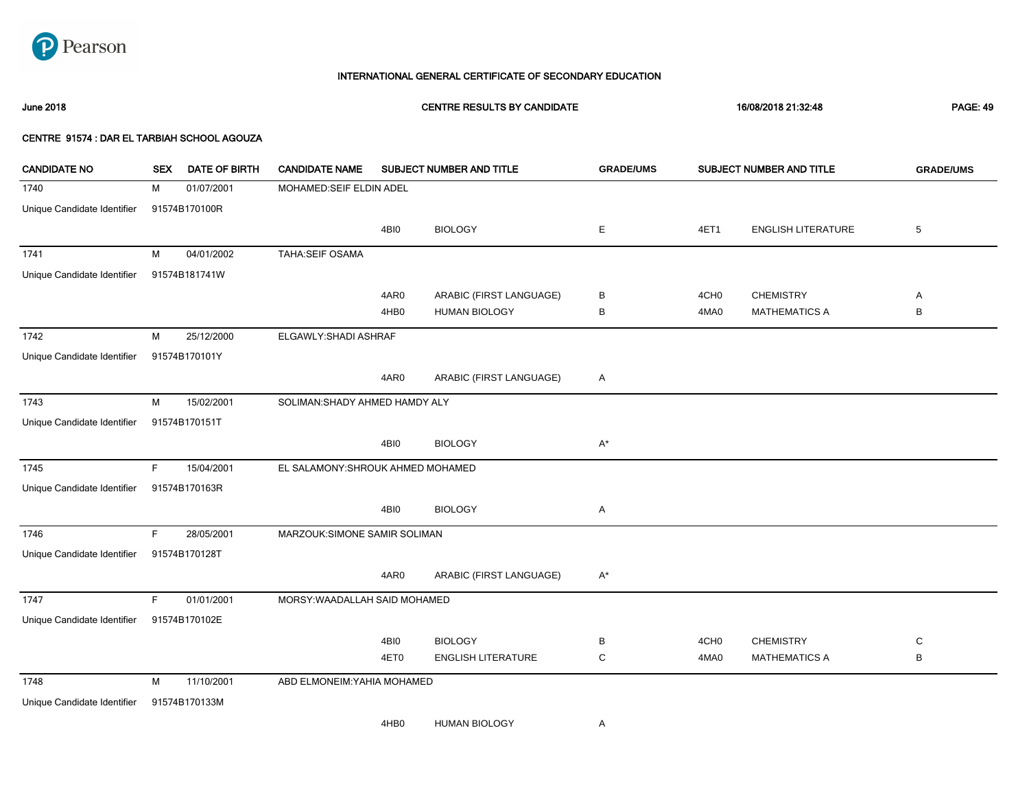Pearson

# INTERNATIONAL GENERAL CERTIFICATE OF SECONDARY EDUCATION

**June 2018** **CENTRE RESULTS BY CANDIDATE** **16/08/2018 21:32:48**

**CENTRE 91574 : DAR EL TARBIAH SCHOOL AGOUZA**

| CANDIDATE NO | SEX | DATE OF BIRTH | CANDIDATE NAME | SUBJECT NUMBER AND TITLE | | GRADE/UMS | SUBJECT NUMBER AND TITLE | | GRADE/UMS |
|---|---|---|---|---|---|---|---|---|---|
| 1740 | M | 01/07/2001 | MOHAMED:SEIF ELDIN ADEL | | | | | | |
| Unique Candidate Identifier | 91574B170100R | | | | | | | | |
| | | | | 4BI0 | BIOLOGY | E | 4ET1 | ENGLISH LITERATURE | 5 |
| 1741 | M | 04/01/2002 | TAHA:SEIF OSAMA | | | | | | |
| Unique Candidate Identifier | 91574B181741W | | | | | | | | |
| | | | | 4AR0 | ARABIC (FIRST LANGUAGE) | B | 4CH0 | CHEMISTRY | A |
| | | | | 4HB0 | HUMAN BIOLOGY | B | 4MA0 | MATHEMATICS A | B |
| 1742 | M | 25/12/2000 | ELGAWLY:SHADI ASHRAF | | | | | | |
| Unique Candidate Identifier | 91574B170101Y | | | | | | | | |
| | | | | 4AR0 | ARABIC (FIRST LANGUAGE) | A | | | |
| 1743 | M | 15/02/2001 | SOLIMAN:SHADY AHMED HAMDY ALY | | | | | | |
| Unique Candidate Identifier | 91574B170151T | | | | | | | | |
| | | | | 4BI0 | BIOLOGY | A* | | | |
| 1745 | F | 15/04/2001 | EL SALAMONY:SHROUK AHMED MOHAMED | | | | | | |
| Unique Candidate Identifier | 91574B170163R | | | | | | | | |
| | | | | 4BI0 | BIOLOGY | A | | | |
| 1746 | F | 28/05/2001 | MARZOUK:SIMONE SAMIR SOLIMAN | | | | | | |
| Unique Candidate Identifier | 91574B170128T | | | | | | | | |
| | | | | 4AR0 | ARABIC (FIRST LANGUAGE) | A* | | | |
| 1747 | F | 01/01/2001 | MORSY:WAADALLAH SAID MOHAMED | | | | | | |
| Unique Candidate Identifier | 91574B170102E | | | | | | | | |
| | | | | 4BI0 | BIOLOGY | B | 4CH0 | CHEMISTRY | C |
| | | | | 4ET0 | ENGLISH LITERATURE | C | 4MA0 | MATHEMATICS A | B |
| 1748 | M | 11/10/2001 | ABD ELMONEIM:YAHIA MOHAMED | | | | | | |
| Unique Candidate Identifier | 91574B170133M | | | | | | | | |
| | | | | 4HB0 | HUMAN BIOLOGY | A | | | |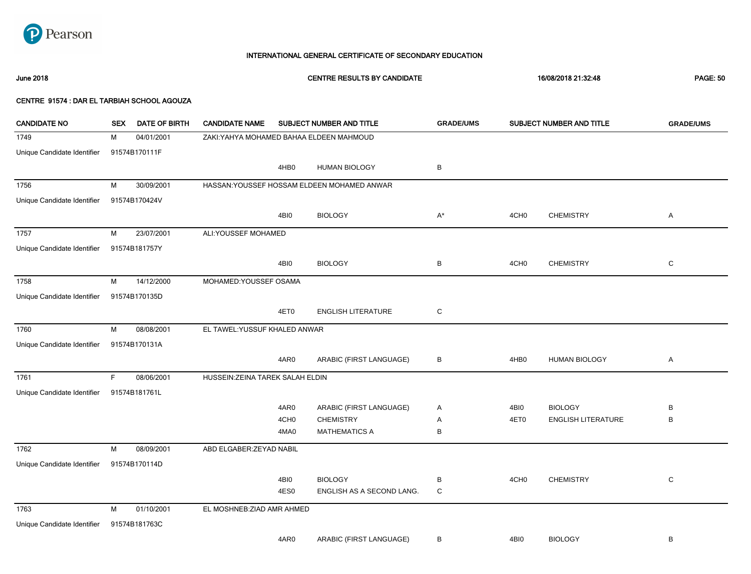**INTERNATIONAL GENERAL CERTIFICATE OF SECONDARY EDUCATION**

**June 2018** **CENTRE RESULTS BY CANDIDATE** **16/08/2018 21:32:48**

**CENTRE 91574 : DAR EL TARBIAH SCHOOL AGOUZA**

| CANDIDATE NO | SEX | DATE OF BIRTH | CANDIDATE NAME | SUBJECT NUMBER AND TITLE | | GRADE/UMS | SUBJECT NUMBER AND TITLE | | GRADE/UMS |
|---|---|---|---|---|---|---|---|---|---|
| 1749 | M | 04/01/2001 | ZAKI:YAHYA MOHAMED BAHAA ELDEEN MAHMOUD | | | | | | |
| Unique Candidate Identifier | 91574B170111F | | | | | | | | |
| | | | | 4HB0 | HUMAN BIOLOGY | B | | | |
| 1756 | M | 30/09/2001 | HASSAN:YOUSSEF HOSSAM ELDEEN MOHAMED ANWAR | | | | | | |
| Unique Candidate Identifier | 91574B170424V | | | | | | | | |
| | | | | 4BI0 | BIOLOGY | A* | 4CH0 | CHEMISTRY | A |
| 1757 | M | 23/07/2001 | ALI:YOUSSEF MOHAMED | | | | | | |
| Unique Candidate Identifier | 91574B181757Y | | | | | | | | |
| | | | | 4BI0 | BIOLOGY | B | 4CH0 | CHEMISTRY | C |
| 1758 | M | 14/12/2000 | MOHAMED:YOUSSEF OSAMA | | | | | | |
| Unique Candidate Identifier | 91574B170135D | | | | | | | | |
| | | | | 4ET0 | ENGLISH LITERATURE | C | | | |
| 1760 | M | 08/08/2001 | EL TAWEL:YUSSUF KHALED ANWAR | | | | | | |
| Unique Candidate Identifier | 91574B170131A | | | | | | | | |
| | | | | 4AR0 | ARABIC (FIRST LANGUAGE) | B | 4HB0 | HUMAN BIOLOGY | A |
| 1761 | F | 08/06/2001 | HUSSEIN:ZEINA TAREK SALAH ELDIN | | | | | | |
| Unique Candidate Identifier | 91574B181761L | | | | | | | | |
| | | | | 4AR0 | ARABIC (FIRST LANGUAGE) | A | 4BI0 | BIOLOGY | B |
| | | | | 4CH0 | CHEMISTRY | A | 4ET0 | ENGLISH LITERATURE | B |
| | | | | 4MA0 | MATHEMATICS A | B | | | |
| 1762 | M | 08/09/2001 | ABD ELGABER:ZEYAD NABIL | | | | | | |
| Unique Candidate Identifier | 91574B170114D | | | | | | | | |
| | | | | 4BI0 | BIOLOGY | B | 4CH0 | CHEMISTRY | C |
| | | | | 4ES0 | ENGLISH AS A SECOND LANG. | C | | | |
| 1763 | M | 01/10/2001 | EL MOSHNEB:ZIAD AMR AHMED | | | | | | |
| Unique Candidate Identifier | 91574B181763C | | | | | | | | |
| | | | | 4AR0 | ARABIC (FIRST LANGUAGE) | B | 4BI0 | BIOLOGY | B |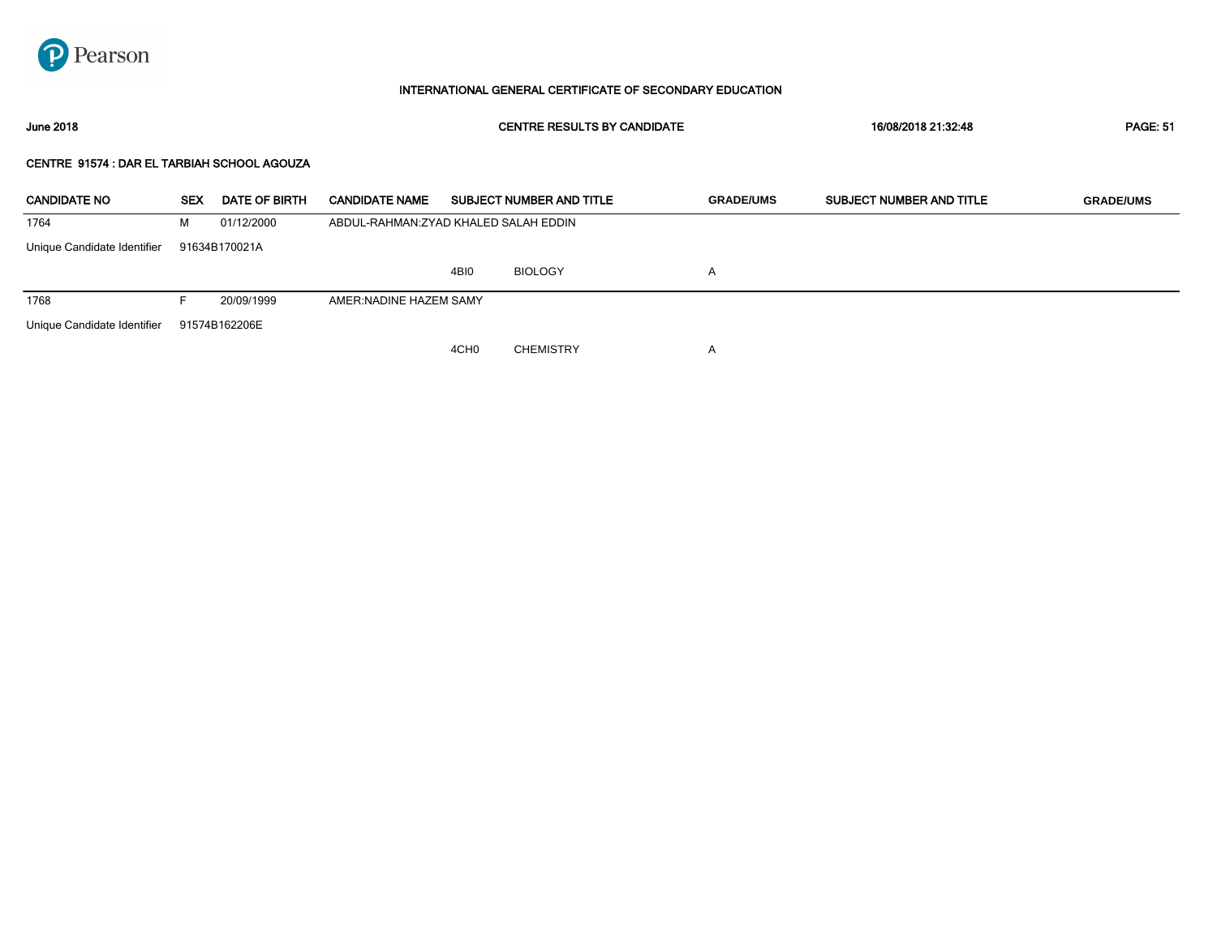# INTERNATIONAL GENERAL CERTIFICATE OF SECONDARY EDUCATION

June 2018 — CENTRE RESULTS BY CANDIDATE — 16/08/2018 21:32:48 — PAGE: 51

## CENTRE 91574 : DAR EL TARBIAH SCHOOL AGOUZA

| CANDIDATE NO | SEX | DATE OF BIRTH | CANDIDATE NAME | SUBJECT NUMBER AND TITLE | | GRADE/UMS | SUBJECT NUMBER AND TITLE | GRADE/UMS |
|---|---|---|---|---|---|---|---|---|
| 1764 | M | 01/12/2000 | ABDUL-RAHMAN:ZYAD KHALED SALAH EDDIN | | | | | |
| Unique Candidate Identifier | 91634B170021A | | | | | | | |
| | | | | 4BI0 | BIOLOGY | A | | |
| 1768 | F | 20/09/1999 | AMER:NADINE HAZEM SAMY | | | | | |
| Unique Candidate Identifier | 91574B162206E | | | | | | | |
| | | | | 4CH0 | CHEMISTRY | A | | |